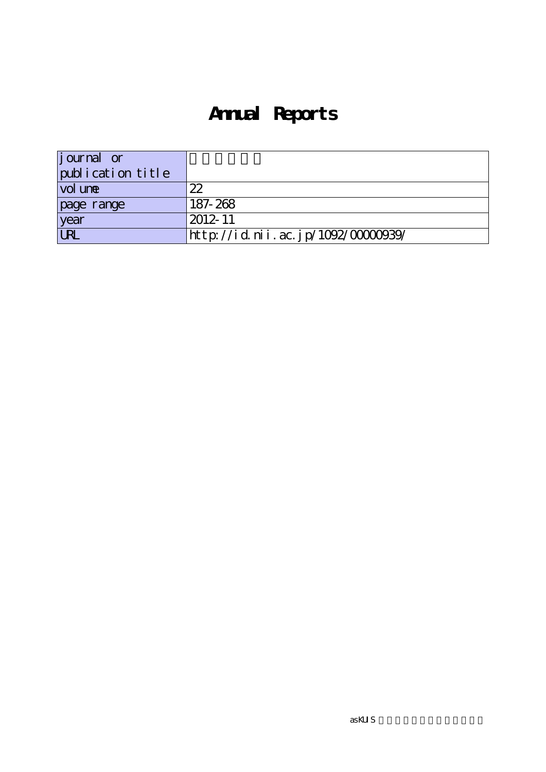# Annual Reports

| journal or publication title | |
|---|---|
| volume | 22 |
| page range | 187-268 |
| year | 2012-11 |
| URL | http://id.nii.ac.jp/1092/00000939/ |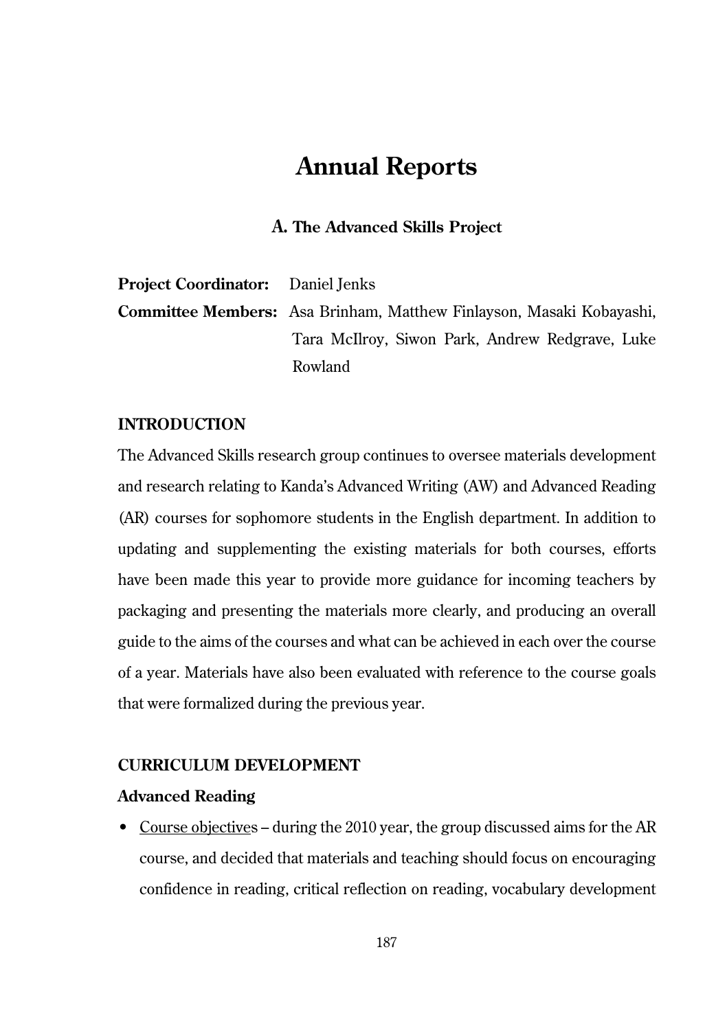# Annual Reports

## A. The Advanced Skills Project

**Project Coordinator:** Daniel Jenks

**Committee Members:** Asa Brinham, Matthew Finlayson, Masaki Kobayashi, Tara McIlroy, Siwon Park, Andrew Redgrave, Luke Rowland

### INTRODUCTION

The Advanced Skills research group continues to oversee materials development and research relating to Kanda's Advanced Writing (AW) and Advanced Reading (AR) courses for sophomore students in the English department. In addition to updating and supplementing the existing materials for both courses, efforts have been made this year to provide more guidance for incoming teachers by packaging and presenting the materials more clearly, and producing an overall guide to the aims of the courses and what can be achieved in each over the course of a year. Materials have also been evaluated with reference to the course goals that were formalized during the previous year.

### CURRICULUM DEVELOPMENT

#### Advanced Reading

- <u>Course objectives</u> – during the 2010 year, the group discussed aims for the AR course, and decided that materials and teaching should focus on encouraging confidence in reading, critical reflection on reading, vocabulary development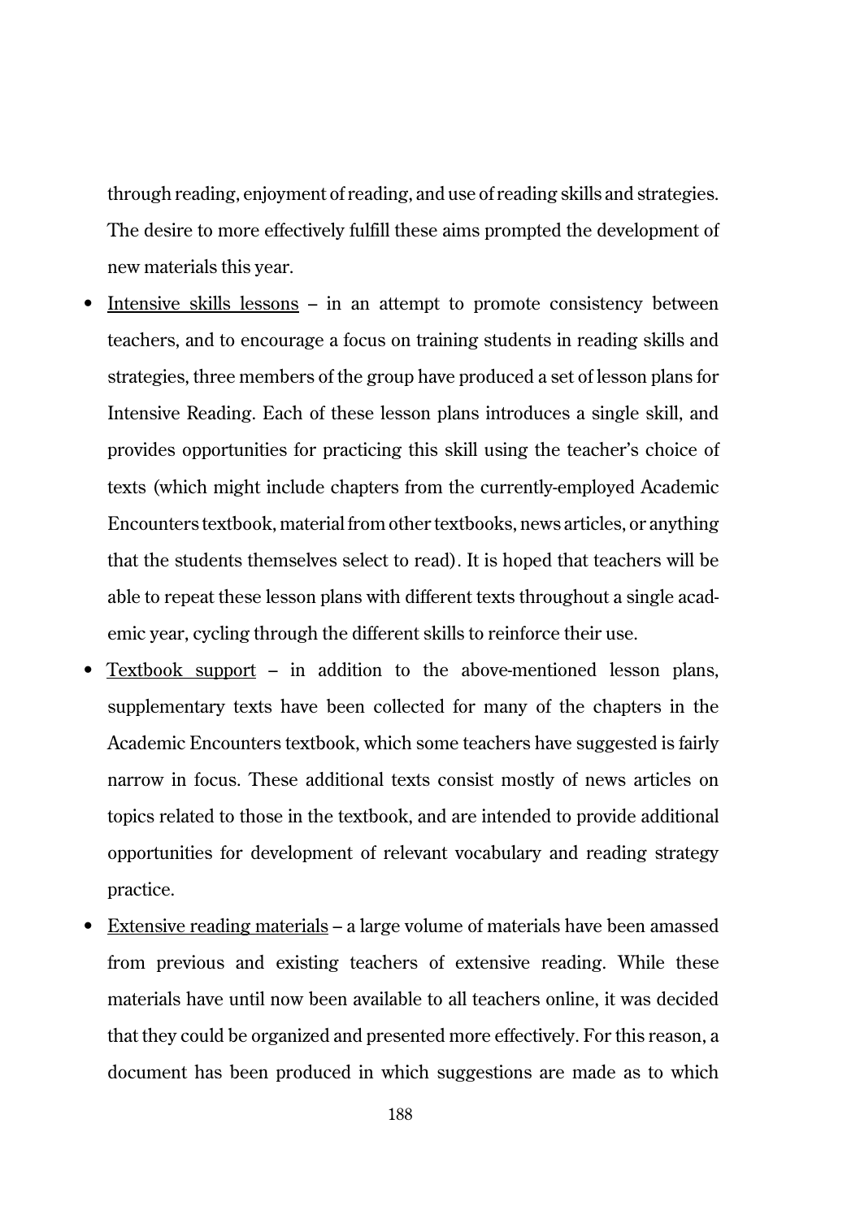through reading, enjoyment of reading, and use of reading skills and strategies. The desire to more effectively fulfill these aims prompted the development of new materials this year.

- Intensive skills lessons – in an attempt to promote consistency between teachers, and to encourage a focus on training students in reading skills and strategies, three members of the group have produced a set of lesson plans for Intensive Reading. Each of these lesson plans introduces a single skill, and provides opportunities for practicing this skill using the teacher's choice of texts (which might include chapters from the currently-employed Academic Encounters textbook, material from other textbooks, news articles, or anything that the students themselves select to read). It is hoped that teachers will be able to repeat these lesson plans with different texts throughout a single academic year, cycling through the different skills to reinforce their use.
- Textbook support – in addition to the above-mentioned lesson plans, supplementary texts have been collected for many of the chapters in the Academic Encounters textbook, which some teachers have suggested is fairly narrow in focus. These additional texts consist mostly of news articles on topics related to those in the textbook, and are intended to provide additional opportunities for development of relevant vocabulary and reading strategy practice.
- Extensive reading materials – a large volume of materials have been amassed from previous and existing teachers of extensive reading. While these materials have until now been available to all teachers online, it was decided that they could be organized and presented more effectively. For this reason, a document has been produced in which suggestions are made as to which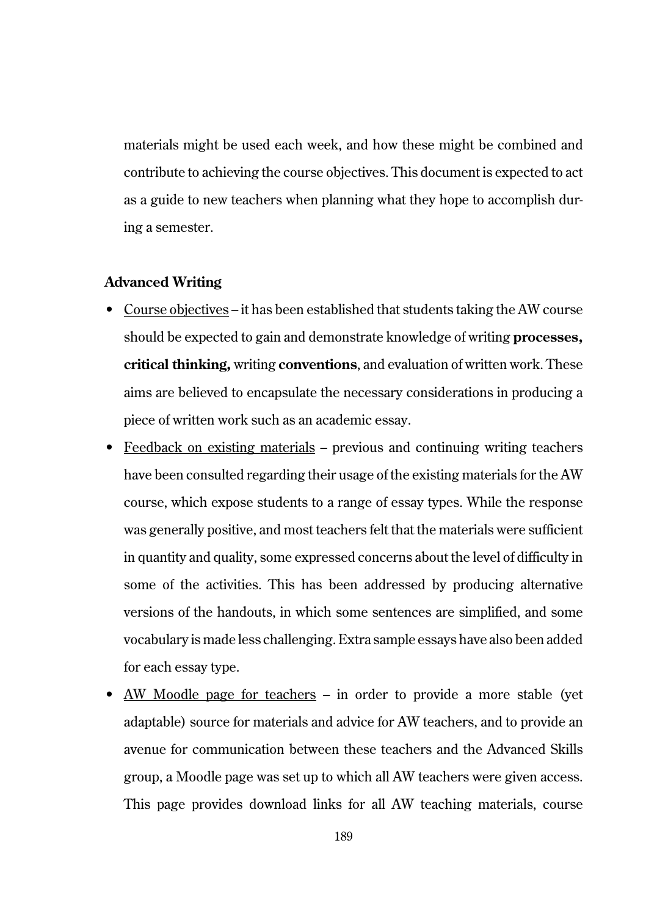materials might be used each week, and how these might be combined and contribute to achieving the course objectives. This document is expected to act as a guide to new teachers when planning what they hope to accomplish during a semester.

**Advanced Writing**

- Course objectives – it has been established that students taking the AW course should be expected to gain and demonstrate knowledge of writing **processes, critical thinking,** writing **conventions**, and evaluation of written work. These aims are believed to encapsulate the necessary considerations in producing a piece of written work such as an academic essay.
- Feedback on existing materials – previous and continuing writing teachers have been consulted regarding their usage of the existing materials for the AW course, which expose students to a range of essay types. While the response was generally positive, and most teachers felt that the materials were sufficient in quantity and quality, some expressed concerns about the level of difficulty in some of the activities. This has been addressed by producing alternative versions of the handouts, in which some sentences are simplified, and some vocabulary is made less challenging. Extra sample essays have also been added for each essay type.
- AW Moodle page for teachers – in order to provide a more stable (yet adaptable) source for materials and advice for AW teachers, and to provide an avenue for communication between these teachers and the Advanced Skills group, a Moodle page was set up to which all AW teachers were given access. This page provides download links for all AW teaching materials, course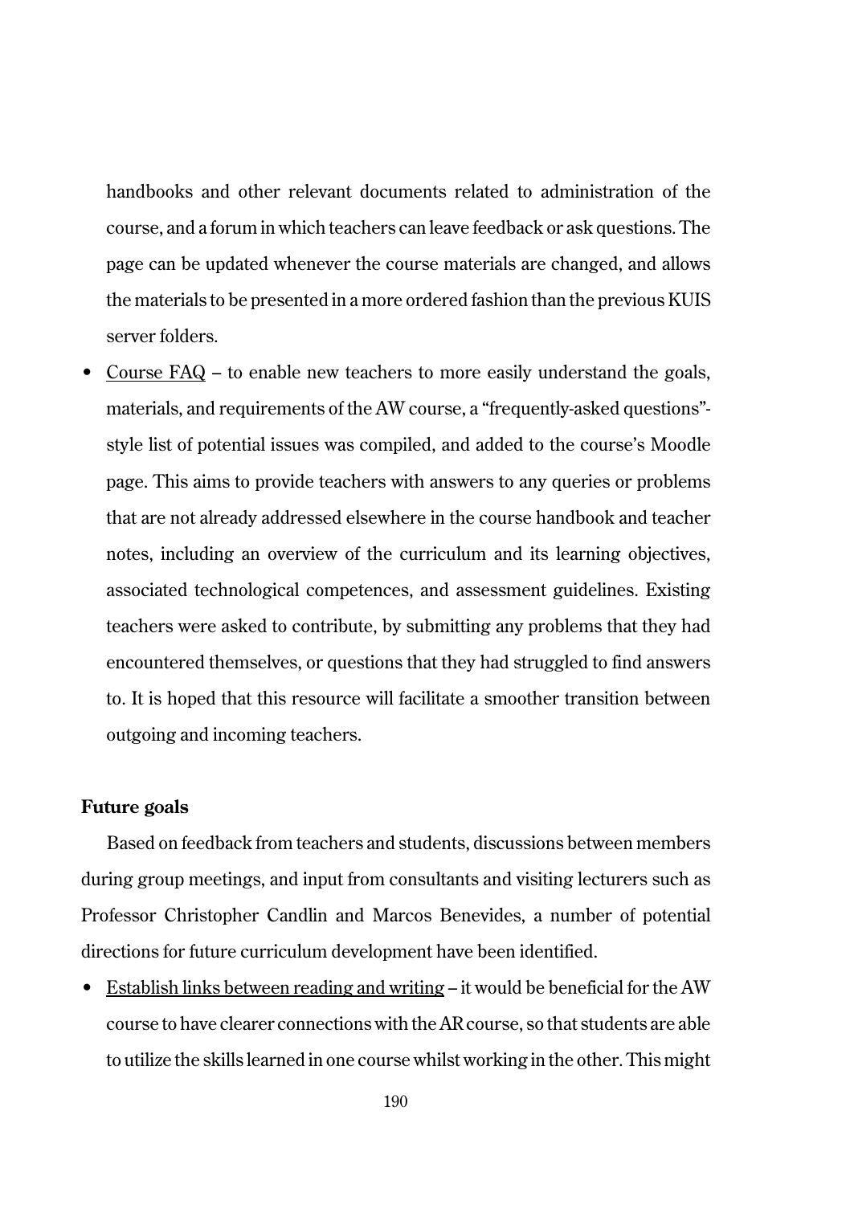handbooks and other relevant documents related to administration of the course, and a forum in which teachers can leave feedback or ask questions. The page can be updated whenever the course materials are changed, and allows the materials to be presented in a more ordered fashion than the previous KUIS server folders.

- <u>Course FAQ</u> – to enable new teachers to more easily understand the goals, materials, and requirements of the AW course, a "frequently-asked questions"-style list of potential issues was compiled, and added to the course's Moodle page. This aims to provide teachers with answers to any queries or problems that are not already addressed elsewhere in the course handbook and teacher notes, including an overview of the curriculum and its learning objectives, associated technological competences, and assessment guidelines. Existing teachers were asked to contribute, by submitting any problems that they had encountered themselves, or questions that they had struggled to find answers to. It is hoped that this resource will facilitate a smoother transition between outgoing and incoming teachers.

**Future goals**

Based on feedback from teachers and students, discussions between members during group meetings, and input from consultants and visiting lecturers such as Professor Christopher Candlin and Marcos Benevides, a number of potential directions for future curriculum development have been identified.

- <u>Establish links between reading and writing</u> – it would be beneficial for the AW course to have clearer connections with the AR course, so that students are able to utilize the skills learned in one course whilst working in the other. This might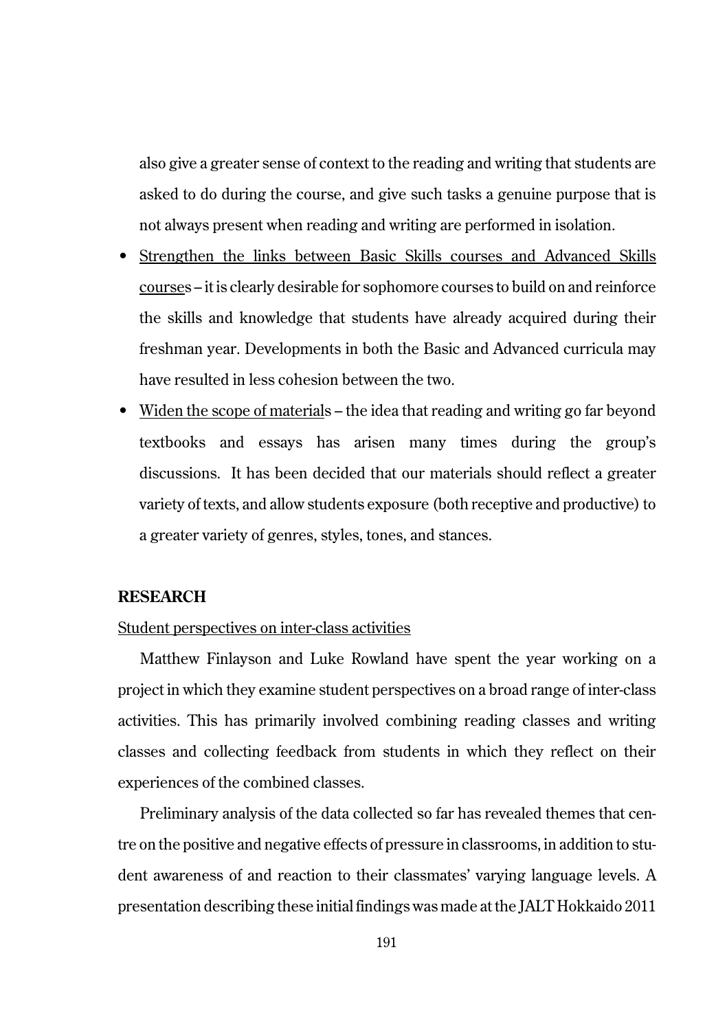also give a greater sense of context to the reading and writing that students are asked to do during the course, and give such tasks a genuine purpose that is not always present when reading and writing are performed in isolation.

- <u>Strengthen the links between Basic Skills courses and Advanced Skills course</u>s – it is clearly desirable for sophomore courses to build on and reinforce the skills and knowledge that students have already acquired during their freshman year. Developments in both the Basic and Advanced curricula may have resulted in less cohesion between the two.
- <u>Widen the scope of material</u>s – the idea that reading and writing go far beyond textbooks and essays has arisen many times during the group's discussions. It has been decided that our materials should reflect a greater variety of texts, and allow students exposure (both receptive and productive) to a greater variety of genres, styles, tones, and stances.

## RESEARCH

<u>Student perspectives on inter-class activities</u>

Matthew Finlayson and Luke Rowland have spent the year working on a project in which they examine student perspectives on a broad range of inter-class activities. This has primarily involved combining reading classes and writing classes and collecting feedback from students in which they reflect on their experiences of the combined classes.

Preliminary analysis of the data collected so far has revealed themes that centre on the positive and negative effects of pressure in classrooms, in addition to student awareness of and reaction to their classmates' varying language levels. A presentation describing these initial findings was made at the JALT Hokkaido 2011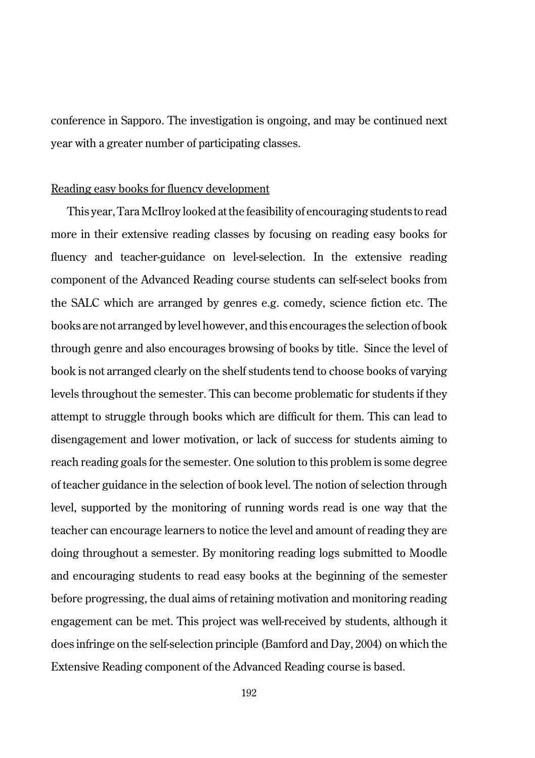conference in Sapporo. The investigation is ongoing, and may be continued next year with a greater number of participating classes.

Reading easy books for fluency development

This year, Tara McIlroy looked at the feasibility of encouraging students to read more in their extensive reading classes by focusing on reading easy books for fluency and teacher-guidance on level-selection. In the extensive reading component of the Advanced Reading course students can self-select books from the SALC which are arranged by genres e.g. comedy, science fiction etc. The books are not arranged by level however, and this encourages the selection of book through genre and also encourages browsing of books by title. Since the level of book is not arranged clearly on the shelf students tend to choose books of varying levels throughout the semester. This can become problematic for students if they attempt to struggle through books which are difficult for them. This can lead to disengagement and lower motivation, or lack of success for students aiming to reach reading goals for the semester. One solution to this problem is some degree of teacher guidance in the selection of book level. The notion of selection through level, supported by the monitoring of running words read is one way that the teacher can encourage learners to notice the level and amount of reading they are doing throughout a semester. By monitoring reading logs submitted to Moodle and encouraging students to read easy books at the beginning of the semester before progressing, the dual aims of retaining motivation and monitoring reading engagement can be met. This project was well-received by students, although it does infringe on the self-selection principle (Bamford and Day, 2004) on which the Extensive Reading component of the Advanced Reading course is based.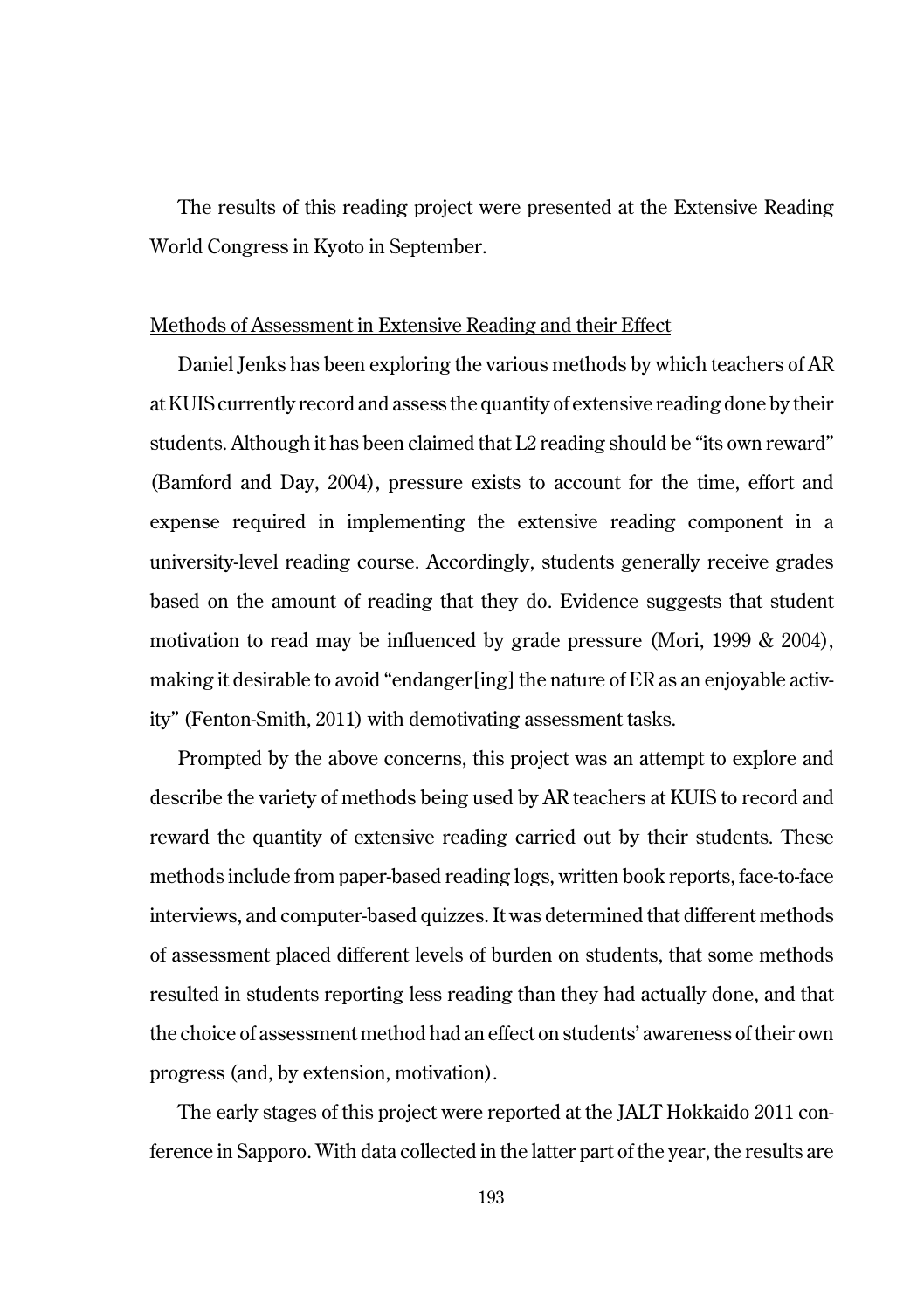The results of this reading project were presented at the Extensive Reading World Congress in Kyoto in September.

Methods of Assessment in Extensive Reading and their Effect

Daniel Jenks has been exploring the various methods by which teachers of AR at KUIS currently record and assess the quantity of extensive reading done by their students. Although it has been claimed that L2 reading should be "its own reward" (Bamford and Day, 2004), pressure exists to account for the time, effort and expense required in implementing the extensive reading component in a university-level reading course. Accordingly, students generally receive grades based on the amount of reading that they do. Evidence suggests that student motivation to read may be influenced by grade pressure (Mori, 1999 & 2004), making it desirable to avoid "endanger[ing] the nature of ER as an enjoyable activity" (Fenton-Smith, 2011) with demotivating assessment tasks.

Prompted by the above concerns, this project was an attempt to explore and describe the variety of methods being used by AR teachers at KUIS to record and reward the quantity of extensive reading carried out by their students. These methods include from paper-based reading logs, written book reports, face-to-face interviews, and computer-based quizzes. It was determined that different methods of assessment placed different levels of burden on students, that some methods resulted in students reporting less reading than they had actually done, and that the choice of assessment method had an effect on students' awareness of their own progress (and, by extension, motivation).

The early stages of this project were reported at the JALT Hokkaido 2011 conference in Sapporo. With data collected in the latter part of the year, the results are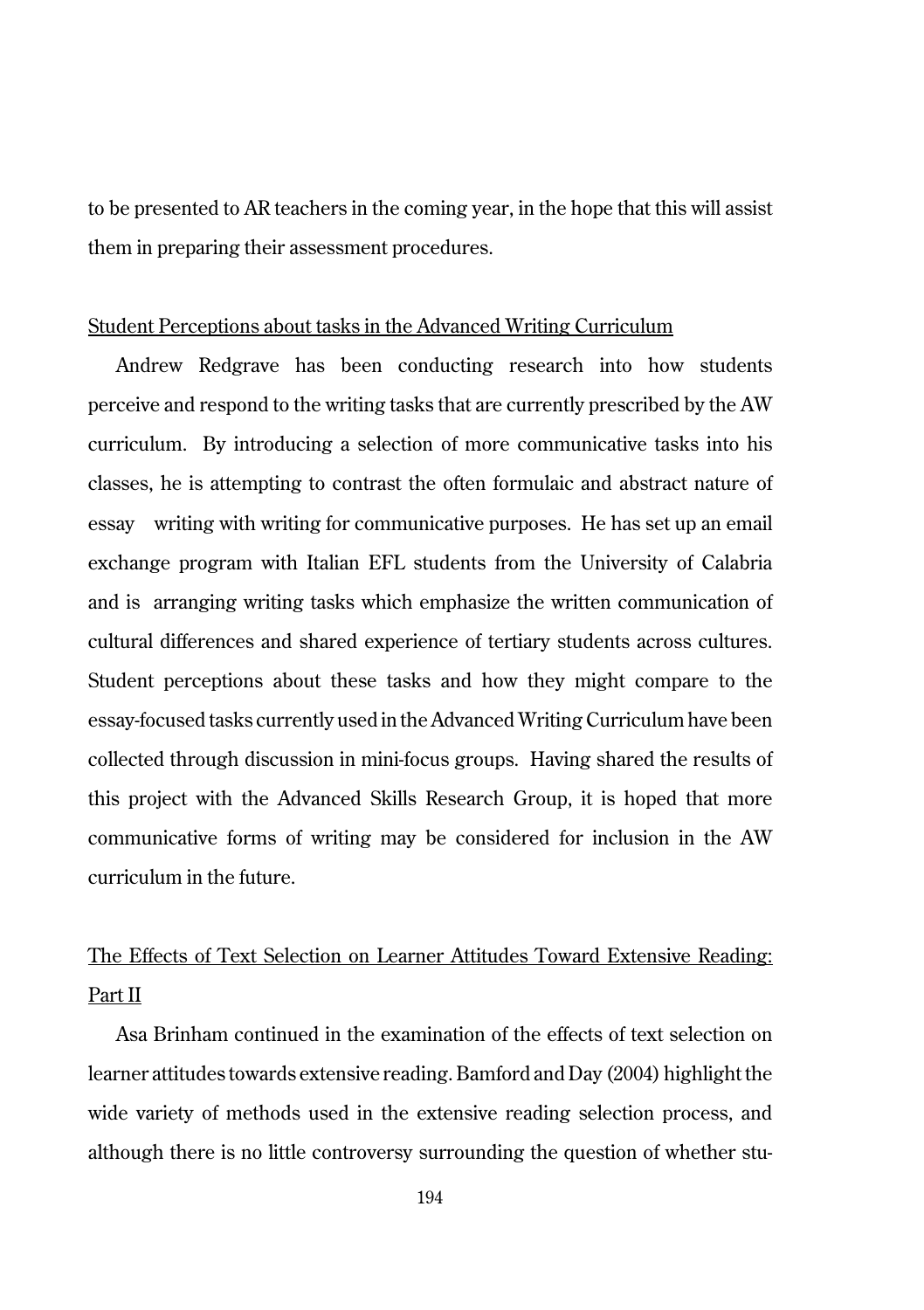to be presented to AR teachers in the coming year, in the hope that this will assist them in preparing their assessment procedures.

### Student Perceptions about tasks in the Advanced Writing Curriculum

Andrew Redgrave has been conducting research into how students perceive and respond to the writing tasks that are currently prescribed by the AW curriculum. By introducing a selection of more communicative tasks into his classes, he is attempting to contrast the often formulaic and abstract nature of essay writing with writing for communicative purposes. He has set up an email exchange program with Italian EFL students from the University of Calabria and is arranging writing tasks which emphasize the written communication of cultural differences and shared experience of tertiary students across cultures. Student perceptions about these tasks and how they might compare to the essay-focused tasks currently used in the Advanced Writing Curriculum have been collected through discussion in mini-focus groups. Having shared the results of this project with the Advanced Skills Research Group, it is hoped that more communicative forms of writing may be considered for inclusion in the AW curriculum in the future.

### The Effects of Text Selection on Learner Attitudes Toward Extensive Reading: Part II

Asa Brinham continued in the examination of the effects of text selection on learner attitudes towards extensive reading. Bamford and Day (2004) highlight the wide variety of methods used in the extensive reading selection process, and although there is no little controversy surrounding the question of whether stu-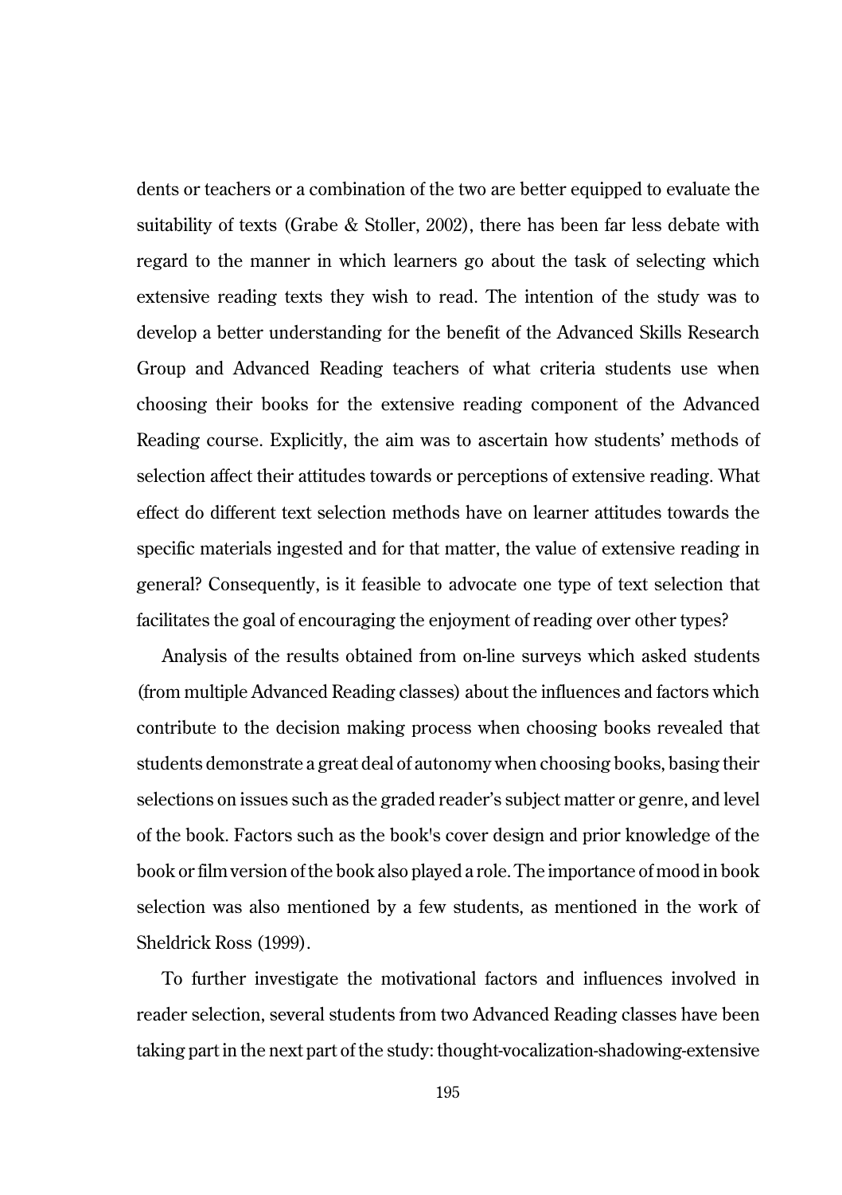dents or teachers or a combination of the two are better equipped to evaluate the suitability of texts (Grabe & Stoller, 2002), there has been far less debate with regard to the manner in which learners go about the task of selecting which extensive reading texts they wish to read. The intention of the study was to develop a better understanding for the benefit of the Advanced Skills Research Group and Advanced Reading teachers of what criteria students use when choosing their books for the extensive reading component of the Advanced Reading course. Explicitly, the aim was to ascertain how students' methods of selection affect their attitudes towards or perceptions of extensive reading. What effect do different text selection methods have on learner attitudes towards the specific materials ingested and for that matter, the value of extensive reading in general? Consequently, is it feasible to advocate one type of text selection that facilitates the goal of encouraging the enjoyment of reading over other types?

Analysis of the results obtained from on-line surveys which asked students (from multiple Advanced Reading classes) about the influences and factors which contribute to the decision making process when choosing books revealed that students demonstrate a great deal of autonomy when choosing books, basing their selections on issues such as the graded reader's subject matter or genre, and level of the book. Factors such as the book's cover design and prior knowledge of the book or film version of the book also played a role. The importance of mood in book selection was also mentioned by a few students, as mentioned in the work of Sheldrick Ross (1999).

To further investigate the motivational factors and influences involved in reader selection, several students from two Advanced Reading classes have been taking part in the next part of the study: thought-vocalization-shadowing-extensive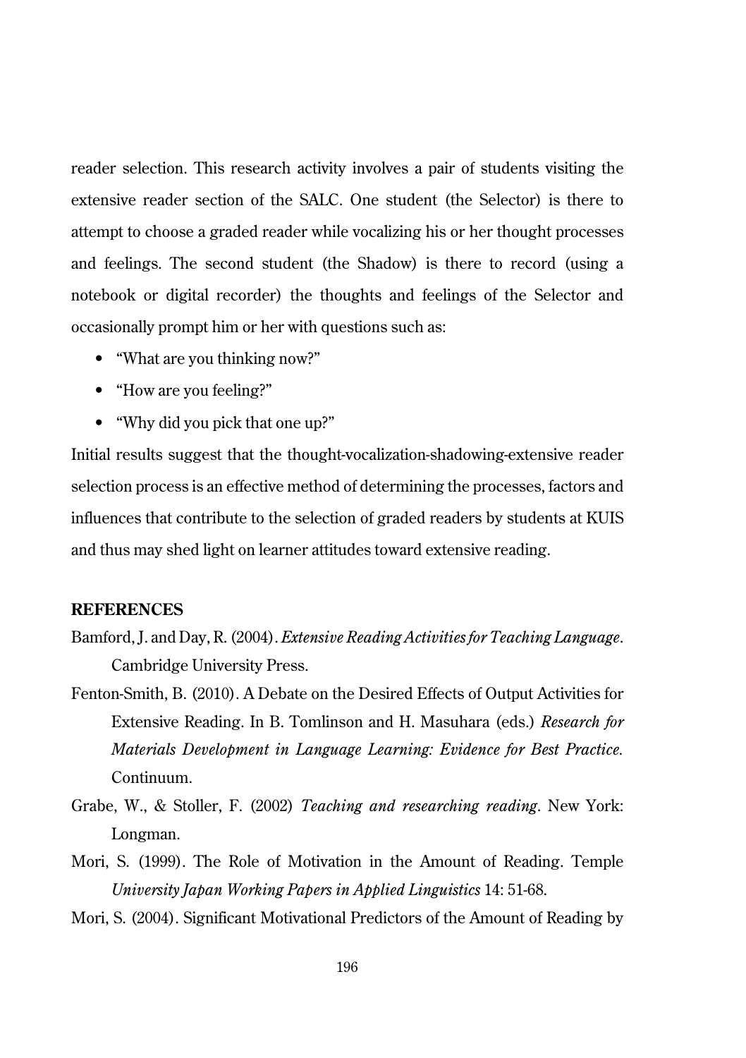reader selection. This research activity involves a pair of students visiting the extensive reader section of the SALC. One student (the Selector) is there to attempt to choose a graded reader while vocalizing his or her thought processes and feelings. The second student (the Shadow) is there to record (using a notebook or digital recorder) the thoughts and feelings of the Selector and occasionally prompt him or her with questions such as:

- "What are you thinking now?"
- "How are you feeling?"
- "Why did you pick that one up?"

Initial results suggest that the thought-vocalization-shadowing-extensive reader selection process is an effective method of determining the processes, factors and influences that contribute to the selection of graded readers by students at KUIS and thus may shed light on learner attitudes toward extensive reading.

**REFERENCES**

Bamford, J. and Day, R. (2004). *Extensive Reading Activities for Teaching Language*. Cambridge University Press.

Fenton-Smith, B. (2010). A Debate on the Desired Effects of Output Activities for Extensive Reading. In B. Tomlinson and H. Masuhara (eds.) *Research for Materials Development in Language Learning: Evidence for Best Practice*. Continuum.

Grabe, W., & Stoller, F. (2002) *Teaching and researching reading*. New York: Longman.

Mori, S. (1999). The Role of Motivation in the Amount of Reading. Temple *University Japan Working Papers in Applied Linguistics* 14: 51-68.

Mori, S. (2004). Significant Motivational Predictors of the Amount of Reading by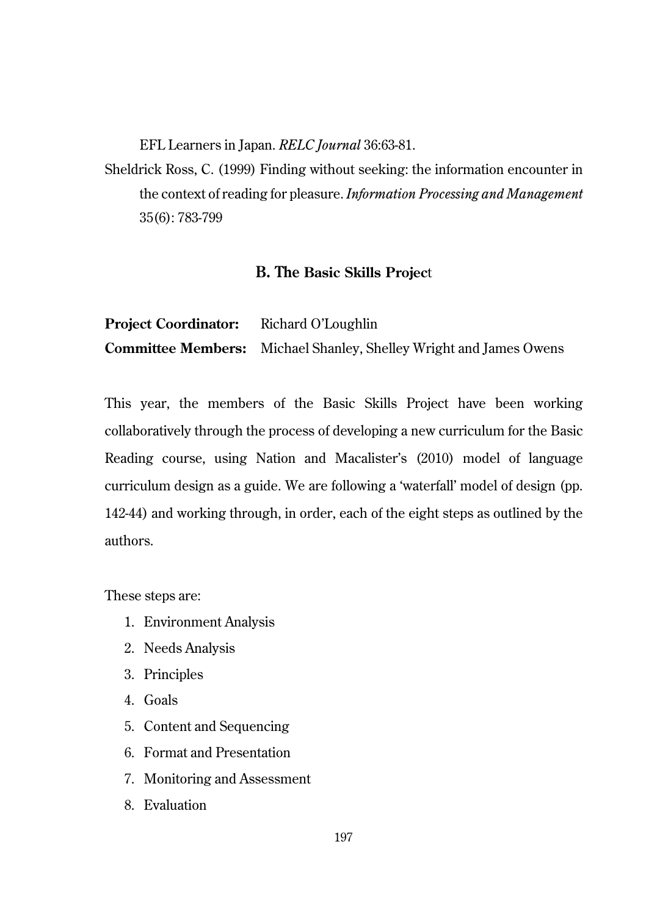EFL Learners in Japan. *RELC Journal* 36:63-81.

Sheldrick Ross, C. (1999) Finding without seeking: the information encounter in the context of reading for pleasure. *Information Processing and Management* 35(6): 783-799

## B. The Basic Skills Project

**Project Coordinator:** Richard O'Loughlin
**Committee Members:** Michael Shanley, Shelley Wright and James Owens

This year, the members of the Basic Skills Project have been working collaboratively through the process of developing a new curriculum for the Basic Reading course, using Nation and Macalister's (2010) model of language curriculum design as a guide. We are following a 'waterfall' model of design (pp. 142-44) and working through, in order, each of the eight steps as outlined by the authors.

These steps are:

1. Environment Analysis
2. Needs Analysis
3. Principles
4. Goals
5. Content and Sequencing
6. Format and Presentation
7. Monitoring and Assessment
8. Evaluation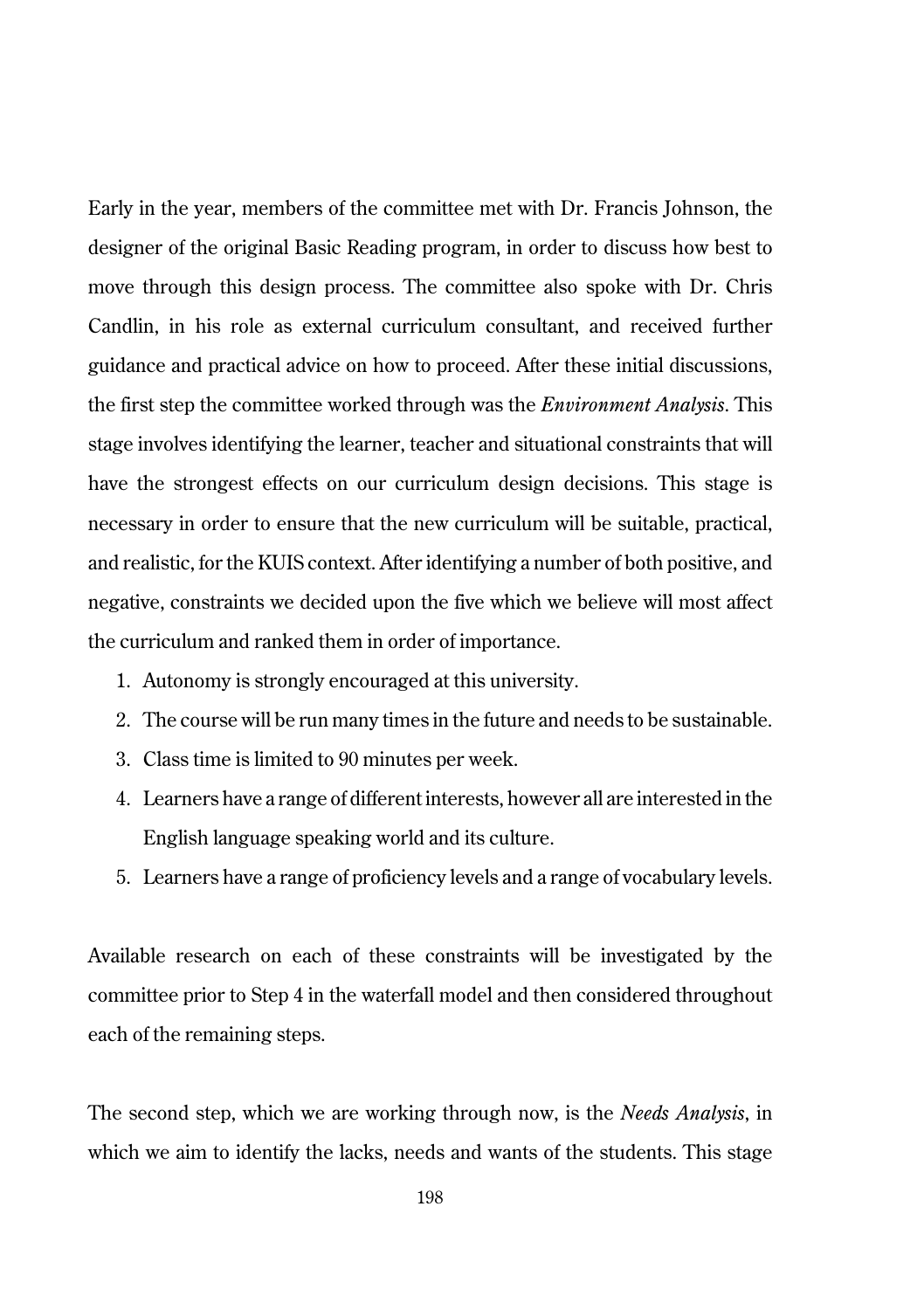Early in the year, members of the committee met with Dr. Francis Johnson, the designer of the original Basic Reading program, in order to discuss how best to move through this design process. The committee also spoke with Dr. Chris Candlin, in his role as external curriculum consultant, and received further guidance and practical advice on how to proceed. After these initial discussions, the first step the committee worked through was the *Environment Analysis*. This stage involves identifying the learner, teacher and situational constraints that will have the strongest effects on our curriculum design decisions. This stage is necessary in order to ensure that the new curriculum will be suitable, practical, and realistic, for the KUIS context. After identifying a number of both positive, and negative, constraints we decided upon the five which we believe will most affect the curriculum and ranked them in order of importance.

1. Autonomy is strongly encouraged at this university.
2. The course will be run many times in the future and needs to be sustainable.
3. Class time is limited to 90 minutes per week.
4. Learners have a range of different interests, however all are interested in the English language speaking world and its culture.
5. Learners have a range of proficiency levels and a range of vocabulary levels.

Available research on each of these constraints will be investigated by the committee prior to Step 4 in the waterfall model and then considered throughout each of the remaining steps.

The second step, which we are working through now, is the *Needs Analysis*, in which we aim to identify the lacks, needs and wants of the students. This stage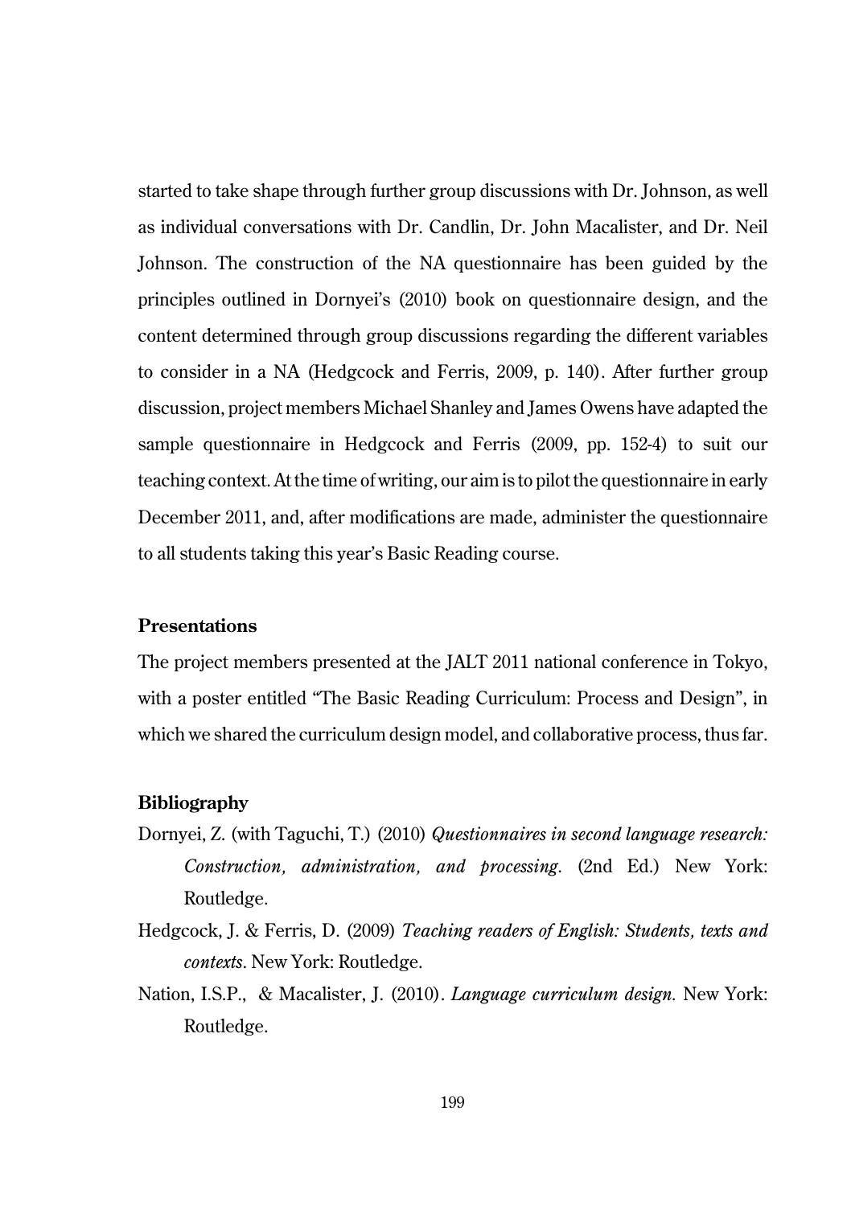started to take shape through further group discussions with Dr. Johnson, as well as individual conversations with Dr. Candlin, Dr. John Macalister, and Dr. Neil Johnson. The construction of the NA questionnaire has been guided by the principles outlined in Dornyei's (2010) book on questionnaire design, and the content determined through group discussions regarding the different variables to consider in a NA (Hedgcock and Ferris, 2009, p. 140). After further group discussion, project members Michael Shanley and James Owens have adapted the sample questionnaire in Hedgcock and Ferris (2009, pp. 152-4) to suit our teaching context. At the time of writing, our aim is to pilot the questionnaire in early December 2011, and, after modifications are made, administer the questionnaire to all students taking this year's Basic Reading course.

### Presentations

The project members presented at the JALT 2011 national conference in Tokyo, with a poster entitled "The Basic Reading Curriculum: Process and Design", in which we shared the curriculum design model, and collaborative process, thus far.

### Bibliography

Dornyei, Z. (with Taguchi, T.) (2010) *Questionnaires in second language research: Construction, administration, and processing*. (2nd Ed.) New York: Routledge.

Hedgcock, J. & Ferris, D. (2009) *Teaching readers of English: Students, texts and contexts*. New York: Routledge.

Nation, I.S.P., & Macalister, J. (2010). *Language curriculum design*. New York: Routledge.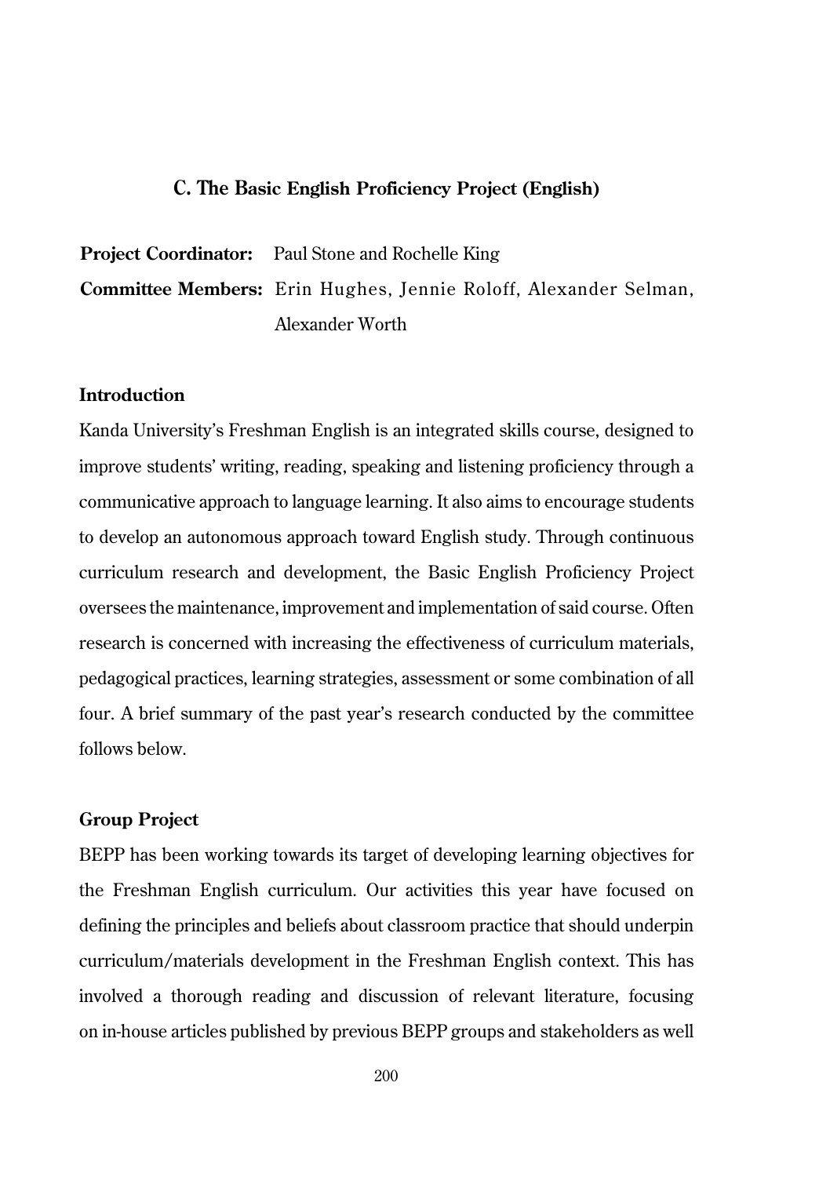## C. The Basic English Proficiency Project (English)

**Project Coordinator:** Paul Stone and Rochelle King

**Committee Members:** Erin Hughes, Jennie Roloff, Alexander Selman, Alexander Worth

### Introduction

Kanda University's Freshman English is an integrated skills course, designed to improve students' writing, reading, speaking and listening proficiency through a communicative approach to language learning. It also aims to encourage students to develop an autonomous approach toward English study. Through continuous curriculum research and development, the Basic English Proficiency Project oversees the maintenance, improvement and implementation of said course. Often research is concerned with increasing the effectiveness of curriculum materials, pedagogical practices, learning strategies, assessment or some combination of all four. A brief summary of the past year's research conducted by the committee follows below.

### Group Project

BEPP has been working towards its target of developing learning objectives for the Freshman English curriculum. Our activities this year have focused on defining the principles and beliefs about classroom practice that should underpin curriculum/materials development in the Freshman English context. This has involved a thorough reading and discussion of relevant literature, focusing on in-house articles published by previous BEPP groups and stakeholders as well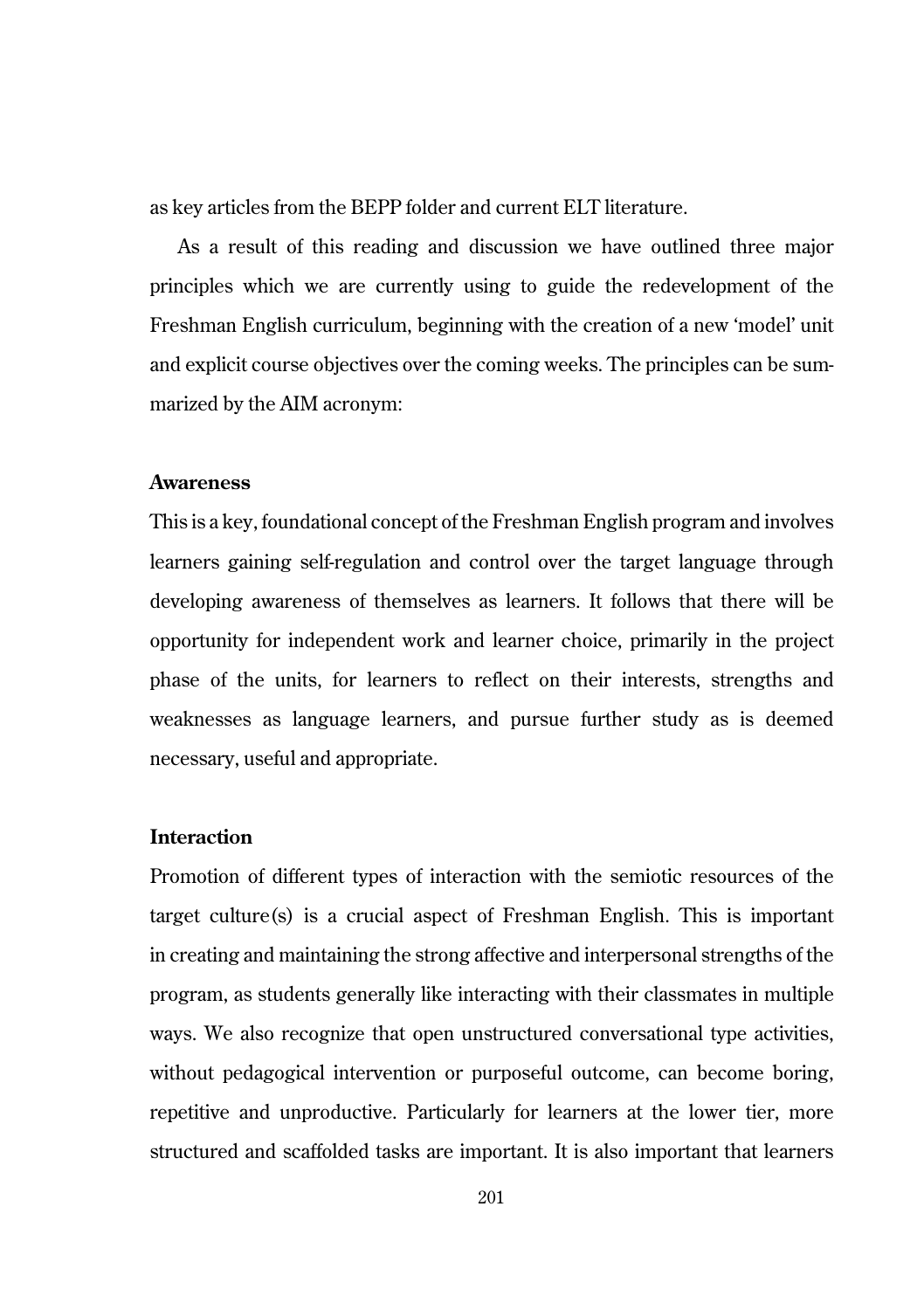as key articles from the BEPP folder and current ELT literature.

As a result of this reading and discussion we have outlined three major principles which we are currently using to guide the redevelopment of the Freshman English curriculum, beginning with the creation of a new 'model' unit and explicit course objectives over the coming weeks. The principles can be summarized by the AIM acronym:

**Awareness**

This is a key, foundational concept of the Freshman English program and involves learners gaining self-regulation and control over the target language through developing awareness of themselves as learners. It follows that there will be opportunity for independent work and learner choice, primarily in the project phase of the units, for learners to reflect on their interests, strengths and weaknesses as language learners, and pursue further study as is deemed necessary, useful and appropriate.

**Interaction**

Promotion of different types of interaction with the semiotic resources of the target culture(s) is a crucial aspect of Freshman English. This is important in creating and maintaining the strong affective and interpersonal strengths of the program, as students generally like interacting with their classmates in multiple ways. We also recognize that open unstructured conversational type activities, without pedagogical intervention or purposeful outcome, can become boring, repetitive and unproductive. Particularly for learners at the lower tier, more structured and scaffolded tasks are important. It is also important that learners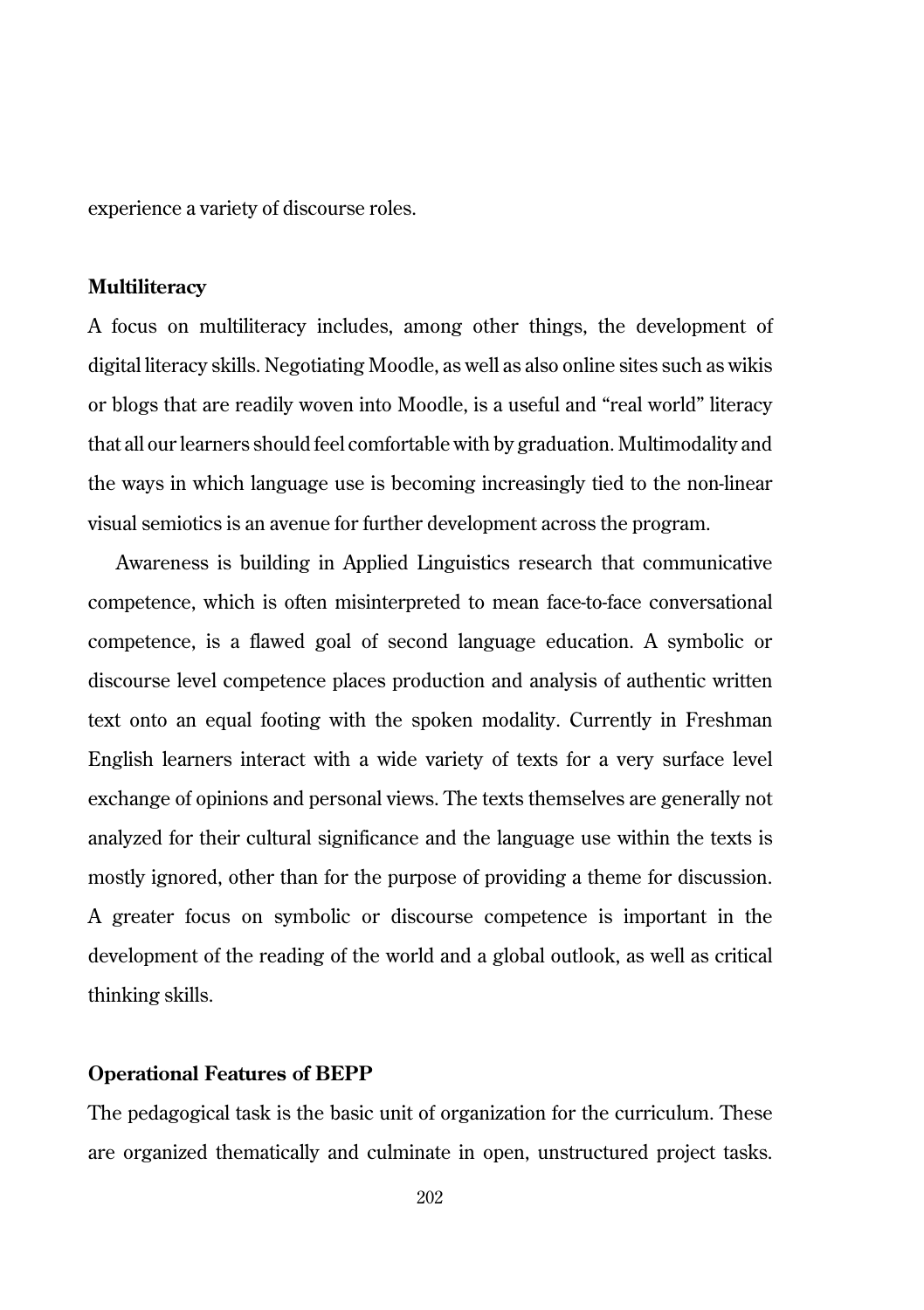experience a variety of discourse roles.

### Multiliteracy

A focus on multiliteracy includes, among other things, the development of digital literacy skills. Negotiating Moodle, as well as also online sites such as wikis or blogs that are readily woven into Moodle, is a useful and "real world" literacy that all our learners should feel comfortable with by graduation. Multimodality and the ways in which language use is becoming increasingly tied to the non-linear visual semiotics is an avenue for further development across the program.

Awareness is building in Applied Linguistics research that communicative competence, which is often misinterpreted to mean face-to-face conversational competence, is a flawed goal of second language education. A symbolic or discourse level competence places production and analysis of authentic written text onto an equal footing with the spoken modality. Currently in Freshman English learners interact with a wide variety of texts for a very surface level exchange of opinions and personal views. The texts themselves are generally not analyzed for their cultural significance and the language use within the texts is mostly ignored, other than for the purpose of providing a theme for discussion. A greater focus on symbolic or discourse competence is important in the development of the reading of the world and a global outlook, as well as critical thinking skills.

### Operational Features of BEPP

The pedagogical task is the basic unit of organization for the curriculum. These are organized thematically and culminate in open, unstructured project tasks.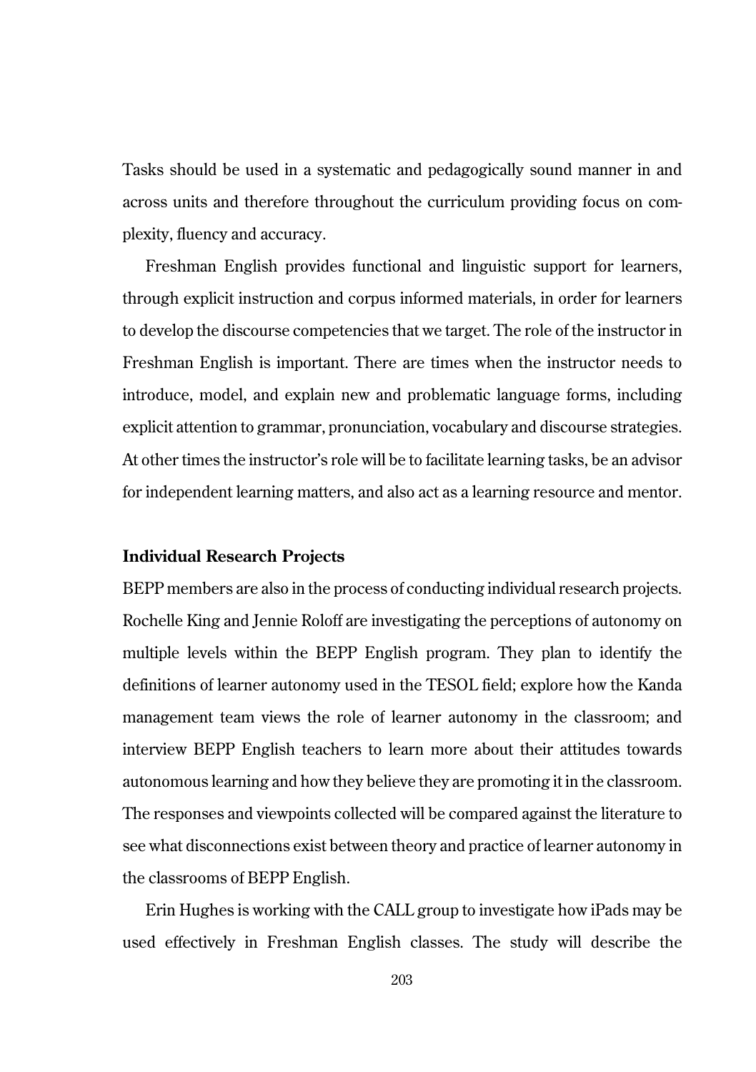Tasks should be used in a systematic and pedagogically sound manner in and across units and therefore throughout the curriculum providing focus on complexity, fluency and accuracy.

Freshman English provides functional and linguistic support for learners, through explicit instruction and corpus informed materials, in order for learners to develop the discourse competencies that we target. The role of the instructor in Freshman English is important. There are times when the instructor needs to introduce, model, and explain new and problematic language forms, including explicit attention to grammar, pronunciation, vocabulary and discourse strategies. At other times the instructor's role will be to facilitate learning tasks, be an advisor for independent learning matters, and also act as a learning resource and mentor.

**Individual Research Projects**

BEPP members are also in the process of conducting individual research projects. Rochelle King and Jennie Roloff are investigating the perceptions of autonomy on multiple levels within the BEPP English program. They plan to identify the definitions of learner autonomy used in the TESOL field; explore how the Kanda management team views the role of learner autonomy in the classroom; and interview BEPP English teachers to learn more about their attitudes towards autonomous learning and how they believe they are promoting it in the classroom. The responses and viewpoints collected will be compared against the literature to see what disconnections exist between theory and practice of learner autonomy in the classrooms of BEPP English.

Erin Hughes is working with the CALL group to investigate how iPads may be used effectively in Freshman English classes. The study will describe the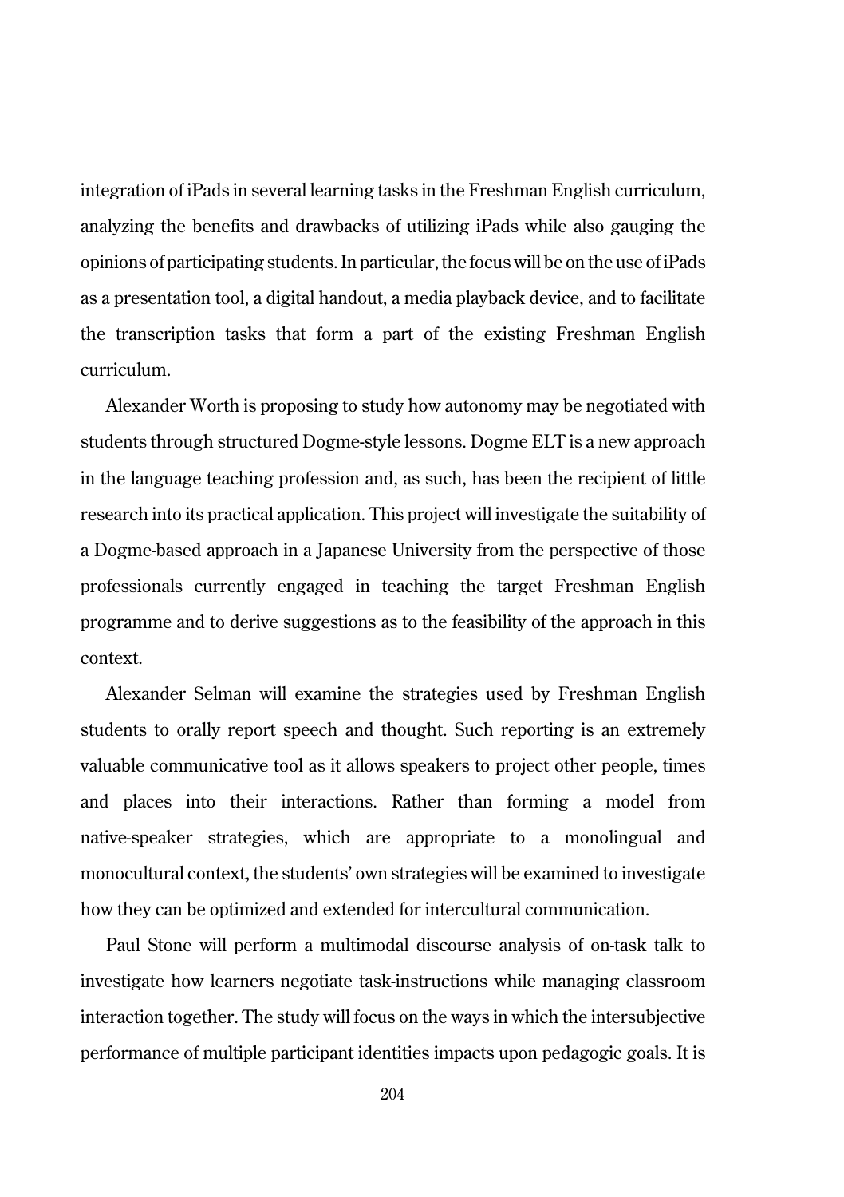integration of iPads in several learning tasks in the Freshman English curriculum, analyzing the benefits and drawbacks of utilizing iPads while also gauging the opinions of participating students. In particular, the focus will be on the use of iPads as a presentation tool, a digital handout, a media playback device, and to facilitate the transcription tasks that form a part of the existing Freshman English curriculum.

Alexander Worth is proposing to study how autonomy may be negotiated with students through structured Dogme-style lessons. Dogme ELT is a new approach in the language teaching profession and, as such, has been the recipient of little research into its practical application. This project will investigate the suitability of a Dogme-based approach in a Japanese University from the perspective of those professionals currently engaged in teaching the target Freshman English programme and to derive suggestions as to the feasibility of the approach in this context.

Alexander Selman will examine the strategies used by Freshman English students to orally report speech and thought. Such reporting is an extremely valuable communicative tool as it allows speakers to project other people, times and places into their interactions. Rather than forming a model from native-speaker strategies, which are appropriate to a monolingual and monocultural context, the students' own strategies will be examined to investigate how they can be optimized and extended for intercultural communication.

Paul Stone will perform a multimodal discourse analysis of on-task talk to investigate how learners negotiate task-instructions while managing classroom interaction together. The study will focus on the ways in which the intersubjective performance of multiple participant identities impacts upon pedagogic goals. It is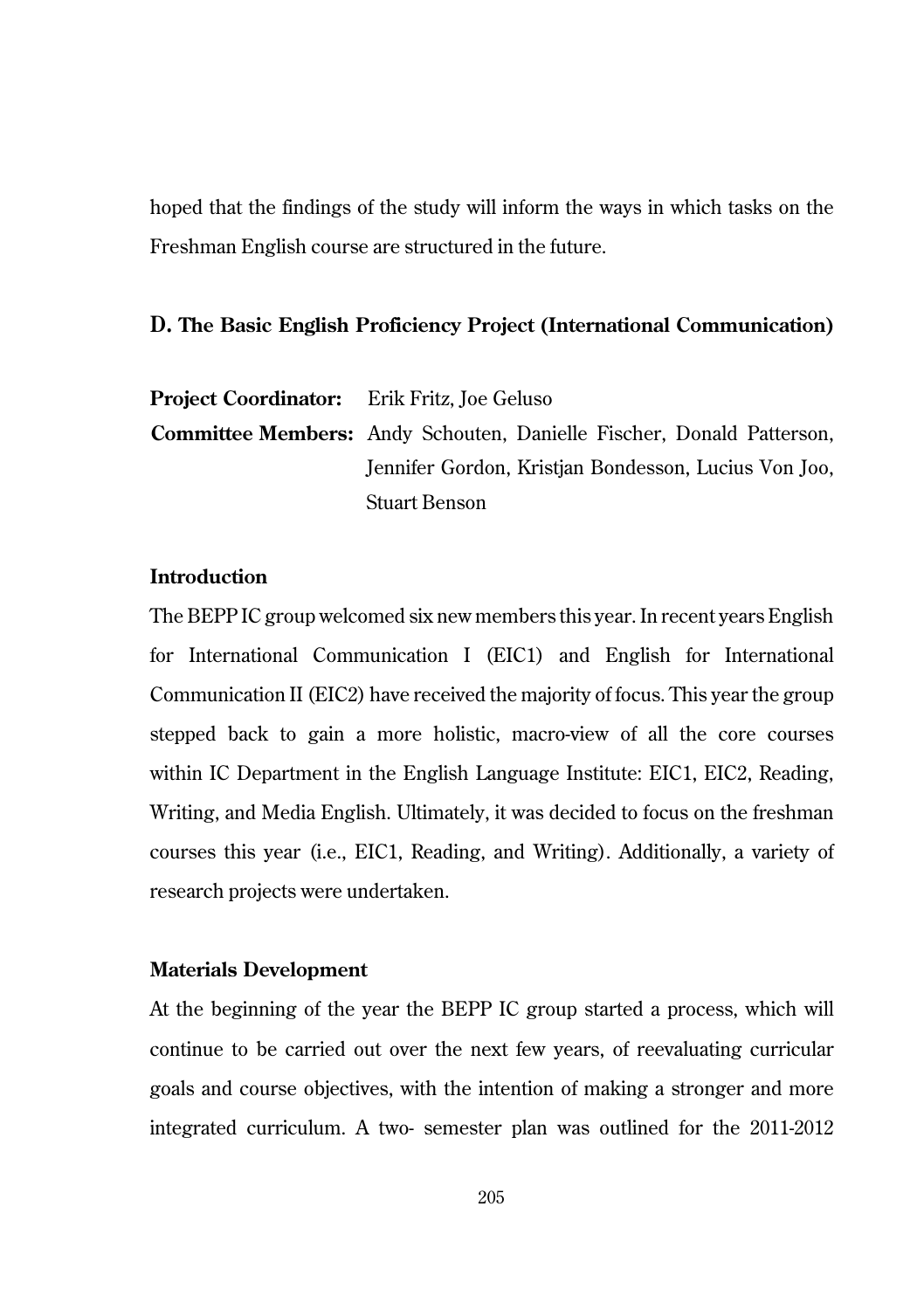hoped that the findings of the study will inform the ways in which tasks on the Freshman English course are structured in the future.

### D. The Basic English Proficiency Project (International Communication)

**Project Coordinator:** Erik Fritz, Joe Geluso

**Committee Members:** Andy Schouten, Danielle Fischer, Donald Patterson, Jennifer Gordon, Kristjan Bondesson, Lucius Von Joo, Stuart Benson

#### Introduction

The BEPP IC group welcomed six new members this year. In recent years English for International Communication I (EIC1) and English for International Communication II (EIC2) have received the majority of focus. This year the group stepped back to gain a more holistic, macro-view of all the core courses within IC Department in the English Language Institute: EIC1, EIC2, Reading, Writing, and Media English. Ultimately, it was decided to focus on the freshman courses this year (i.e., EIC1, Reading, and Writing). Additionally, a variety of research projects were undertaken.

#### Materials Development

At the beginning of the year the BEPP IC group started a process, which will continue to be carried out over the next few years, of reevaluating curricular goals and course objectives, with the intention of making a stronger and more integrated curriculum. A two- semester plan was outlined for the 2011-2012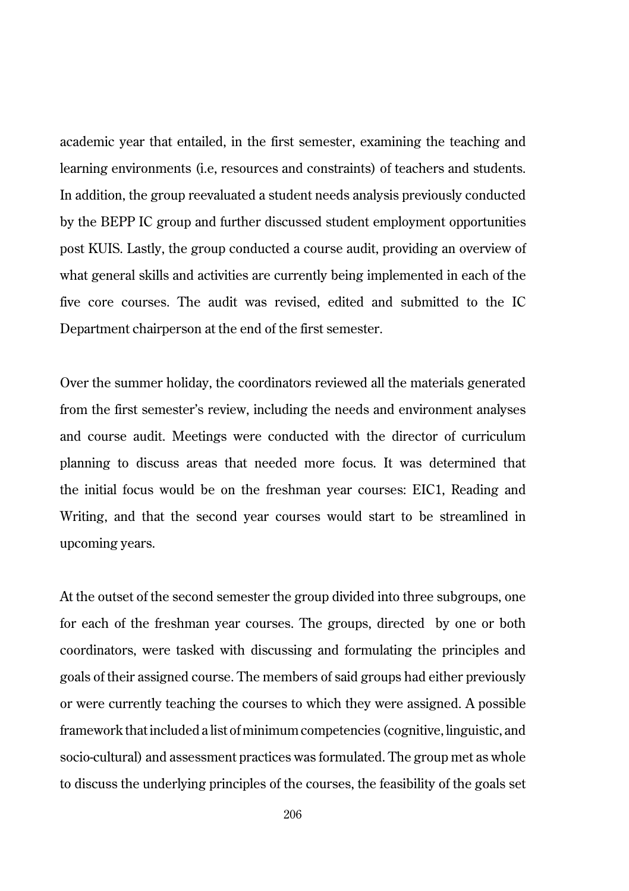academic year that entailed, in the first semester, examining the teaching and learning environments (i.e, resources and constraints) of teachers and students. In addition, the group reevaluated a student needs analysis previously conducted by the BEPP IC group and further discussed student employment opportunities post KUIS. Lastly, the group conducted a course audit, providing an overview of what general skills and activities are currently being implemented in each of the five core courses. The audit was revised, edited and submitted to the IC Department chairperson at the end of the first semester.

Over the summer holiday, the coordinators reviewed all the materials generated from the first semester's review, including the needs and environment analyses and course audit. Meetings were conducted with the director of curriculum planning to discuss areas that needed more focus. It was determined that the initial focus would be on the freshman year courses: EIC1, Reading and Writing, and that the second year courses would start to be streamlined in upcoming years.

At the outset of the second semester the group divided into three subgroups, one for each of the freshman year courses. The groups, directed by one or both coordinators, were tasked with discussing and formulating the principles and goals of their assigned course. The members of said groups had either previously or were currently teaching the courses to which they were assigned. A possible framework that included a list of minimum competencies (cognitive, linguistic, and socio-cultural) and assessment practices was formulated. The group met as whole to discuss the underlying principles of the courses, the feasibility of the goals set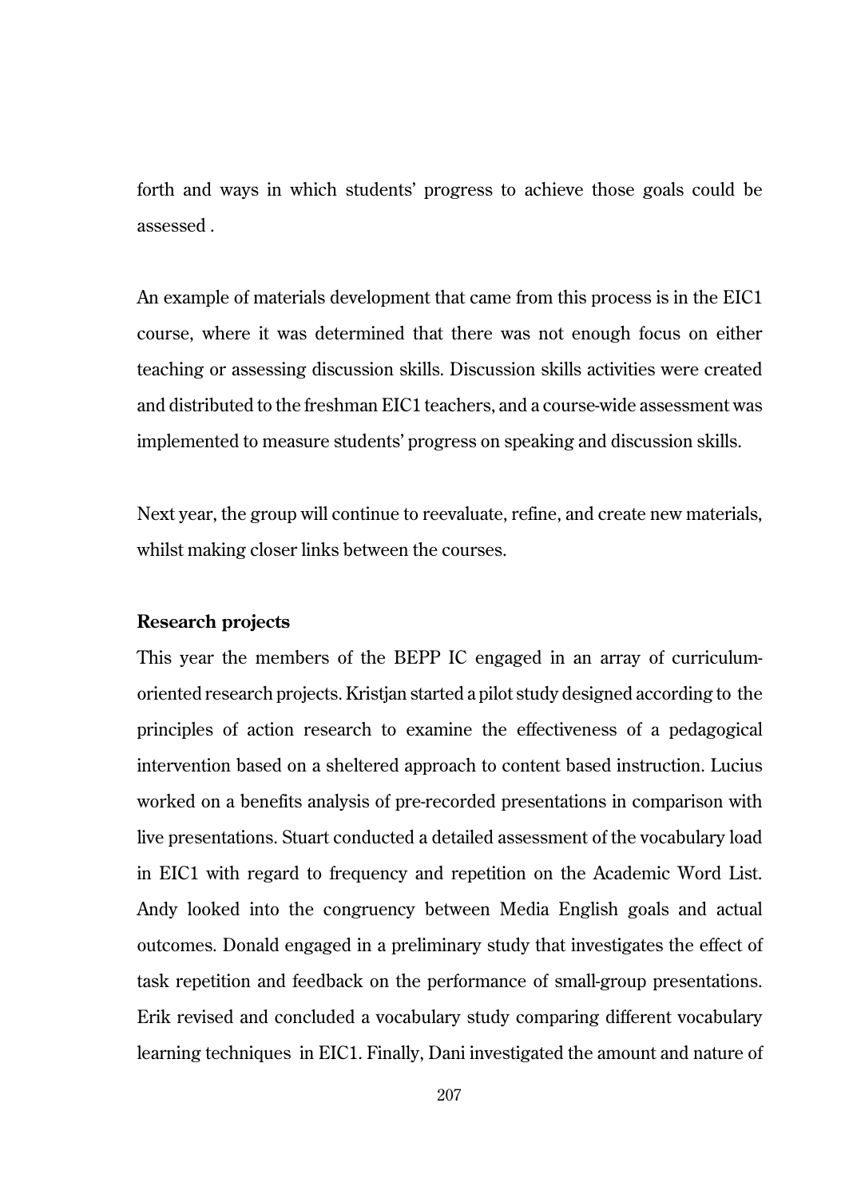forth and ways in which students' progress to achieve those goals could be assessed .

An example of materials development that came from this process is in the EIC1 course, where it was determined that there was not enough focus on either teaching or assessing discussion skills. Discussion skills activities were created and distributed to the freshman EIC1 teachers, and a course-wide assessment was implemented to measure students' progress on speaking and discussion skills.

Next year, the group will continue to reevaluate, refine, and create new materials, whilst making closer links between the courses.

**Research projects**

This year the members of the BEPP IC engaged in an array of curriculum-oriented research projects. Kristjan started a pilot study designed according to the principles of action research to examine the effectiveness of a pedagogical intervention based on a sheltered approach to content based instruction. Lucius worked on a benefits analysis of pre-recorded presentations in comparison with live presentations. Stuart conducted a detailed assessment of the vocabulary load in EIC1 with regard to frequency and repetition on the Academic Word List. Andy looked into the congruency between Media English goals and actual outcomes. Donald engaged in a preliminary study that investigates the effect of task repetition and feedback on the performance of small-group presentations. Erik revised and concluded a vocabulary study comparing different vocabulary learning techniques in EIC1. Finally, Dani investigated the amount and nature of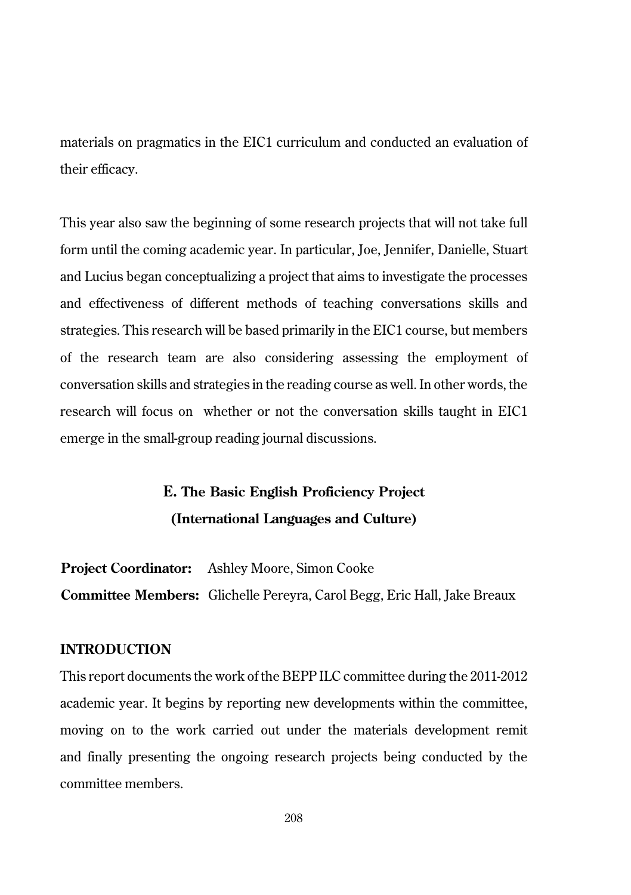materials on pragmatics in the EIC1 curriculum and conducted an evaluation of their efficacy.

This year also saw the beginning of some research projects that will not take full form until the coming academic year. In particular, Joe, Jennifer, Danielle, Stuart and Lucius began conceptualizing a project that aims to investigate the processes and effectiveness of different methods of teaching conversations skills and strategies. This research will be based primarily in the EIC1 course, but members of the research team are also considering assessing the employment of conversation skills and strategies in the reading course as well. In other words, the research will focus on whether or not the conversation skills taught in EIC1 emerge in the small-group reading journal discussions.

## E. The Basic English Proficiency Project (International Languages and Culture)

**Project Coordinator:** Ashley Moore, Simon Cooke

**Committee Members:** Glichelle Pereyra, Carol Begg, Eric Hall, Jake Breaux

### INTRODUCTION

This report documents the work of the BEPP ILC committee during the 2011-2012 academic year. It begins by reporting new developments within the committee, moving on to the work carried out under the materials development remit and finally presenting the ongoing research projects being conducted by the committee members.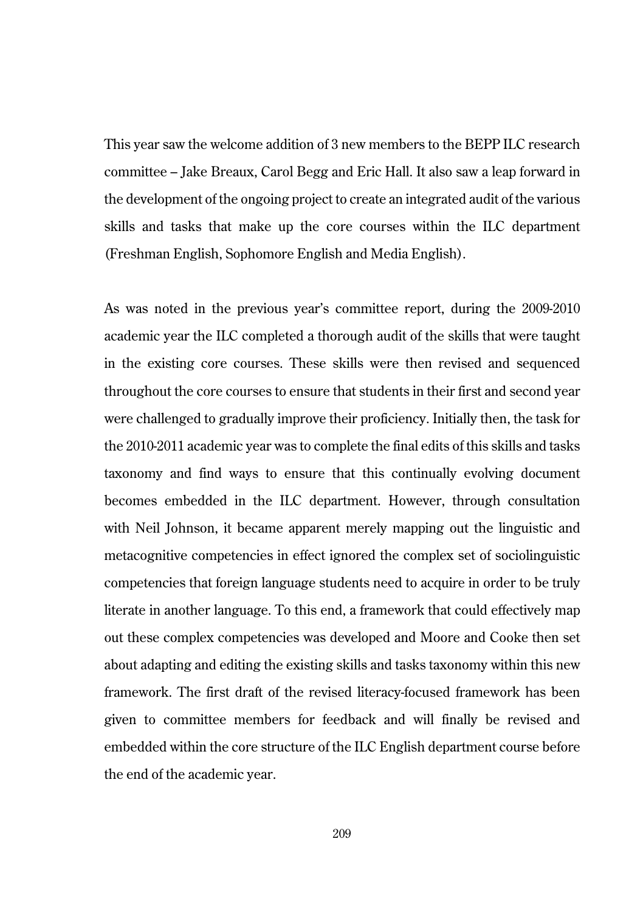This year saw the welcome addition of 3 new members to the BEPP ILC research committee – Jake Breaux, Carol Begg and Eric Hall. It also saw a leap forward in the development of the ongoing project to create an integrated audit of the various skills and tasks that make up the core courses within the ILC department (Freshman English, Sophomore English and Media English).

As was noted in the previous year's committee report, during the 2009-2010 academic year the ILC completed a thorough audit of the skills that were taught in the existing core courses. These skills were then revised and sequenced throughout the core courses to ensure that students in their first and second year were challenged to gradually improve their proficiency. Initially then, the task for the 2010-2011 academic year was to complete the final edits of this skills and tasks taxonomy and find ways to ensure that this continually evolving document becomes embedded in the ILC department. However, through consultation with Neil Johnson, it became apparent merely mapping out the linguistic and metacognitive competencies in effect ignored the complex set of sociolinguistic competencies that foreign language students need to acquire in order to be truly literate in another language. To this end, a framework that could effectively map out these complex competencies was developed and Moore and Cooke then set about adapting and editing the existing skills and tasks taxonomy within this new framework. The first draft of the revised literacy-focused framework has been given to committee members for feedback and will finally be revised and embedded within the core structure of the ILC English department course before the end of the academic year.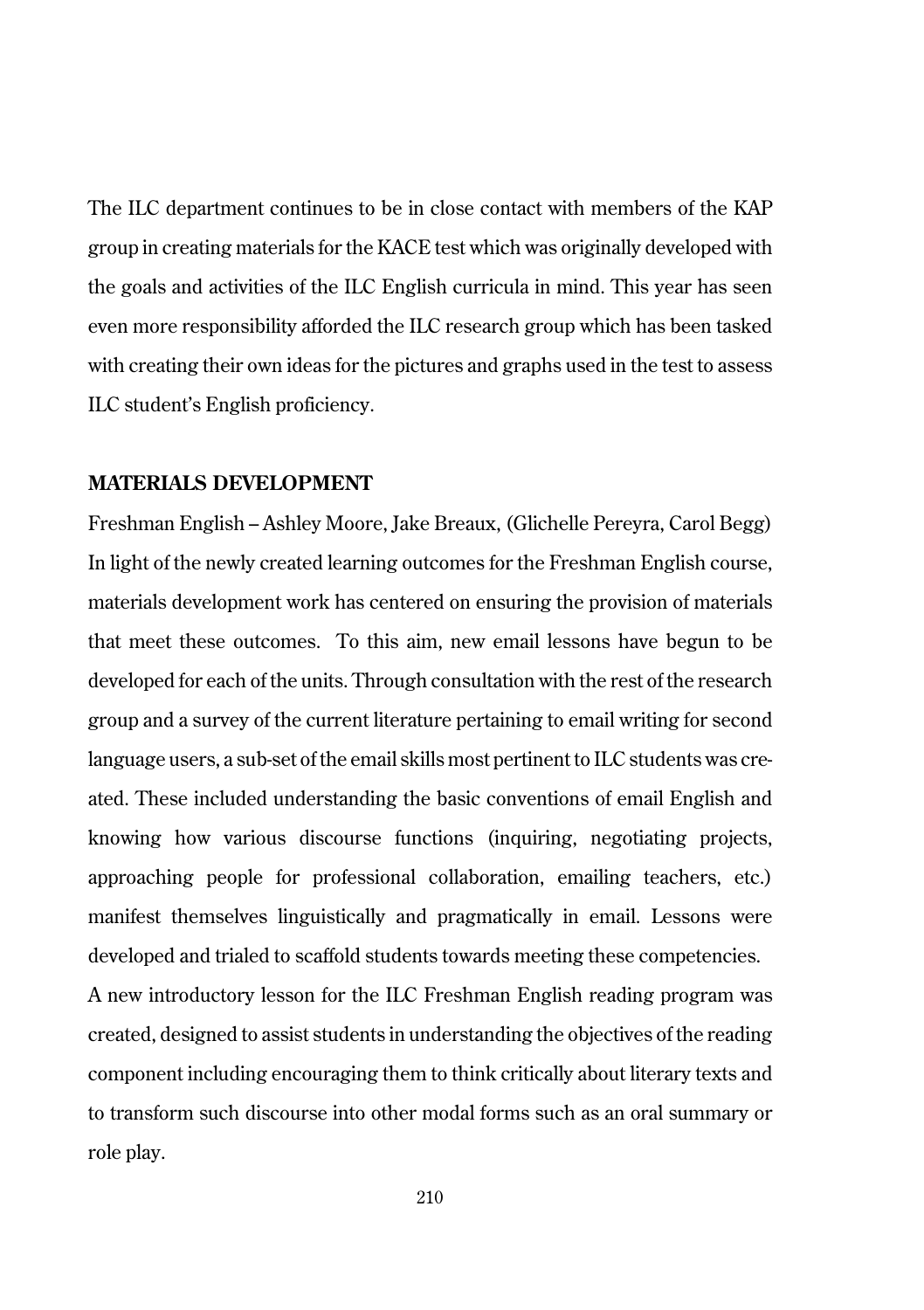The ILC department continues to be in close contact with members of the KAP group in creating materials for the KACE test which was originally developed with the goals and activities of the ILC English curricula in mind. This year has seen even more responsibility afforded the ILC research group which has been tasked with creating their own ideas for the pictures and graphs used in the test to assess ILC student's English proficiency.

**MATERIALS DEVELOPMENT**

Freshman English – Ashley Moore, Jake Breaux, (Glichelle Pereyra, Carol Begg)

In light of the newly created learning outcomes for the Freshman English course, materials development work has centered on ensuring the provision of materials that meet these outcomes. To this aim, new email lessons have begun to be developed for each of the units. Through consultation with the rest of the research group and a survey of the current literature pertaining to email writing for second language users, a sub-set of the email skills most pertinent to ILC students was created. These included understanding the basic conventions of email English and knowing how various discourse functions (inquiring, negotiating projects, approaching people for professional collaboration, emailing teachers, etc.) manifest themselves linguistically and pragmatically in email. Lessons were developed and trialed to scaffold students towards meeting these competencies.

A new introductory lesson for the ILC Freshman English reading program was created, designed to assist students in understanding the objectives of the reading component including encouraging them to think critically about literary texts and to transform such discourse into other modal forms such as an oral summary or role play.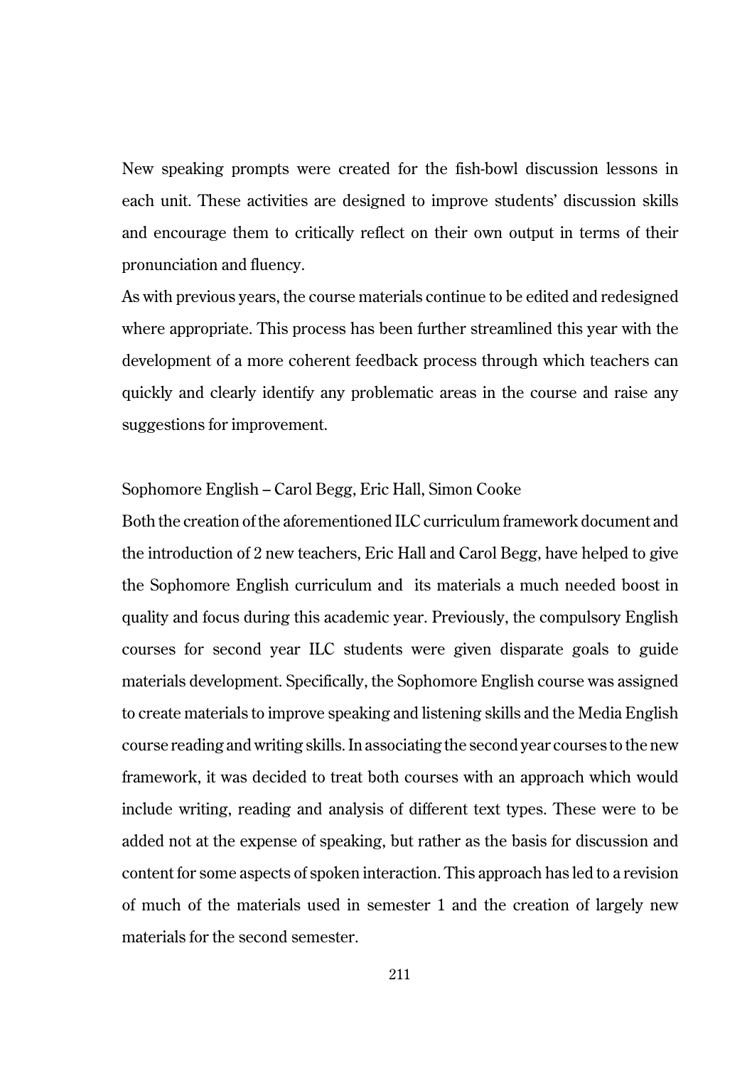New speaking prompts were created for the fish-bowl discussion lessons in each unit. These activities are designed to improve students' discussion skills and encourage them to critically reflect on their own output in terms of their pronunciation and fluency.

As with previous years, the course materials continue to be edited and redesigned where appropriate. This process has been further streamlined this year with the development of a more coherent feedback process through which teachers can quickly and clearly identify any problematic areas in the course and raise any suggestions for improvement.

Sophomore English – Carol Begg, Eric Hall, Simon Cooke

Both the creation of the aforementioned ILC curriculum framework document and the introduction of 2 new teachers, Eric Hall and Carol Begg, have helped to give the Sophomore English curriculum and its materials a much needed boost in quality and focus during this academic year. Previously, the compulsory English courses for second year ILC students were given disparate goals to guide materials development. Specifically, the Sophomore English course was assigned to create materials to improve speaking and listening skills and the Media English course reading and writing skills. In associating the second year courses to the new framework, it was decided to treat both courses with an approach which would include writing, reading and analysis of different text types. These were to be added not at the expense of speaking, but rather as the basis for discussion and content for some aspects of spoken interaction. This approach has led to a revision of much of the materials used in semester 1 and the creation of largely new materials for the second semester.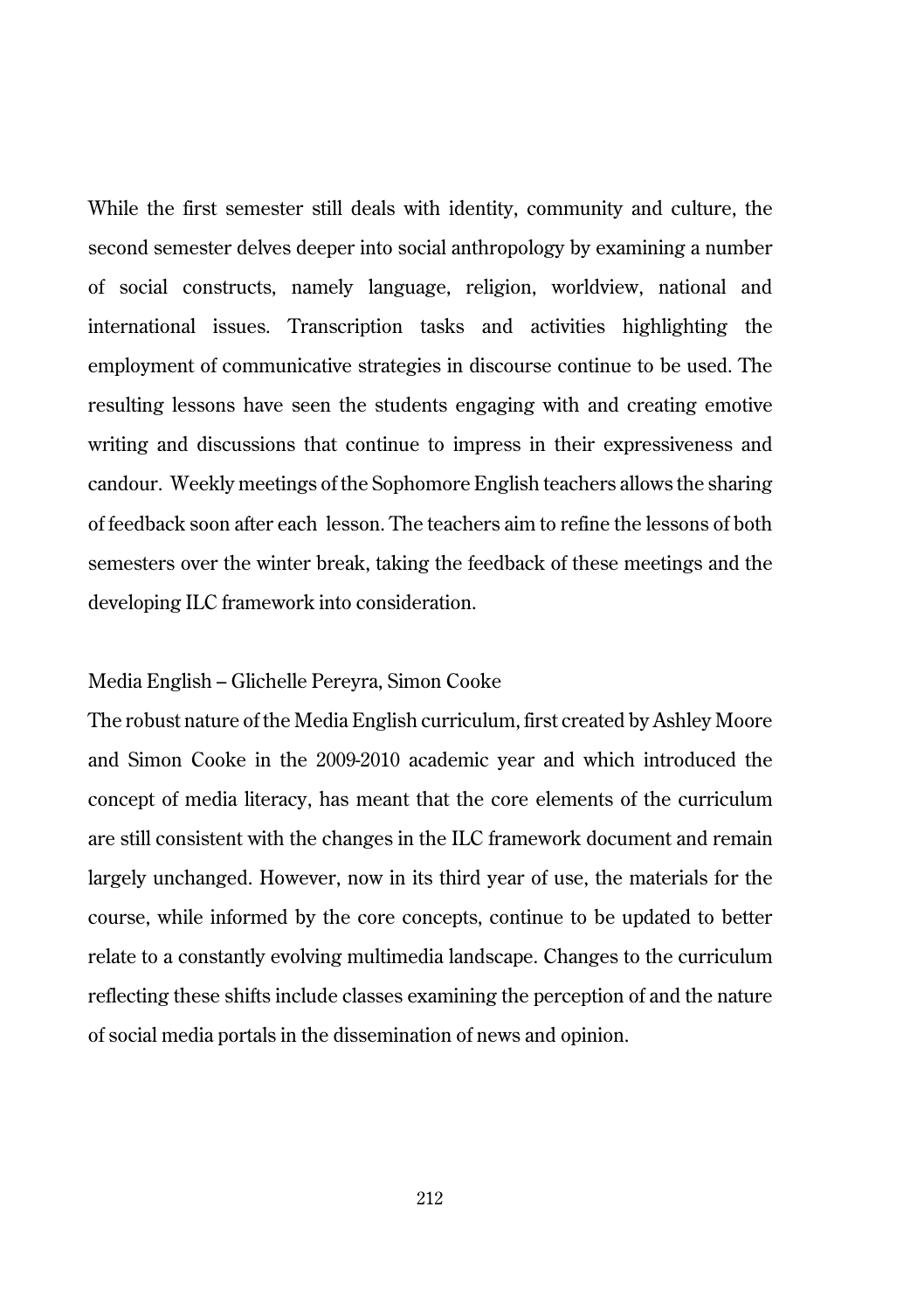While the first semester still deals with identity, community and culture, the second semester delves deeper into social anthropology by examining a number of social constructs, namely language, religion, worldview, national and international issues. Transcription tasks and activities highlighting the employment of communicative strategies in discourse continue to be used. The resulting lessons have seen the students engaging with and creating emotive writing and discussions that continue to impress in their expressiveness and candour. Weekly meetings of the Sophomore English teachers allows the sharing of feedback soon after each lesson. The teachers aim to refine the lessons of both semesters over the winter break, taking the feedback of these meetings and the developing ILC framework into consideration.

### Media English – Glichelle Pereyra, Simon Cooke

The robust nature of the Media English curriculum, first created by Ashley Moore and Simon Cooke in the 2009-2010 academic year and which introduced the concept of media literacy, has meant that the core elements of the curriculum are still consistent with the changes in the ILC framework document and remain largely unchanged. However, now in its third year of use, the materials for the course, while informed by the core concepts, continue to be updated to better relate to a constantly evolving multimedia landscape. Changes to the curriculum reflecting these shifts include classes examining the perception of and the nature of social media portals in the dissemination of news and opinion.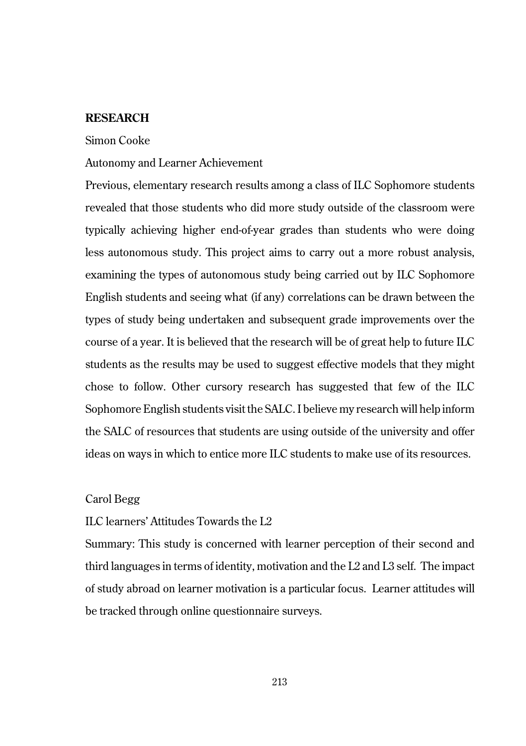## RESEARCH

Simon Cooke

Autonomy and Learner Achievement

Previous, elementary research results among a class of ILC Sophomore students revealed that those students who did more study outside of the classroom were typically achieving higher end-of-year grades than students who were doing less autonomous study. This project aims to carry out a more robust analysis, examining the types of autonomous study being carried out by ILC Sophomore English students and seeing what (if any) correlations can be drawn between the types of study being undertaken and subsequent grade improvements over the course of a year. It is believed that the research will be of great help to future ILC students as the results may be used to suggest effective models that they might chose to follow. Other cursory research has suggested that few of the ILC Sophomore English students visit the SALC. I believe my research will help inform the SALC of resources that students are using outside of the university and offer ideas on ways in which to entice more ILC students to make use of its resources.

Carol Begg

ILC learners' Attitudes Towards the L2

Summary: This study is concerned with learner perception of their second and third languages in terms of identity, motivation and the L2 and L3 self. The impact of study abroad on learner motivation is a particular focus. Learner attitudes will be tracked through online questionnaire surveys.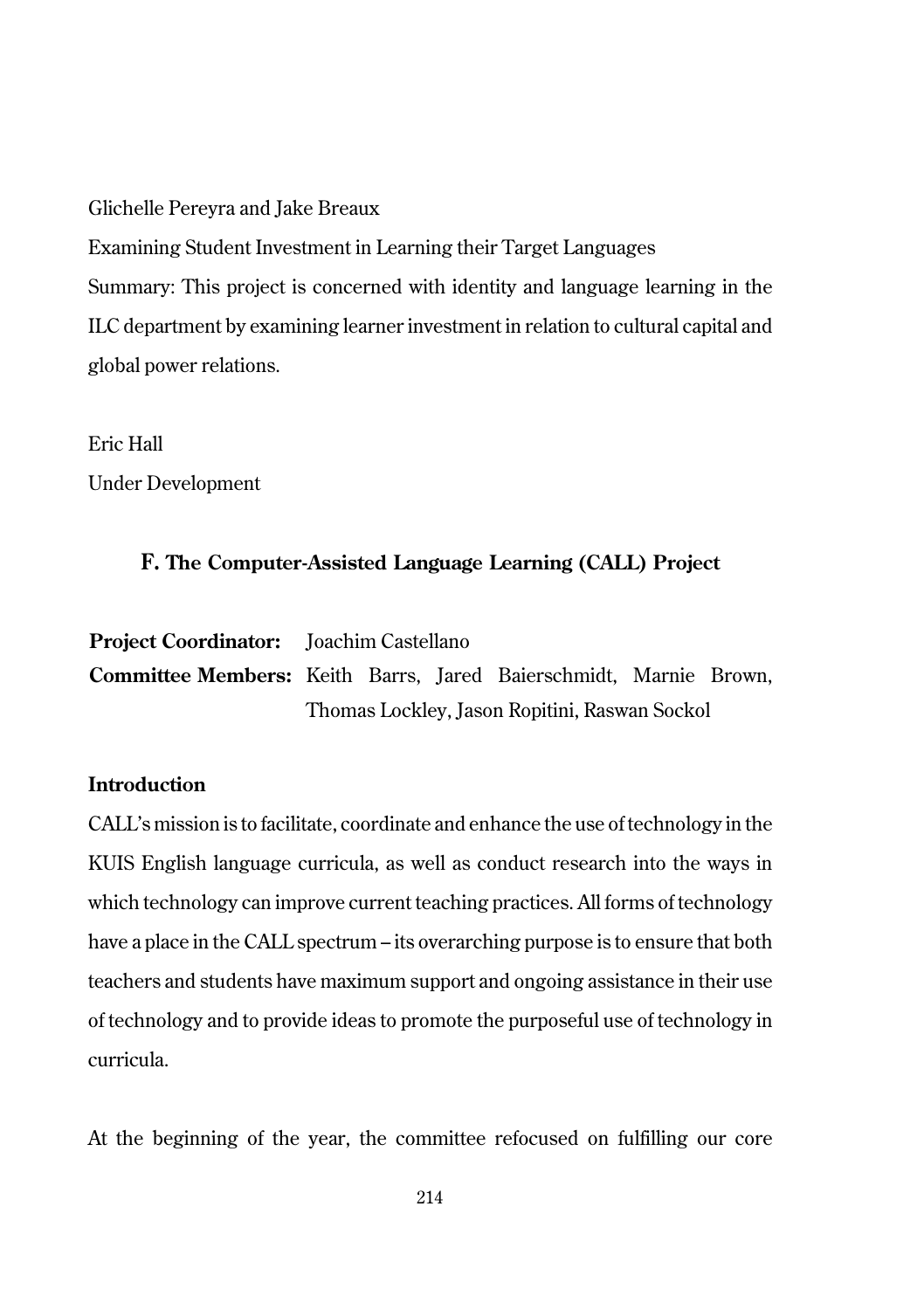Glichelle Pereyra and Jake Breaux

Examining Student Investment in Learning their Target Languages

Summary: This project is concerned with identity and language learning in the ILC department by examining learner investment in relation to cultural capital and global power relations.

Eric Hall

Under Development

## F. The Computer-Assisted Language Learning (CALL) Project

**Project Coordinator:** Joachim Castellano

**Committee Members:** Keith Barrs, Jared Baierschmidt, Marnie Brown, Thomas Lockley, Jason Ropitini, Raswan Sockol

### Introduction

CALL's mission is to facilitate, coordinate and enhance the use of technology in the KUIS English language curricula, as well as conduct research into the ways in which technology can improve current teaching practices. All forms of technology have a place in the CALL spectrum – its overarching purpose is to ensure that both teachers and students have maximum support and ongoing assistance in their use of technology and to provide ideas to promote the purposeful use of technology in curricula.

At the beginning of the year, the committee refocused on fulfilling our core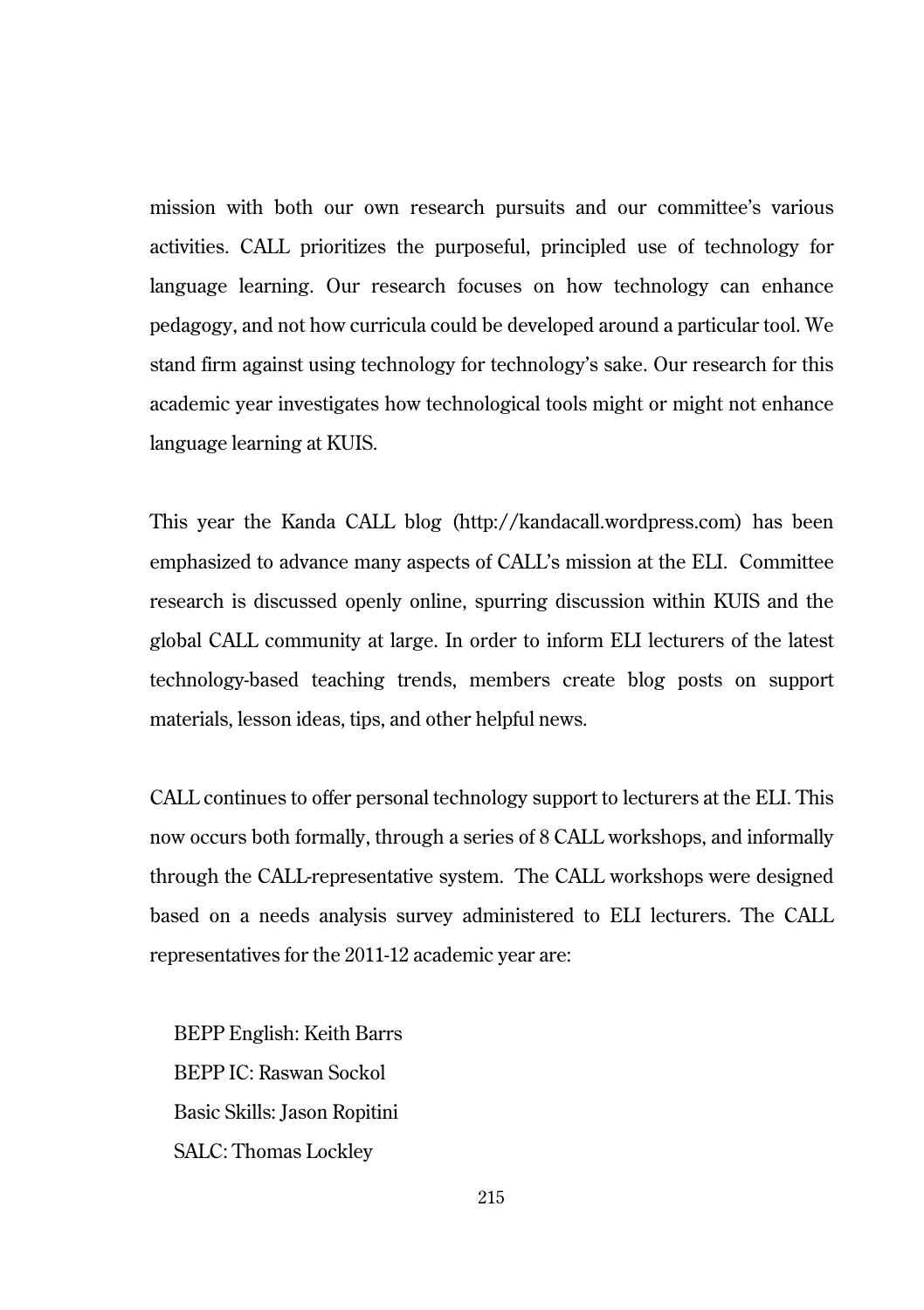mission with both our own research pursuits and our committee's various activities. CALL prioritizes the purposeful, principled use of technology for language learning. Our research focuses on how technology can enhance pedagogy, and not how curricula could be developed around a particular tool. We stand firm against using technology for technology's sake. Our research for this academic year investigates how technological tools might or might not enhance language learning at KUIS.

This year the Kanda CALL blog (http://kandacall.wordpress.com) has been emphasized to advance many aspects of CALL's mission at the ELI. Committee research is discussed openly online, spurring discussion within KUIS and the global CALL community at large. In order to inform ELI lecturers of the latest technology-based teaching trends, members create blog posts on support materials, lesson ideas, tips, and other helpful news.

CALL continues to offer personal technology support to lecturers at the ELI. This now occurs both formally, through a series of 8 CALL workshops, and informally through the CALL-representative system. The CALL workshops were designed based on a needs analysis survey administered to ELI lecturers. The CALL representatives for the 2011-12 academic year are:

BEPP English: Keith Barrs
BEPP IC: Raswan Sockol
Basic Skills: Jason Ropitini
SALC: Thomas Lockley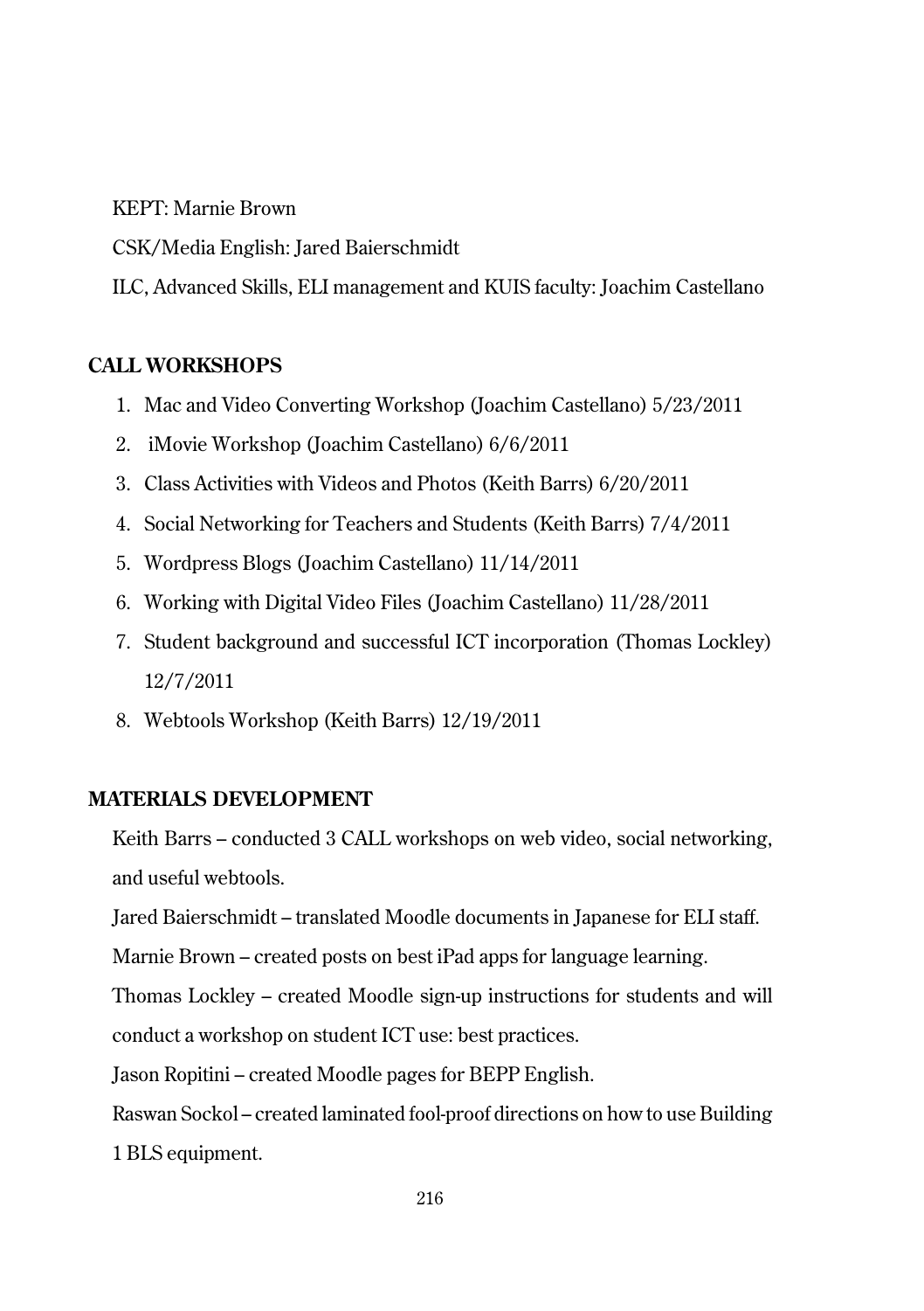KEPT: Marnie Brown

CSK/Media English: Jared Baierschmidt

ILC, Advanced Skills, ELI management and KUIS faculty: Joachim Castellano

## CALL WORKSHOPS

1. Mac and Video Converting Workshop (Joachim Castellano) 5/23/2011
2. iMovie Workshop (Joachim Castellano) 6/6/2011
3. Class Activities with Videos and Photos (Keith Barrs) 6/20/2011
4. Social Networking for Teachers and Students (Keith Barrs) 7/4/2011
5. Wordpress Blogs (Joachim Castellano) 11/14/2011
6. Working with Digital Video Files (Joachim Castellano) 11/28/2011
7. Student background and successful ICT incorporation (Thomas Lockley) 12/7/2011
8. Webtools Workshop (Keith Barrs) 12/19/2011

## MATERIALS DEVELOPMENT

Keith Barrs – conducted 3 CALL workshops on web video, social networking, and useful webtools.

Jared Baierschmidt – translated Moodle documents in Japanese for ELI staff.

Marnie Brown – created posts on best iPad apps for language learning.

Thomas Lockley – created Moodle sign-up instructions for students and will conduct a workshop on student ICT use: best practices.

Jason Ropitini – created Moodle pages for BEPP English.

Raswan Sockol – created laminated fool-proof directions on how to use Building 1 BLS equipment.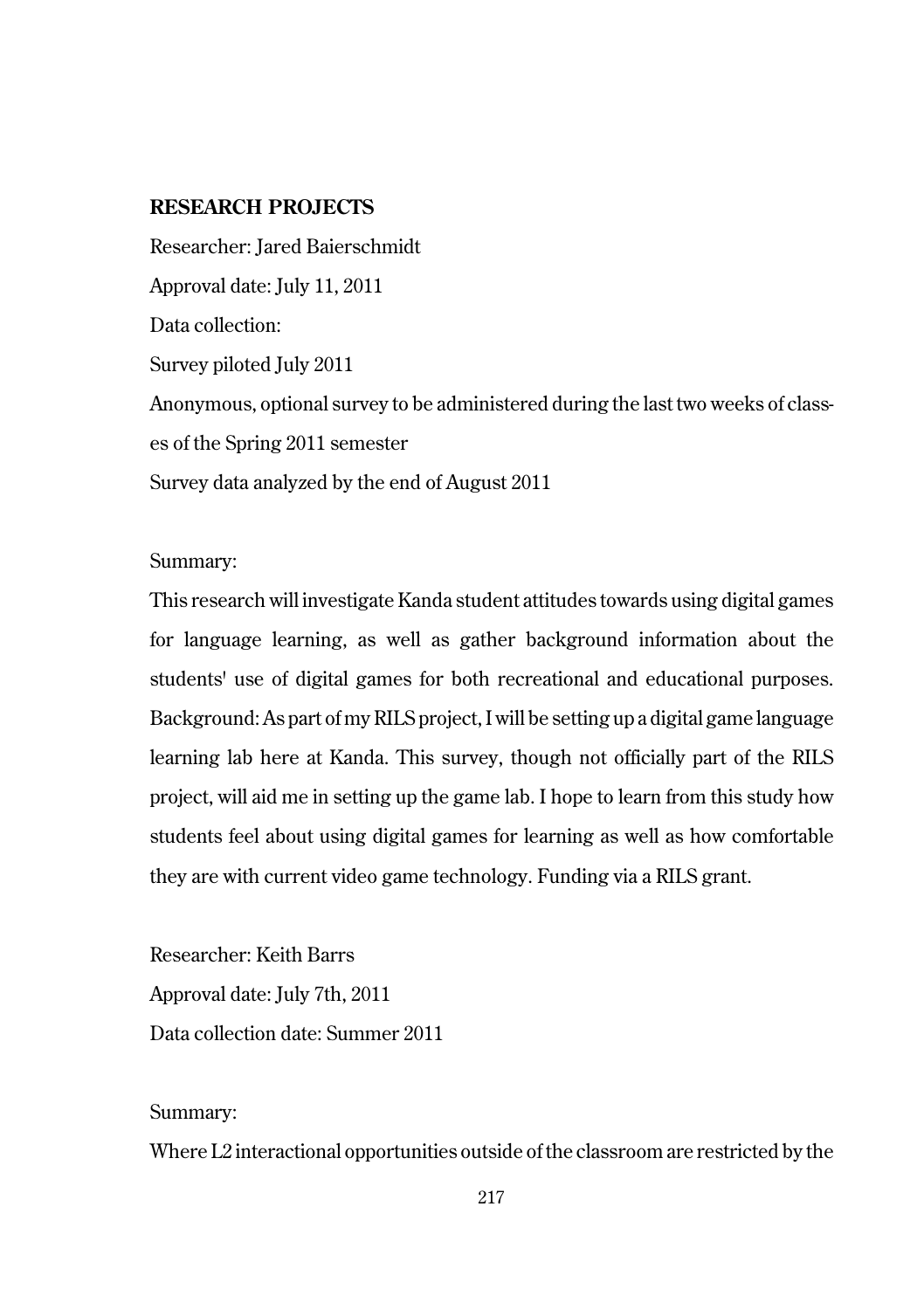**RESEARCH PROJECTS**

Researcher: Jared Baierschmidt

Approval date: July 11, 2011

Data collection:

Survey piloted July 2011

Anonymous, optional survey to be administered during the last two weeks of classes of the Spring 2011 semester

Survey data analyzed by the end of August 2011

Summary:

This research will investigate Kanda student attitudes towards using digital games for language learning, as well as gather background information about the students' use of digital games for both recreational and educational purposes. Background: As part of my RILS project, I will be setting up a digital game language learning lab here at Kanda. This survey, though not officially part of the RILS project, will aid me in setting up the game lab. I hope to learn from this study how students feel about using digital games for learning as well as how comfortable they are with current video game technology. Funding via a RILS grant.

Researcher: Keith Barrs

Approval date: July 7th, 2011

Data collection date: Summer 2011

Summary:

Where L2 interactional opportunities outside of the classroom are restricted by the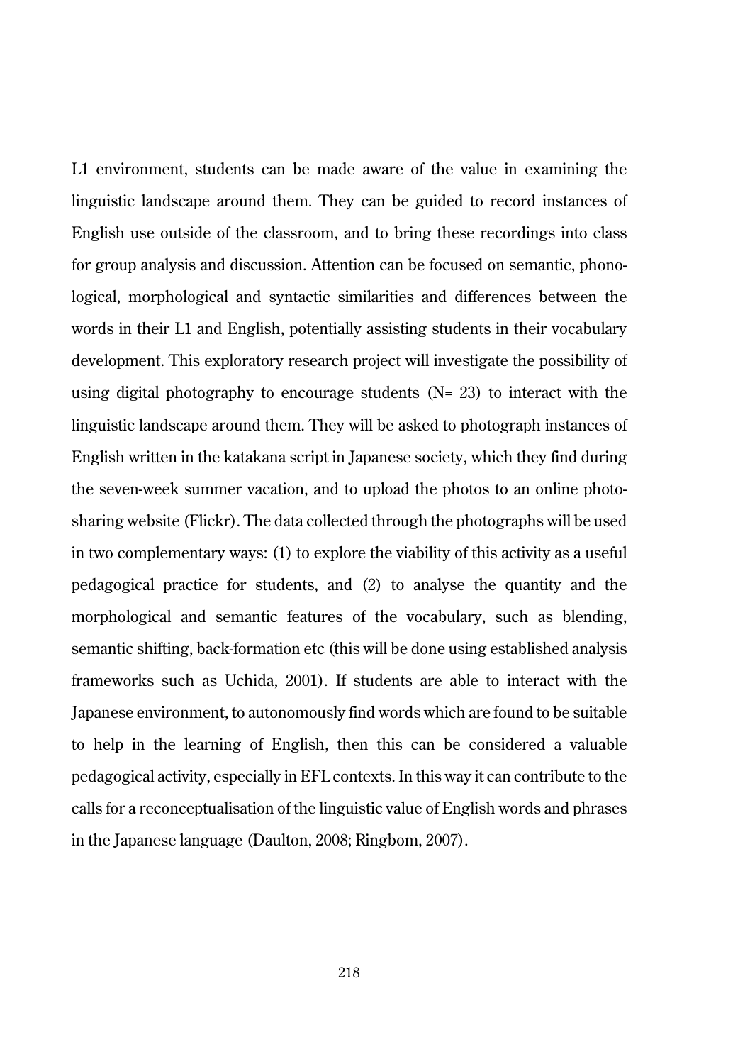L1 environment, students can be made aware of the value in examining the linguistic landscape around them. They can be guided to record instances of English use outside of the classroom, and to bring these recordings into class for group analysis and discussion. Attention can be focused on semantic, phonological, morphological and syntactic similarities and differences between the words in their L1 and English, potentially assisting students in their vocabulary development. This exploratory research project will investigate the possibility of using digital photography to encourage students (N= 23) to interact with the linguistic landscape around them. They will be asked to photograph instances of English written in the katakana script in Japanese society, which they find during the seven-week summer vacation, and to upload the photos to an online photo-sharing website (Flickr). The data collected through the photographs will be used in two complementary ways: (1) to explore the viability of this activity as a useful pedagogical practice for students, and (2) to analyse the quantity and the morphological and semantic features of the vocabulary, such as blending, semantic shifting, back-formation etc (this will be done using established analysis frameworks such as Uchida, 2001). If students are able to interact with the Japanese environment, to autonomously find words which are found to be suitable to help in the learning of English, then this can be considered a valuable pedagogical activity, especially in EFL contexts. In this way it can contribute to the calls for a reconceptualisation of the linguistic value of English words and phrases in the Japanese language (Daulton, 2008; Ringbom, 2007).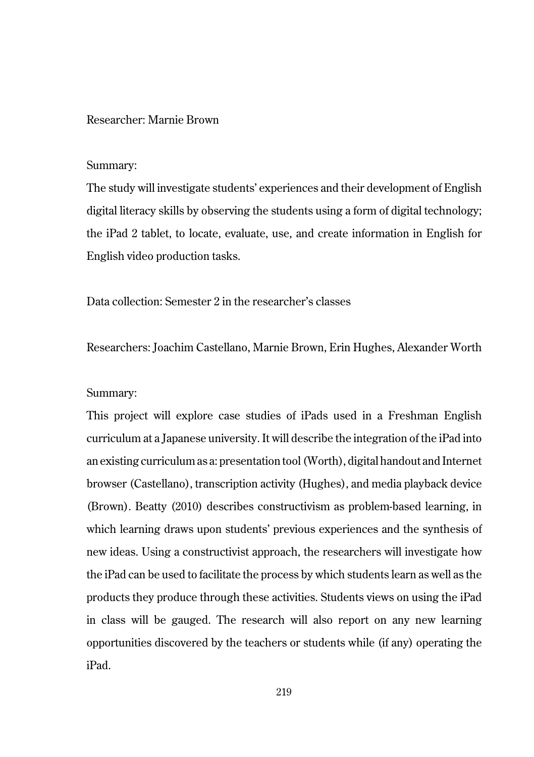Researcher: Marnie Brown

Summary:

The study will investigate students' experiences and their development of English digital literacy skills by observing the students using a form of digital technology; the iPad 2 tablet, to locate, evaluate, use, and create information in English for English video production tasks.

Data collection: Semester 2 in the researcher's classes

Researchers: Joachim Castellano, Marnie Brown, Erin Hughes, Alexander Worth

Summary:

This project will explore case studies of iPads used in a Freshman English curriculum at a Japanese university. It will describe the integration of the iPad into an existing curriculum as a: presentation tool (Worth), digital handout and Internet browser (Castellano), transcription activity (Hughes), and media playback device (Brown). Beatty (2010) describes constructivism as problem-based learning, in which learning draws upon students' previous experiences and the synthesis of new ideas. Using a constructivist approach, the researchers will investigate how the iPad can be used to facilitate the process by which students learn as well as the products they produce through these activities. Students views on using the iPad in class will be gauged. The research will also report on any new learning opportunities discovered by the teachers or students while (if any) operating the iPad.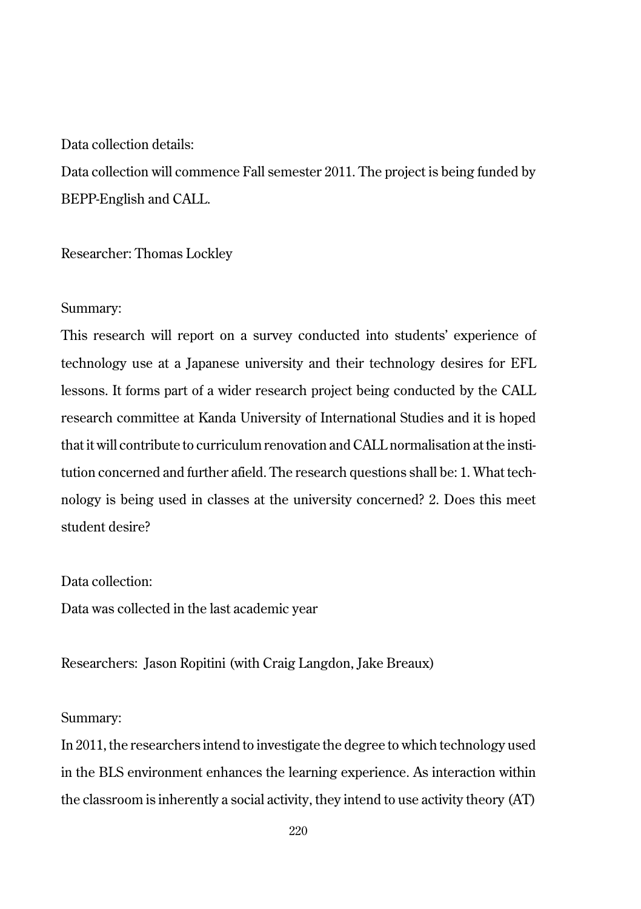Data collection details:

Data collection will commence Fall semester 2011. The project is being funded by BEPP-English and CALL.

Researcher: Thomas Lockley

Summary:

This research will report on a survey conducted into students' experience of technology use at a Japanese university and their technology desires for EFL lessons. It forms part of a wider research project being conducted by the CALL research committee at Kanda University of International Studies and it is hoped that it will contribute to curriculum renovation and CALL normalisation at the institution concerned and further afield. The research questions shall be: 1. What technology is being used in classes at the university concerned? 2. Does this meet student desire?

Data collection:

Data was collected in the last academic year

Researchers: Jason Ropitini (with Craig Langdon, Jake Breaux)

Summary:

In 2011, the researchers intend to investigate the degree to which technology used in the BLS environment enhances the learning experience. As interaction within the classroom is inherently a social activity, they intend to use activity theory (AT)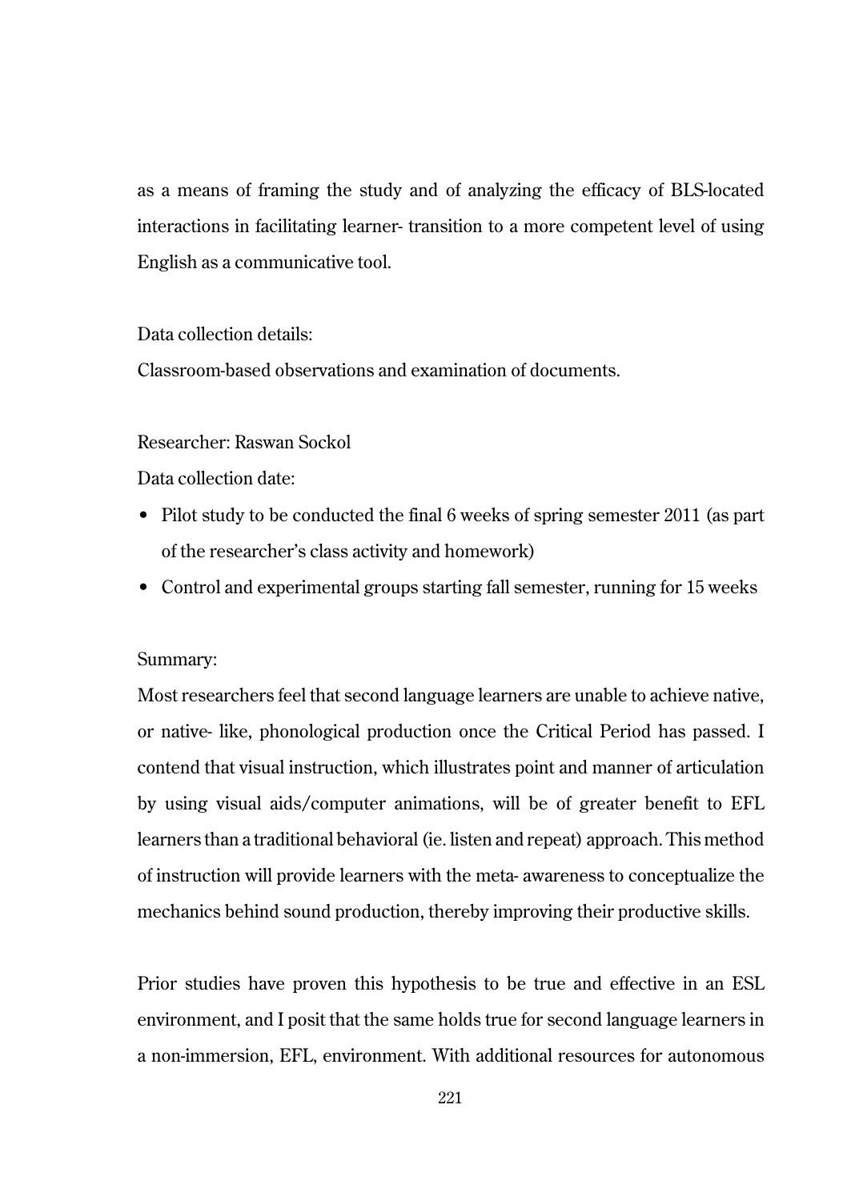as a means of framing the study and of analyzing the efficacy of BLS-located interactions in facilitating learner- transition to a more competent level of using English as a communicative tool.

Data collection details:

Classroom-based observations and examination of documents.

Researcher: Raswan Sockol

Data collection date:

- Pilot study to be conducted the final 6 weeks of spring semester 2011 (as part of the researcher's class activity and homework)
- Control and experimental groups starting fall semester, running for 15 weeks

Summary:

Most researchers feel that second language learners are unable to achieve native, or native- like, phonological production once the Critical Period has passed. I contend that visual instruction, which illustrates point and manner of articulation by using visual aids/computer animations, will be of greater benefit to EFL learners than a traditional behavioral (ie. listen and repeat) approach. This method of instruction will provide learners with the meta- awareness to conceptualize the mechanics behind sound production, thereby improving their productive skills.

Prior studies have proven this hypothesis to be true and effective in an ESL environment, and I posit that the same holds true for second language learners in a non-immersion, EFL, environment. With additional resources for autonomous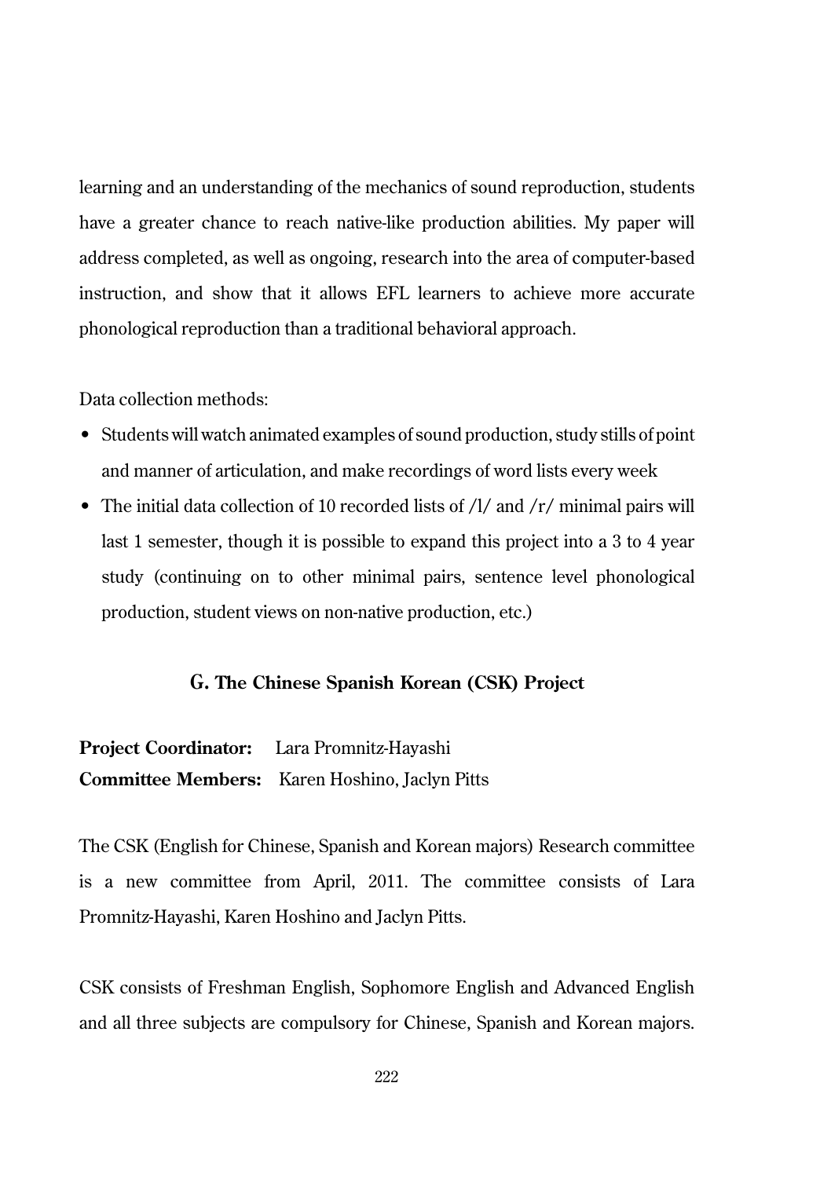learning and an understanding of the mechanics of sound reproduction, students have a greater chance to reach native-like production abilities. My paper will address completed, as well as ongoing, research into the area of computer-based instruction, and show that it allows EFL learners to achieve more accurate phonological reproduction than a traditional behavioral approach.

Data collection methods:

- Students will watch animated examples of sound production, study stills of point and manner of articulation, and make recordings of word lists every week
- The initial data collection of 10 recorded lists of /l/ and /r/ minimal pairs will last 1 semester, though it is possible to expand this project into a 3 to 4 year study (continuing on to other minimal pairs, sentence level phonological production, student views on non-native production, etc.)

### G. The Chinese Spanish Korean (CSK) Project

**Project Coordinator:** Lara Promnitz-Hayashi
**Committee Members:** Karen Hoshino, Jaclyn Pitts

The CSK (English for Chinese, Spanish and Korean majors) Research committee is a new committee from April, 2011. The committee consists of Lara Promnitz-Hayashi, Karen Hoshino and Jaclyn Pitts.

CSK consists of Freshman English, Sophomore English and Advanced English and all three subjects are compulsory for Chinese, Spanish and Korean majors.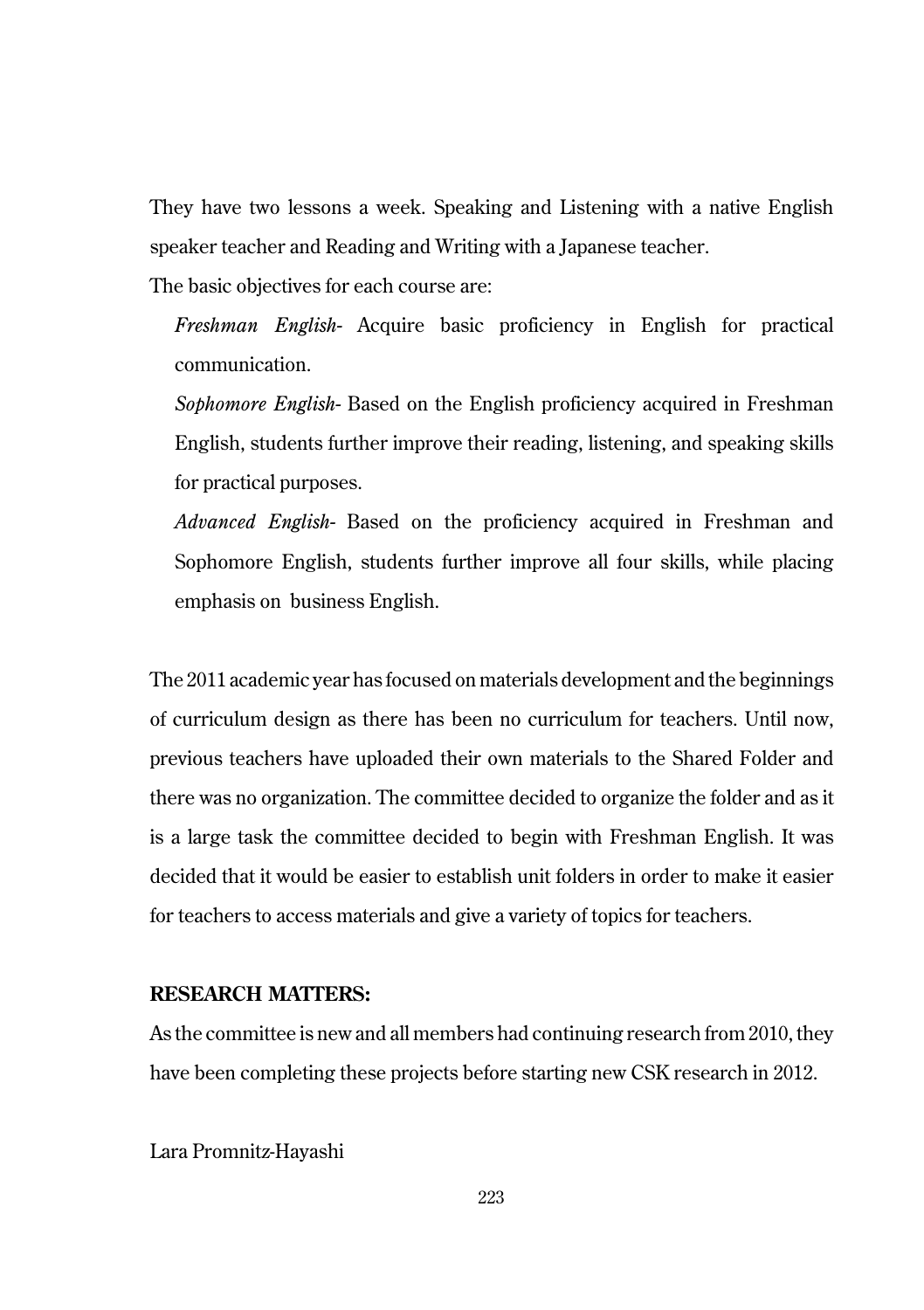They have two lessons a week. Speaking and Listening with a native English speaker teacher and Reading and Writing with a Japanese teacher.

The basic objectives for each course are:

*Freshman English*- Acquire basic proficiency in English for practical communication.

*Sophomore English*- Based on the English proficiency acquired in Freshman English, students further improve their reading, listening, and speaking skills for practical purposes.

*Advanced English*- Based on the proficiency acquired in Freshman and Sophomore English, students further improve all four skills, while placing emphasis on business English.

The 2011 academic year has focused on materials development and the beginnings of curriculum design as there has been no curriculum for teachers. Until now, previous teachers have uploaded their own materials to the Shared Folder and there was no organization. The committee decided to organize the folder and as it is a large task the committee decided to begin with Freshman English. It was decided that it would be easier to establish unit folders in order to make it easier for teachers to access materials and give a variety of topics for teachers.

**RESEARCH MATTERS:**

As the committee is new and all members had continuing research from 2010, they have been completing these projects before starting new CSK research in 2012.

Lara Promnitz-Hayashi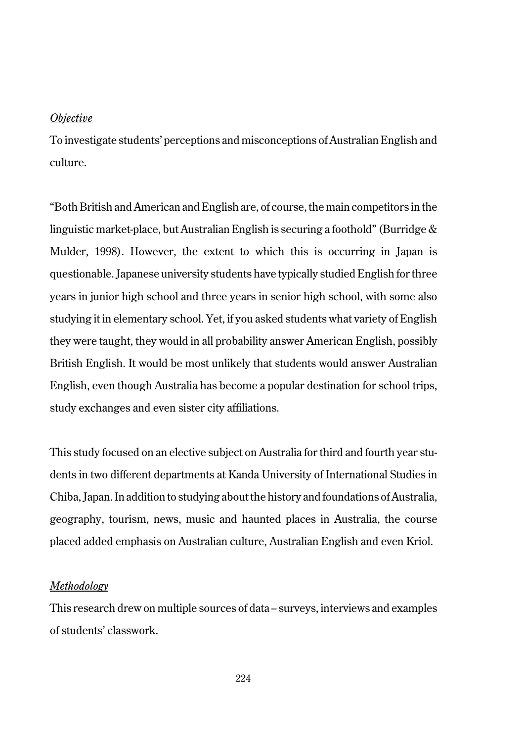*Objective*

To investigate students' perceptions and misconceptions of Australian English and culture.

"Both British and American and English are, of course, the main competitors in the linguistic market-place, but Australian English is securing a foothold" (Burridge & Mulder, 1998). However, the extent to which this is occurring in Japan is questionable. Japanese university students have typically studied English for three years in junior high school and three years in senior high school, with some also studying it in elementary school. Yet, if you asked students what variety of English they were taught, they would in all probability answer American English, possibly British English. It would be most unlikely that students would answer Australian English, even though Australia has become a popular destination for school trips, study exchanges and even sister city affiliations.

This study focused on an elective subject on Australia for third and fourth year students in two different departments at Kanda University of International Studies in Chiba, Japan. In addition to studying about the history and foundations of Australia, geography, tourism, news, music and haunted places in Australia, the course placed added emphasis on Australian culture, Australian English and even Kriol.

*Methodology*

This research drew on multiple sources of data – surveys, interviews and examples of students' classwork.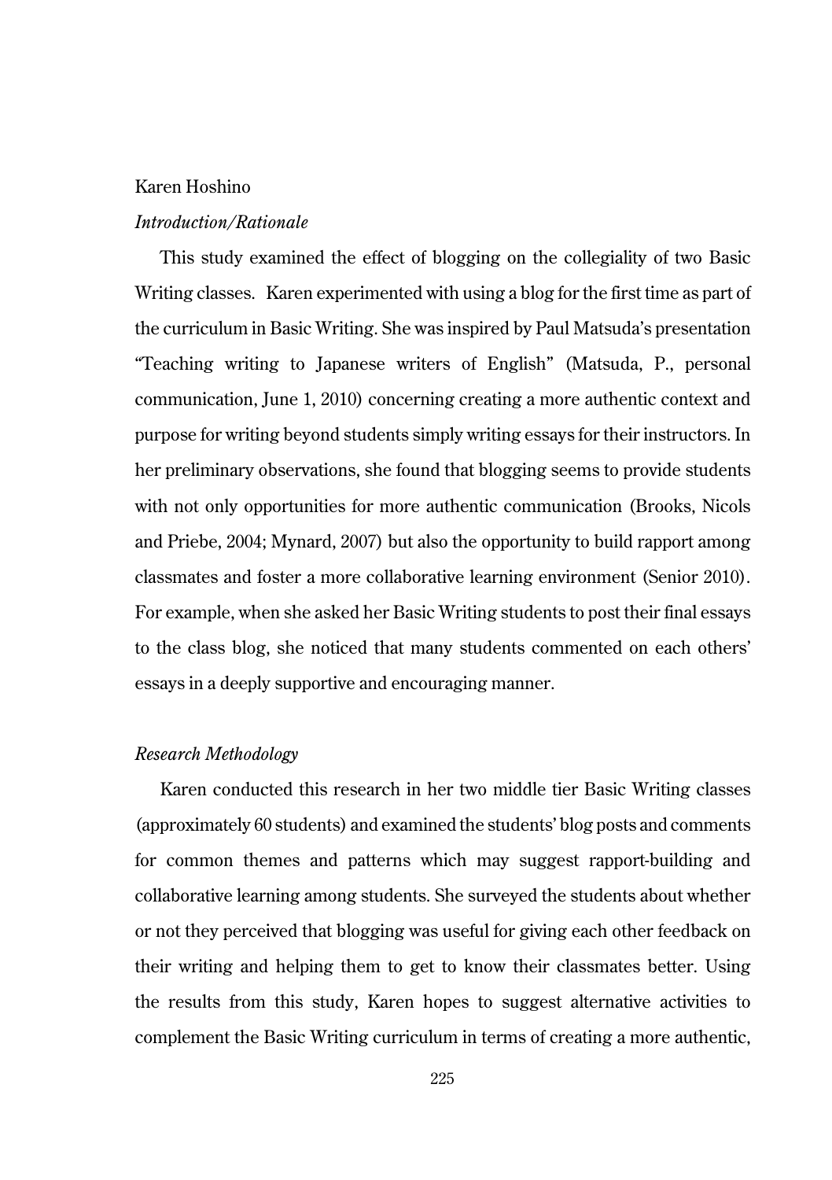Karen Hoshino

*Introduction/Rationale*

This study examined the effect of blogging on the collegiality of two Basic Writing classes. Karen experimented with using a blog for the first time as part of the curriculum in Basic Writing. She was inspired by Paul Matsuda's presentation "Teaching writing to Japanese writers of English" (Matsuda, P., personal communication, June 1, 2010) concerning creating a more authentic context and purpose for writing beyond students simply writing essays for their instructors. In her preliminary observations, she found that blogging seems to provide students with not only opportunities for more authentic communication (Brooks, Nicols and Priebe, 2004; Mynard, 2007) but also the opportunity to build rapport among classmates and foster a more collaborative learning environment (Senior 2010). For example, when she asked her Basic Writing students to post their final essays to the class blog, she noticed that many students commented on each others' essays in a deeply supportive and encouraging manner.

*Research Methodology*

Karen conducted this research in her two middle tier Basic Writing classes (approximately 60 students) and examined the students' blog posts and comments for common themes and patterns which may suggest rapport-building and collaborative learning among students. She surveyed the students about whether or not they perceived that blogging was useful for giving each other feedback on their writing and helping them to get to know their classmates better. Using the results from this study, Karen hopes to suggest alternative activities to complement the Basic Writing curriculum in terms of creating a more authentic,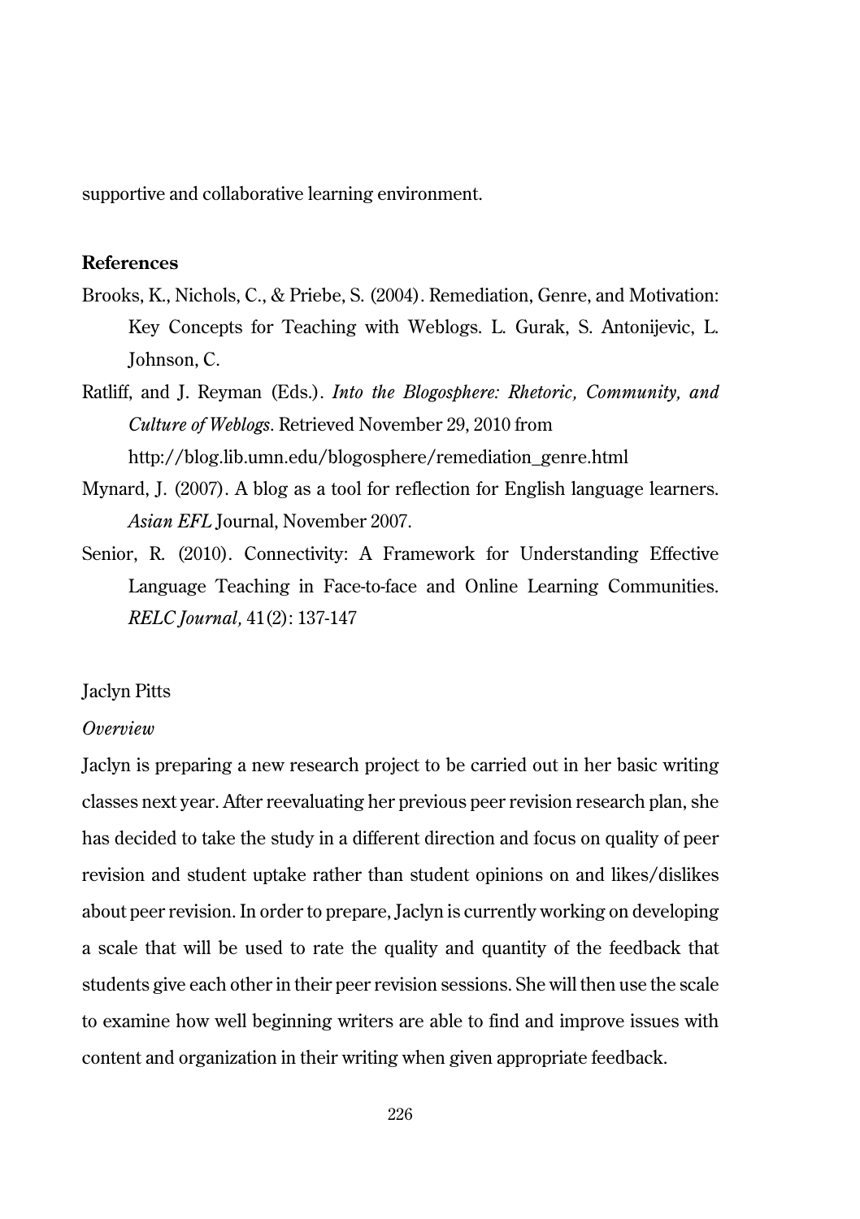supportive and collaborative learning environment.

**References**

Brooks, K., Nichols, C., & Priebe, S. (2004). Remediation, Genre, and Motivation: Key Concepts for Teaching with Weblogs. L. Gurak, S. Antonijevic, L. Johnson, C.

Ratliff, and J. Reyman (Eds.). *Into the Blogosphere: Rhetoric, Community, and Culture of Weblogs*. Retrieved November 29, 2010 from http://blog.lib.umn.edu/blogosphere/remediation_genre.html

Mynard, J. (2007). A blog as a tool for reflection for English language learners. *Asian EFL* Journal, November 2007.

Senior, R. (2010). Connectivity: A Framework for Understanding Effective Language Teaching in Face-to-face and Online Learning Communities. *RELC Journal,* 41(2): 137-147

Jaclyn Pitts

*Overview*

Jaclyn is preparing a new research project to be carried out in her basic writing classes next year. After reevaluating her previous peer revision research plan, she has decided to take the study in a different direction and focus on quality of peer revision and student uptake rather than student opinions on and likes/dislikes about peer revision. In order to prepare, Jaclyn is currently working on developing a scale that will be used to rate the quality and quantity of the feedback that students give each other in their peer revision sessions. She will then use the scale to examine how well beginning writers are able to find and improve issues with content and organization in their writing when given appropriate feedback.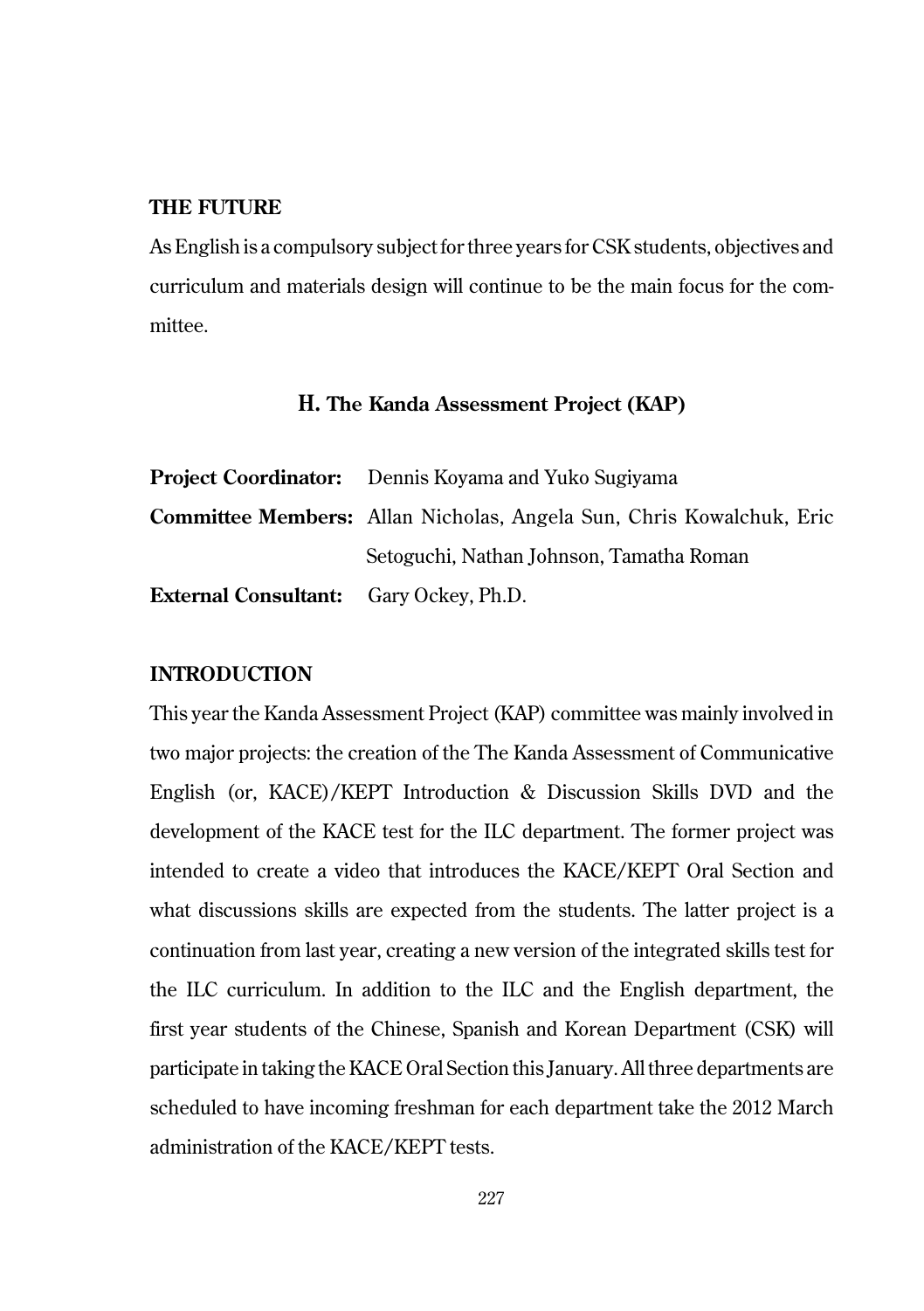### THE FUTURE

As English is a compulsory subject for three years for CSK students, objectives and curriculum and materials design will continue to be the main focus for the committee.

## H. The Kanda Assessment Project (KAP)

**Project Coordinator:** Dennis Koyama and Yuko Sugiyama

**Committee Members:** Allan Nicholas, Angela Sun, Chris Kowalchuk, Eric Setoguchi, Nathan Johnson, Tamatha Roman

**External Consultant:** Gary Ockey, Ph.D.

### INTRODUCTION

This year the Kanda Assessment Project (KAP) committee was mainly involved in two major projects: the creation of the The Kanda Assessment of Communicative English (or, KACE)/KEPT Introduction & Discussion Skills DVD and the development of the KACE test for the ILC department. The former project was intended to create a video that introduces the KACE/KEPT Oral Section and what discussions skills are expected from the students. The latter project is a continuation from last year, creating a new version of the integrated skills test for the ILC curriculum. In addition to the ILC and the English department, the first year students of the Chinese, Spanish and Korean Department (CSK) will participate in taking the KACE Oral Section this January. All three departments are scheduled to have incoming freshman for each department take the 2012 March administration of the KACE/KEPT tests.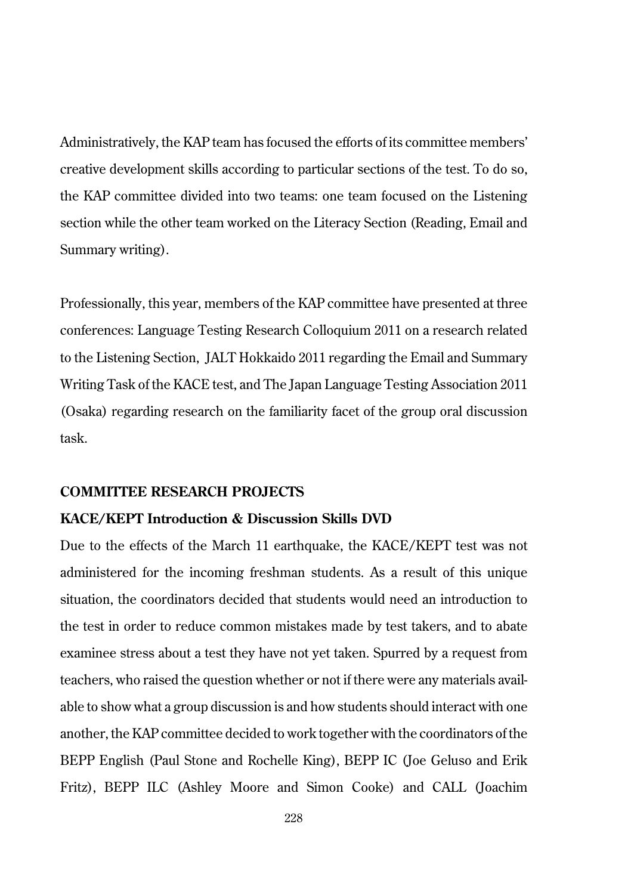Administratively, the KAP team has focused the efforts of its committee members' creative development skills according to particular sections of the test. To do so, the KAP committee divided into two teams: one team focused on the Listening section while the other team worked on the Literacy Section (Reading, Email and Summary writing).

Professionally, this year, members of the KAP committee have presented at three conferences: Language Testing Research Colloquium 2011 on a research related to the Listening Section, JALT Hokkaido 2011 regarding the Email and Summary Writing Task of the KACE test, and The Japan Language Testing Association 2011 (Osaka) regarding research on the familiarity facet of the group oral discussion task.

## COMMITTEE RESEARCH PROJECTS

### KACE/KEPT Introduction & Discussion Skills DVD

Due to the effects of the March 11 earthquake, the KACE/KEPT test was not administered for the incoming freshman students. As a result of this unique situation, the coordinators decided that students would need an introduction to the test in order to reduce common mistakes made by test takers, and to abate examinee stress about a test they have not yet taken. Spurred by a request from teachers, who raised the question whether or not if there were any materials available to show what a group discussion is and how students should interact with one another, the KAP committee decided to work together with the coordinators of the BEPP English (Paul Stone and Rochelle King), BEPP IC (Joe Geluso and Erik Fritz), BEPP ILC (Ashley Moore and Simon Cooke) and CALL (Joachim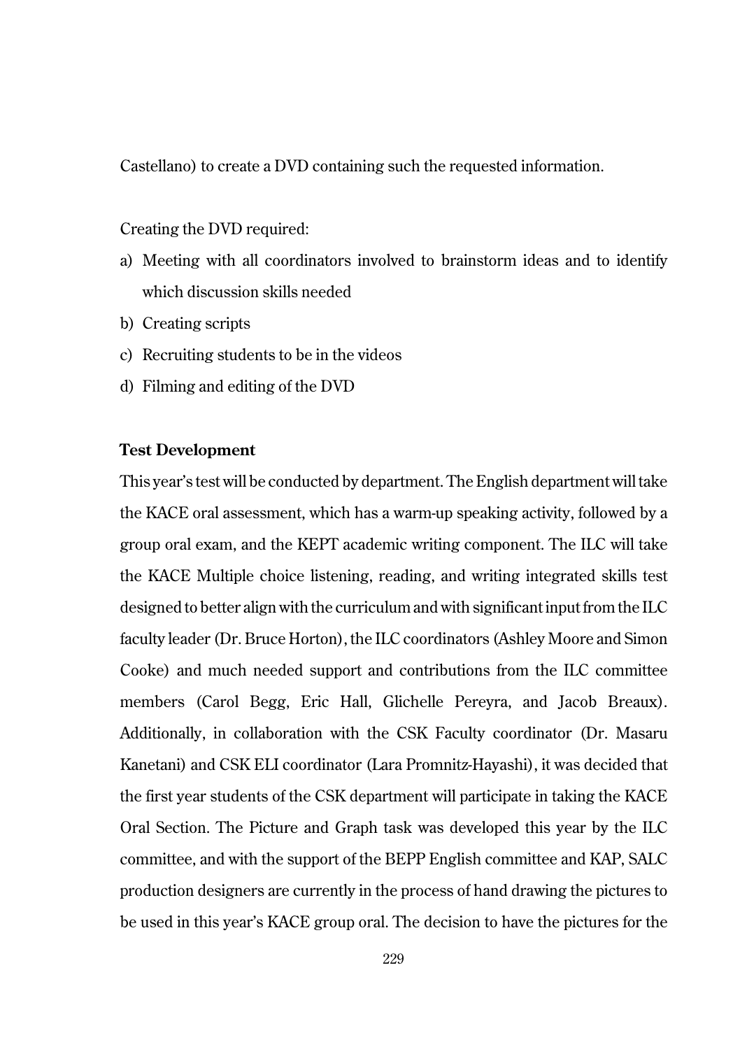Castellano) to create a DVD containing such the requested information.

Creating the DVD required:

a) Meeting with all coordinators involved to brainstorm ideas and to identify which discussion skills needed
b) Creating scripts
c) Recruiting students to be in the videos
d) Filming and editing of the DVD

**Test Development**

This year's test will be conducted by department. The English department will take the KACE oral assessment, which has a warm-up speaking activity, followed by a group oral exam, and the KEPT academic writing component. The ILC will take the KACE Multiple choice listening, reading, and writing integrated skills test designed to better align with the curriculum and with significant input from the ILC faculty leader (Dr. Bruce Horton), the ILC coordinators (Ashley Moore and Simon Cooke) and much needed support and contributions from the ILC committee members (Carol Begg, Eric Hall, Glichelle Pereyra, and Jacob Breaux). Additionally, in collaboration with the CSK Faculty coordinator (Dr. Masaru Kanetani) and CSK ELI coordinator (Lara Promnitz-Hayashi), it was decided that the first year students of the CSK department will participate in taking the KACE Oral Section. The Picture and Graph task was developed this year by the ILC committee, and with the support of the BEPP English committee and KAP, SALC production designers are currently in the process of hand drawing the pictures to be used in this year's KACE group oral. The decision to have the pictures for the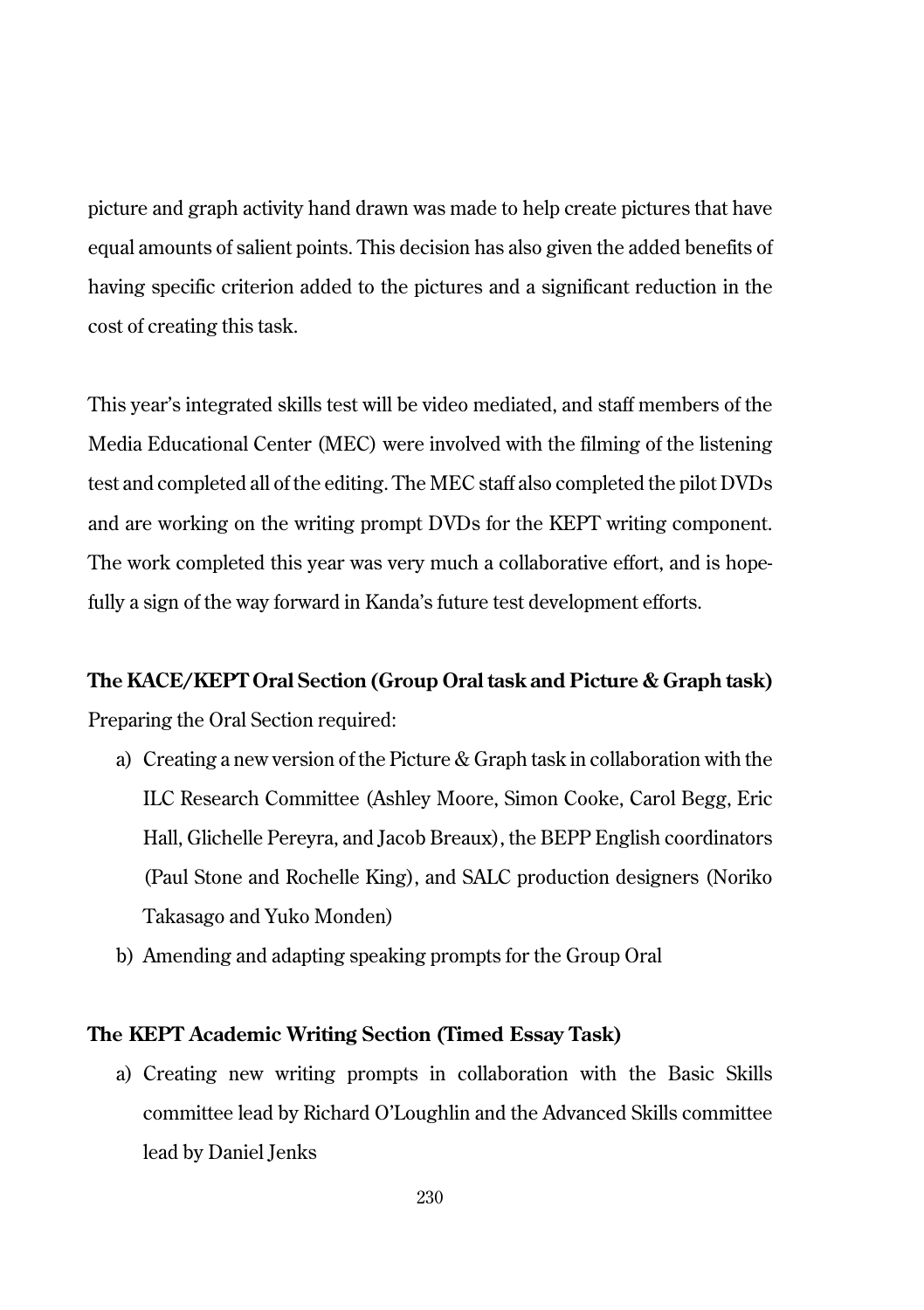picture and graph activity hand drawn was made to help create pictures that have equal amounts of salient points. This decision has also given the added benefits of having specific criterion added to the pictures and a significant reduction in the cost of creating this task.

This year's integrated skills test will be video mediated, and staff members of the Media Educational Center (MEC) were involved with the filming of the listening test and completed all of the editing. The MEC staff also completed the pilot DVDs and are working on the writing prompt DVDs for the KEPT writing component. The work completed this year was very much a collaborative effort, and is hopefully a sign of the way forward in Kanda's future test development efforts.

**The KACE/KEPT Oral Section (Group Oral task and Picture & Graph task)**

Preparing the Oral Section required:

a) Creating a new version of the Picture & Graph task in collaboration with the ILC Research Committee (Ashley Moore, Simon Cooke, Carol Begg, Eric Hall, Glichelle Pereyra, and Jacob Breaux), the BEPP English coordinators (Paul Stone and Rochelle King), and SALC production designers (Noriko Takasago and Yuko Monden)

b) Amending and adapting speaking prompts for the Group Oral

**The KEPT Academic Writing Section (Timed Essay Task)**

a) Creating new writing prompts in collaboration with the Basic Skills committee lead by Richard O'Loughlin and the Advanced Skills committee lead by Daniel Jenks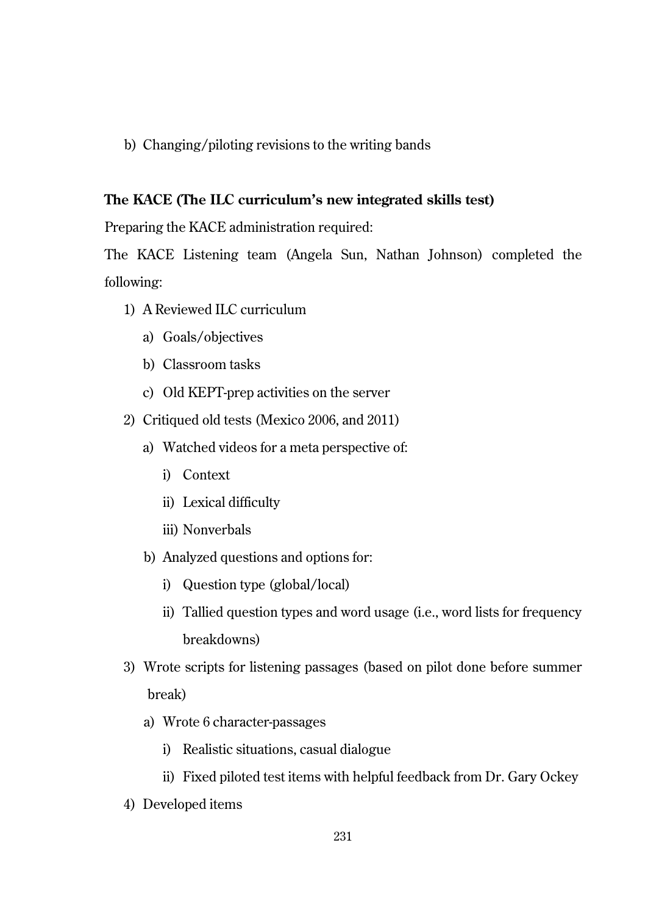b) Changing/piloting revisions to the writing bands

**The KACE (The ILC curriculum's new integrated skills test)**

Preparing the KACE administration required:

The KACE Listening team (Angela Sun, Nathan Johnson) completed the following:

1) A Reviewed ILC curriculum
   a) Goals/objectives
   b) Classroom tasks
   c) Old KEPT-prep activities on the server
2) Critiqued old tests (Mexico 2006, and 2011)
   a) Watched videos for a meta perspective of:
      i) Context
      ii) Lexical difficulty
      iii) Nonverbals
   b) Analyzed questions and options for:
      i) Question type (global/local)
      ii) Tallied question types and word usage (i.e., word lists for frequency breakdowns)
3) Wrote scripts for listening passages (based on pilot done before summer break)
   a) Wrote 6 character-passages
      i) Realistic situations, casual dialogue
      ii) Fixed piloted test items with helpful feedback from Dr. Gary Ockey
4) Developed items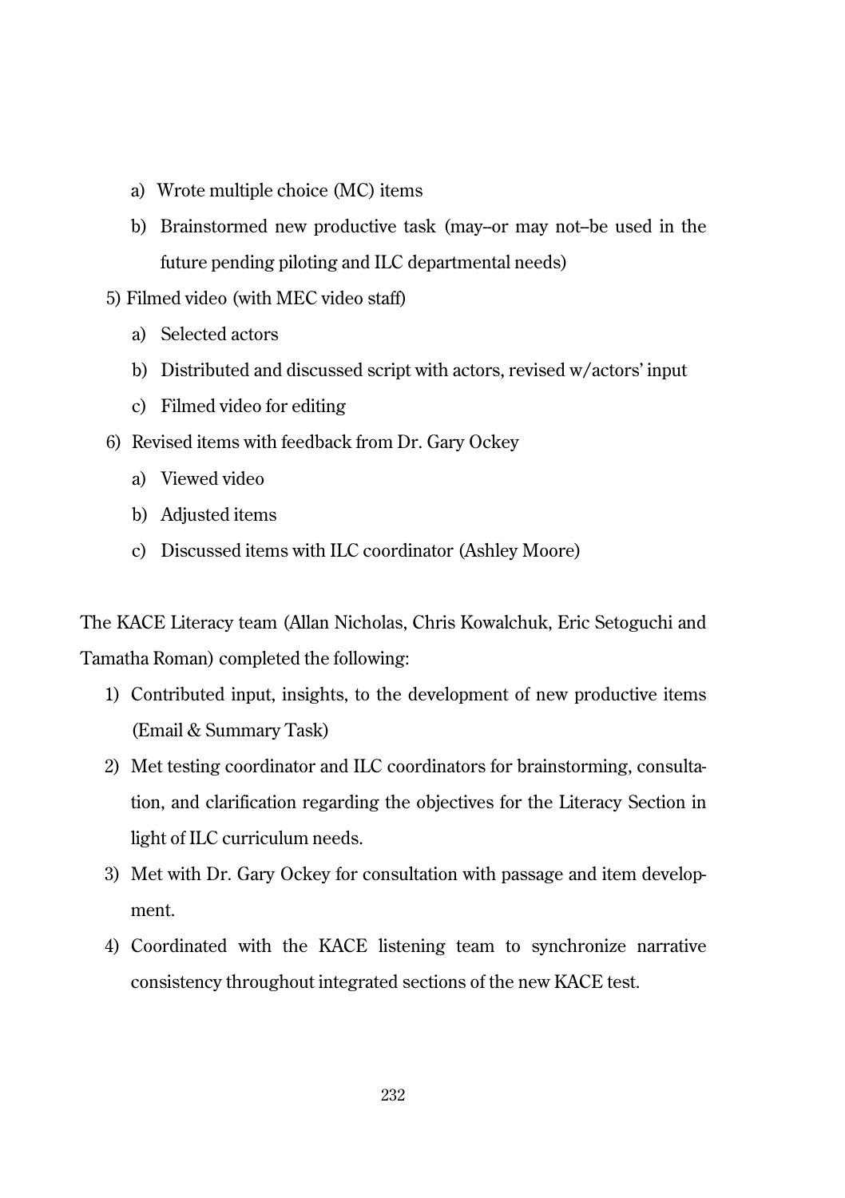a) Wrote multiple choice (MC) items
   b) Brainstormed new productive task (may–or may not–be used in the future pending piloting and ILC departmental needs)

5) Filmed video (with MEC video staff)
   a) Selected actors
   b) Distributed and discussed script with actors, revised w/actors' input
   c) Filmed video for editing

6) Revised items with feedback from Dr. Gary Ockey
   a) Viewed video
   b) Adjusted items
   c) Discussed items with ILC coordinator (Ashley Moore)

The KACE Literacy team (Allan Nicholas, Chris Kowalchuk, Eric Setoguchi and Tamatha Roman) completed the following:

1) Contributed input, insights, to the development of new productive items (Email & Summary Task)
2) Met testing coordinator and ILC coordinators for brainstorming, consultation, and clarification regarding the objectives for the Literacy Section in light of ILC curriculum needs.
3) Met with Dr. Gary Ockey for consultation with passage and item development.
4) Coordinated with the KACE listening team to synchronize narrative consistency throughout integrated sections of the new KACE test.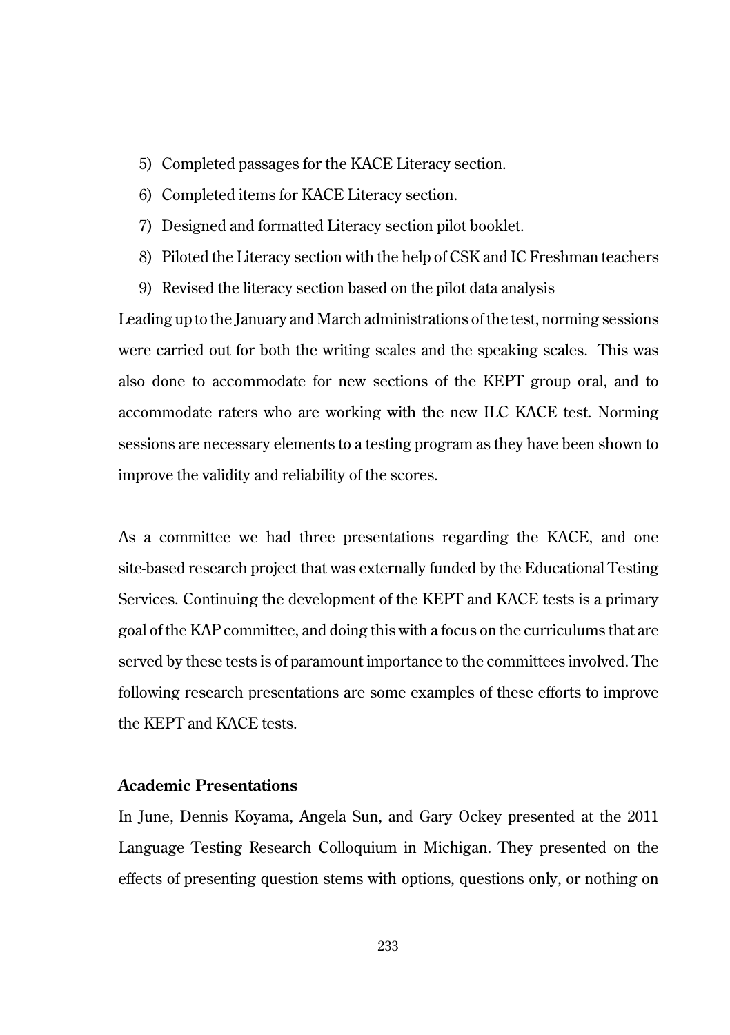5) Completed passages for the KACE Literacy section.
6) Completed items for KACE Literacy section.
7) Designed and formatted Literacy section pilot booklet.
8) Piloted the Literacy section with the help of CSK and IC Freshman teachers
9) Revised the literacy section based on the pilot data analysis

Leading up to the January and March administrations of the test, norming sessions were carried out for both the writing scales and the speaking scales. This was also done to accommodate for new sections of the KEPT group oral, and to accommodate raters who are working with the new ILC KACE test. Norming sessions are necessary elements to a testing program as they have been shown to improve the validity and reliability of the scores.

As a committee we had three presentations regarding the KACE, and one site-based research project that was externally funded by the Educational Testing Services. Continuing the development of the KEPT and KACE tests is a primary goal of the KAP committee, and doing this with a focus on the curriculums that are served by these tests is of paramount importance to the committees involved. The following research presentations are some examples of these efforts to improve the KEPT and KACE tests.

**Academic Presentations**

In June, Dennis Koyama, Angela Sun, and Gary Ockey presented at the 2011 Language Testing Research Colloquium in Michigan. They presented on the effects of presenting question stems with options, questions only, or nothing on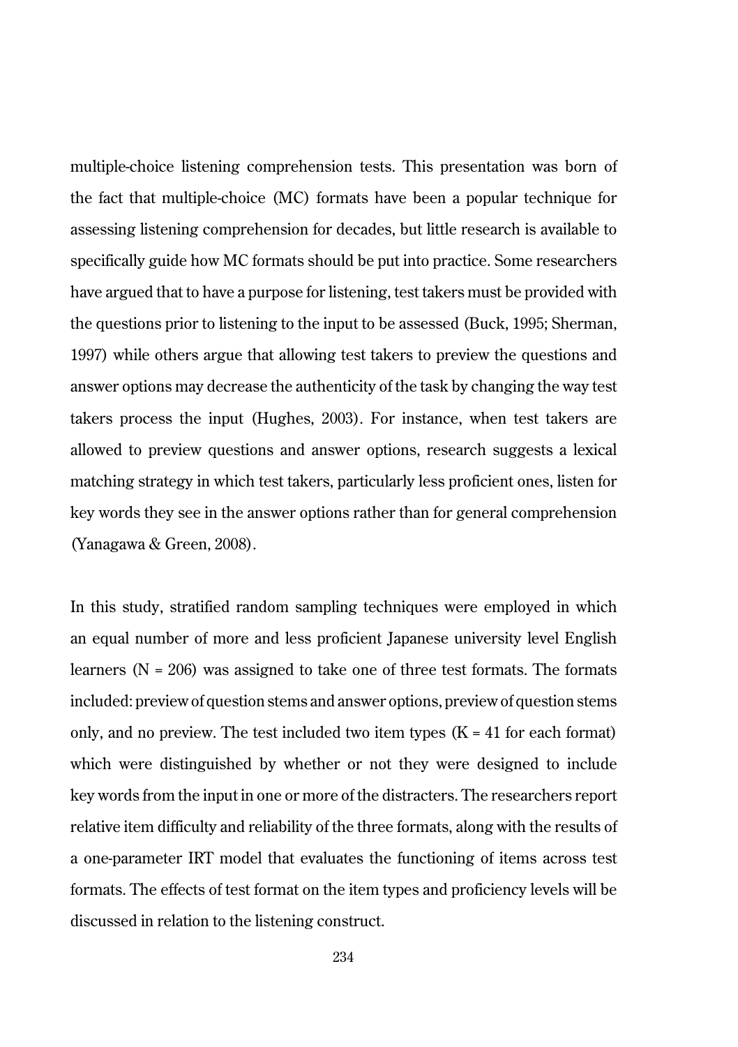multiple-choice listening comprehension tests. This presentation was born of the fact that multiple-choice (MC) formats have been a popular technique for assessing listening comprehension for decades, but little research is available to specifically guide how MC formats should be put into practice. Some researchers have argued that to have a purpose for listening, test takers must be provided with the questions prior to listening to the input to be assessed (Buck, 1995; Sherman, 1997) while others argue that allowing test takers to preview the questions and answer options may decrease the authenticity of the task by changing the way test takers process the input (Hughes, 2003). For instance, when test takers are allowed to preview questions and answer options, research suggests a lexical matching strategy in which test takers, particularly less proficient ones, listen for key words they see in the answer options rather than for general comprehension (Yanagawa & Green, 2008).

In this study, stratified random sampling techniques were employed in which an equal number of more and less proficient Japanese university level English learners (N = 206) was assigned to take one of three test formats. The formats included: preview of question stems and answer options, preview of question stems only, and no preview. The test included two item types (K = 41 for each format) which were distinguished by whether or not they were designed to include key words from the input in one or more of the distracters. The researchers report relative item difficulty and reliability of the three formats, along with the results of a one-parameter IRT model that evaluates the functioning of items across test formats. The effects of test format on the item types and proficiency levels will be discussed in relation to the listening construct.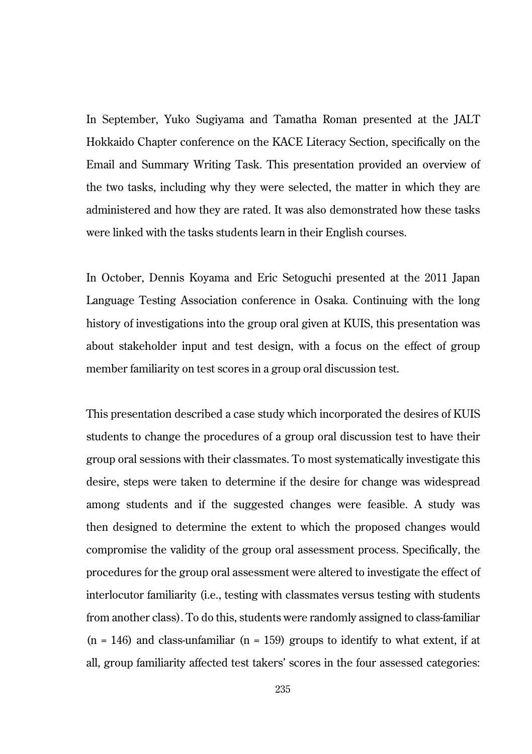In September, Yuko Sugiyama and Tamatha Roman presented at the JALT Hokkaido Chapter conference on the KACE Literacy Section, specifically on the Email and Summary Writing Task. This presentation provided an overview of the two tasks, including why they were selected, the matter in which they are administered and how they are rated. It was also demonstrated how these tasks were linked with the tasks students learn in their English courses.

In October, Dennis Koyama and Eric Setoguchi presented at the 2011 Japan Language Testing Association conference in Osaka. Continuing with the long history of investigations into the group oral given at KUIS, this presentation was about stakeholder input and test design, with a focus on the effect of group member familiarity on test scores in a group oral discussion test.

This presentation described a case study which incorporated the desires of KUIS students to change the procedures of a group oral discussion test to have their group oral sessions with their classmates. To most systematically investigate this desire, steps were taken to determine if the desire for change was widespread among students and if the suggested changes were feasible. A study was then designed to determine the extent to which the proposed changes would compromise the validity of the group oral assessment process. Specifically, the procedures for the group oral assessment were altered to investigate the effect of interlocutor familiarity (i.e., testing with classmates versus testing with students from another class). To do this, students were randomly assigned to class-familiar ($n = 146$) and class-unfamiliar ($n = 159$) groups to identify to what extent, if at all, group familiarity affected test takers' scores in the four assessed categories: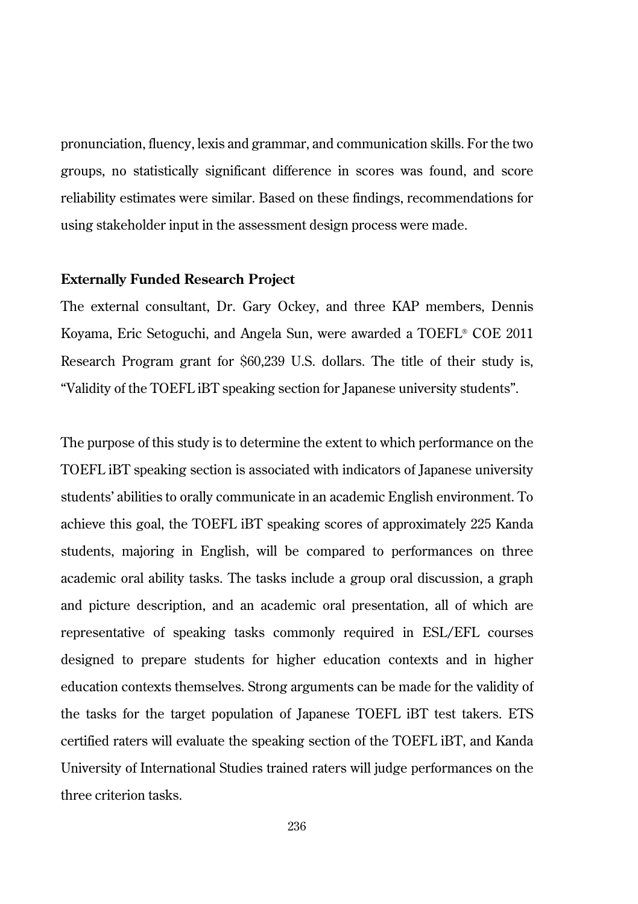pronunciation, fluency, lexis and grammar, and communication skills. For the two groups, no statistically significant difference in scores was found, and score reliability estimates were similar. Based on these findings, recommendations for using stakeholder input in the assessment design process were made.

**Externally Funded Research Project**

The external consultant, Dr. Gary Ockey, and three KAP members, Dennis Koyama, Eric Setoguchi, and Angela Sun, were awarded a TOEFL® COE 2011 Research Program grant for $60,239 U.S. dollars. The title of their study is, "Validity of the TOEFL iBT speaking section for Japanese university students".

The purpose of this study is to determine the extent to which performance on the TOEFL iBT speaking section is associated with indicators of Japanese university students' abilities to orally communicate in an academic English environment. To achieve this goal, the TOEFL iBT speaking scores of approximately 225 Kanda students, majoring in English, will be compared to performances on three academic oral ability tasks. The tasks include a group oral discussion, a graph and picture description, and an academic oral presentation, all of which are representative of speaking tasks commonly required in ESL/EFL courses designed to prepare students for higher education contexts and in higher education contexts themselves. Strong arguments can be made for the validity of the tasks for the target population of Japanese TOEFL iBT test takers. ETS certified raters will evaluate the speaking section of the TOEFL iBT, and Kanda University of International Studies trained raters will judge performances on the three criterion tasks.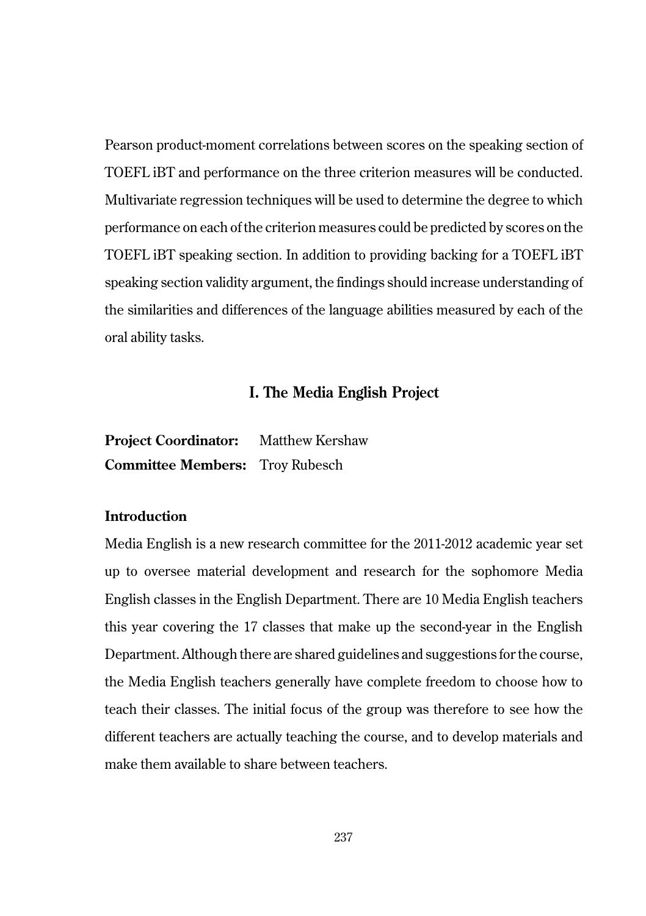Pearson product-moment correlations between scores on the speaking section of TOEFL iBT and performance on the three criterion measures will be conducted. Multivariate regression techniques will be used to determine the degree to which performance on each of the criterion measures could be predicted by scores on the TOEFL iBT speaking section. In addition to providing backing for a TOEFL iBT speaking section validity argument, the findings should increase understanding of the similarities and differences of the language abilities measured by each of the oral ability tasks.

## I. The Media English Project

**Project Coordinator:** Matthew Kershaw
**Committee Members:** Troy Rubesch

### Introduction

Media English is a new research committee for the 2011-2012 academic year set up to oversee material development and research for the sophomore Media English classes in the English Department. There are 10 Media English teachers this year covering the 17 classes that make up the second-year in the English Department. Although there are shared guidelines and suggestions for the course, the Media English teachers generally have complete freedom to choose how to teach their classes. The initial focus of the group was therefore to see how the different teachers are actually teaching the course, and to develop materials and make them available to share between teachers.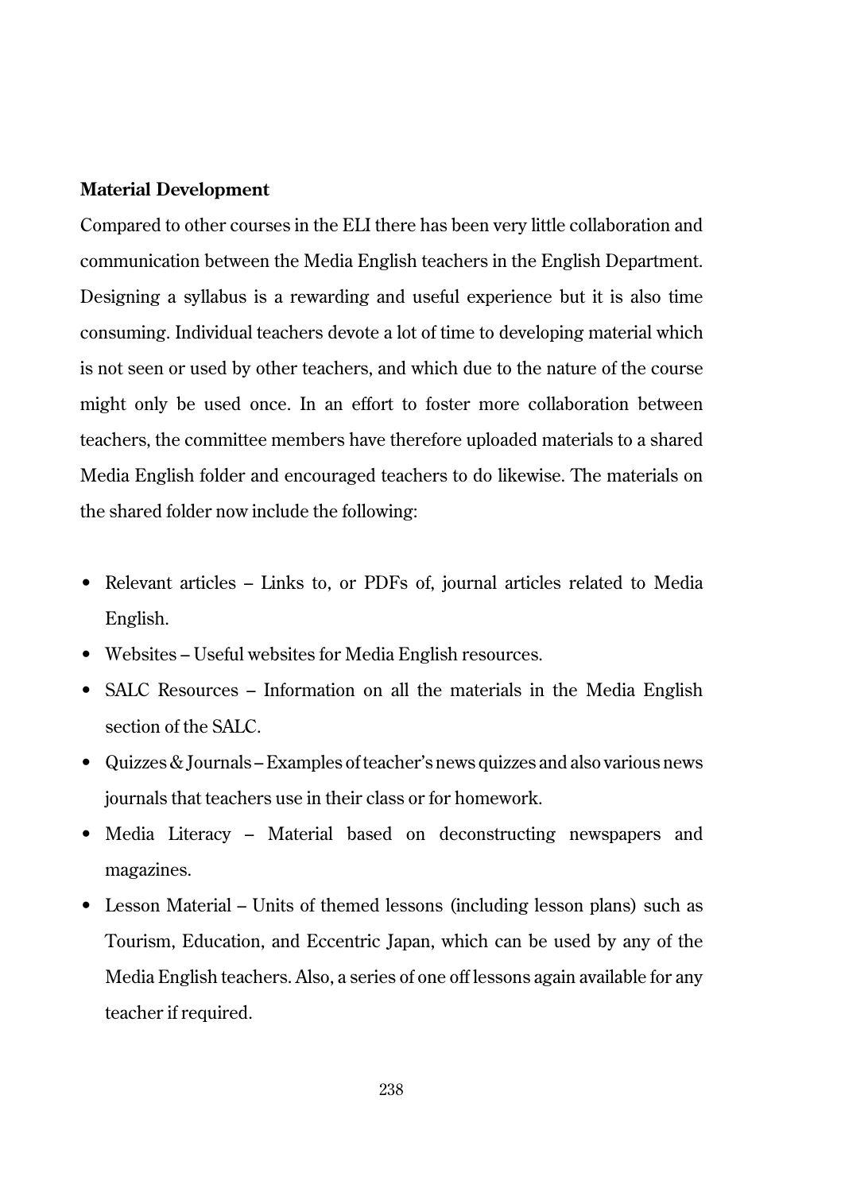**Material Development**

Compared to other courses in the ELI there has been very little collaboration and communication between the Media English teachers in the English Department. Designing a syllabus is a rewarding and useful experience but it is also time consuming. Individual teachers devote a lot of time to developing material which is not seen or used by other teachers, and which due to the nature of the course might only be used once. In an effort to foster more collaboration between teachers, the committee members have therefore uploaded materials to a shared Media English folder and encouraged teachers to do likewise. The materials on the shared folder now include the following:

- Relevant articles – Links to, or PDFs of, journal articles related to Media English.
- Websites – Useful websites for Media English resources.
- SALC Resources – Information on all the materials in the Media English section of the SALC.
- Quizzes & Journals – Examples of teacher's news quizzes and also various news journals that teachers use in their class or for homework.
- Media Literacy – Material based on deconstructing newspapers and magazines.
- Lesson Material – Units of themed lessons (including lesson plans) such as Tourism, Education, and Eccentric Japan, which can be used by any of the Media English teachers. Also, a series of one off lessons again available for any teacher if required.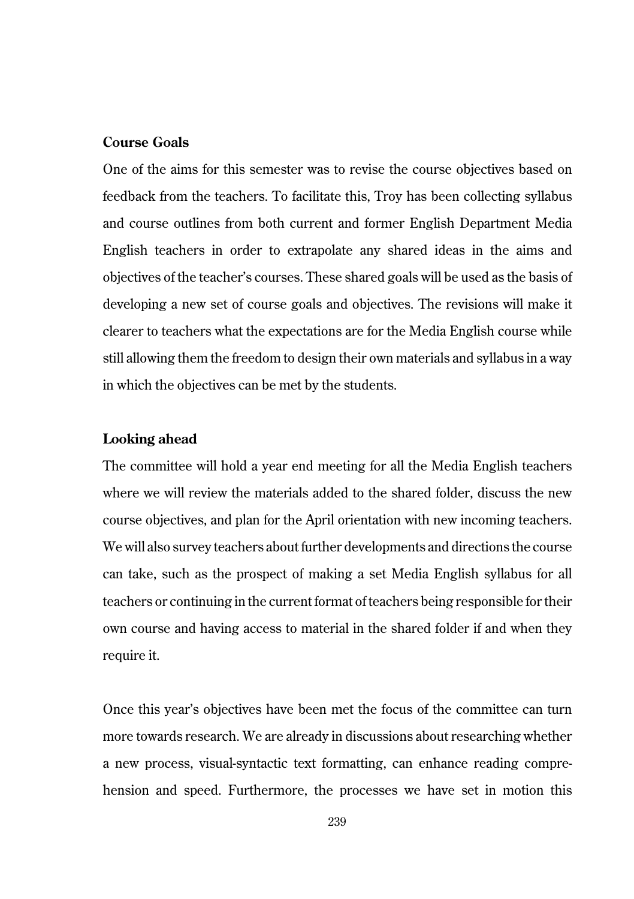**Course Goals**

One of the aims for this semester was to revise the course objectives based on feedback from the teachers. To facilitate this, Troy has been collecting syllabus and course outlines from both current and former English Department Media English teachers in order to extrapolate any shared ideas in the aims and objectives of the teacher's courses. These shared goals will be used as the basis of developing a new set of course goals and objectives. The revisions will make it clearer to teachers what the expectations are for the Media English course while still allowing them the freedom to design their own materials and syllabus in a way in which the objectives can be met by the students.

**Looking ahead**

The committee will hold a year end meeting for all the Media English teachers where we will review the materials added to the shared folder, discuss the new course objectives, and plan for the April orientation with new incoming teachers. We will also survey teachers about further developments and directions the course can take, such as the prospect of making a set Media English syllabus for all teachers or continuing in the current format of teachers being responsible for their own course and having access to material in the shared folder if and when they require it.

Once this year's objectives have been met the focus of the committee can turn more towards research. We are already in discussions about researching whether a new process, visual-syntactic text formatting, can enhance reading comprehension and speed. Furthermore, the processes we have set in motion this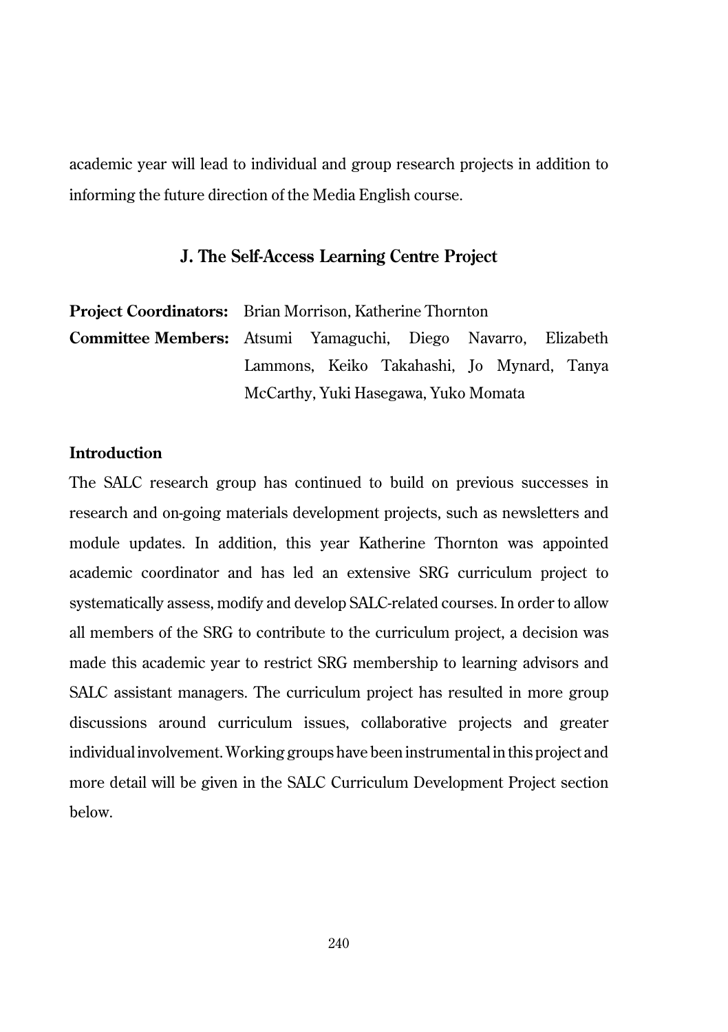academic year will lead to individual and group research projects in addition to informing the future direction of the Media English course.

## J. The Self-Access Learning Centre Project

**Project Coordinators:** Brian Morrison, Katherine Thornton

**Committee Members:** Atsumi Yamaguchi, Diego Navarro, Elizabeth Lammons, Keiko Takahashi, Jo Mynard, Tanya McCarthy, Yuki Hasegawa, Yuko Momata

### Introduction

The SALC research group has continued to build on previous successes in research and on-going materials development projects, such as newsletters and module updates. In addition, this year Katherine Thornton was appointed academic coordinator and has led an extensive SRG curriculum project to systematically assess, modify and develop SALC-related courses. In order to allow all members of the SRG to contribute to the curriculum project, a decision was made this academic year to restrict SRG membership to learning advisors and SALC assistant managers. The curriculum project has resulted in more group discussions around curriculum issues, collaborative projects and greater individual involvement. Working groups have been instrumental in this project and more detail will be given in the SALC Curriculum Development Project section below.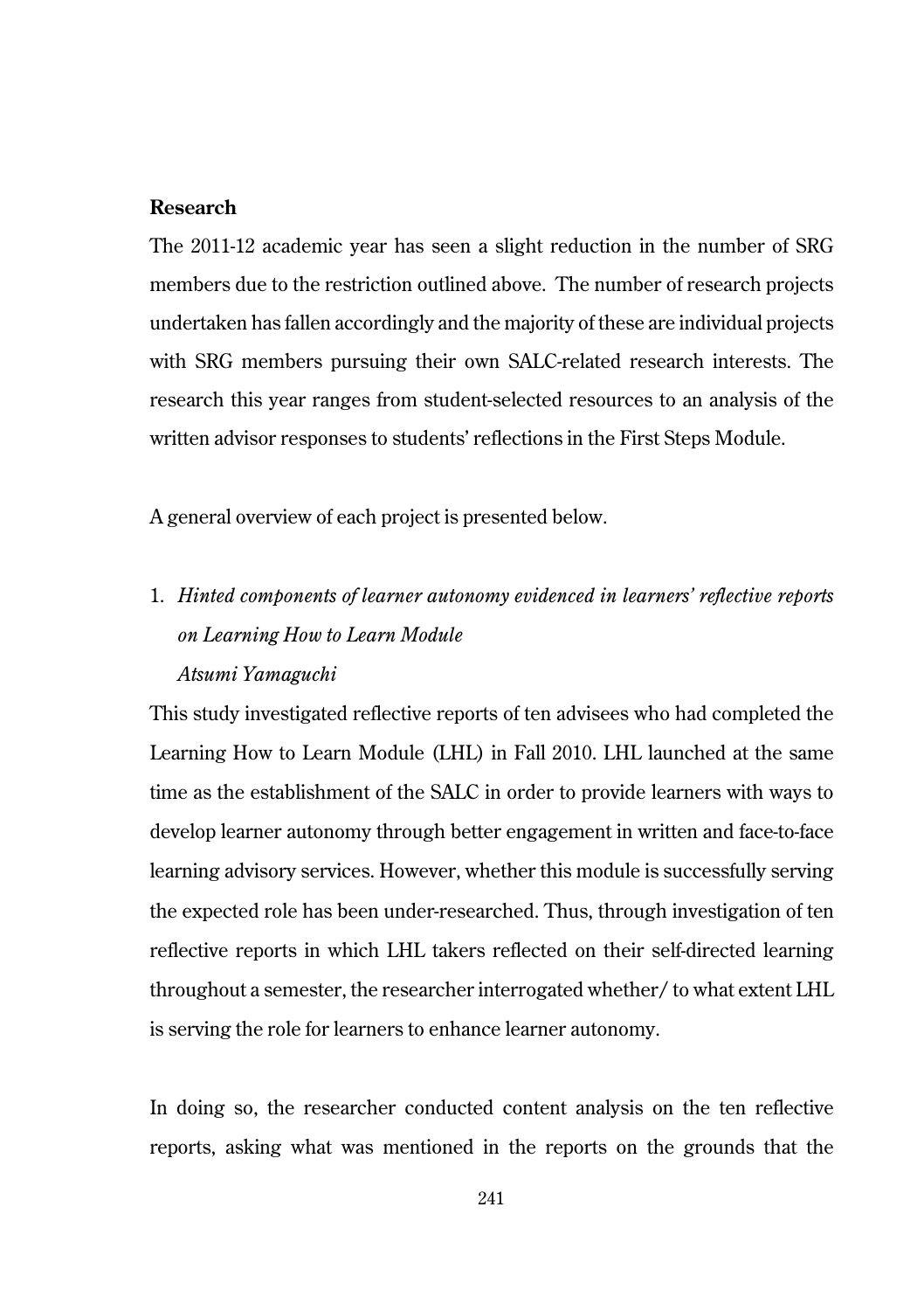## Research

The 2011-12 academic year has seen a slight reduction in the number of SRG members due to the restriction outlined above. The number of research projects undertaken has fallen accordingly and the majority of these are individual projects with SRG members pursuing their own SALC-related research interests. The research this year ranges from student-selected resources to an analysis of the written advisor responses to students' reflections in the First Steps Module.

A general overview of each project is presented below.

1. *Hinted components of learner autonomy evidenced in learners' reflective reports on Learning How to Learn Module*
   *Atsumi Yamaguchi*

This study investigated reflective reports of ten advisees who had completed the Learning How to Learn Module (LHL) in Fall 2010. LHL launched at the same time as the establishment of the SALC in order to provide learners with ways to develop learner autonomy through better engagement in written and face-to-face learning advisory services. However, whether this module is successfully serving the expected role has been under-researched. Thus, through investigation of ten reflective reports in which LHL takers reflected on their self-directed learning throughout a semester, the researcher interrogated whether/ to what extent LHL is serving the role for learners to enhance learner autonomy.

In doing so, the researcher conducted content analysis on the ten reflective reports, asking what was mentioned in the reports on the grounds that the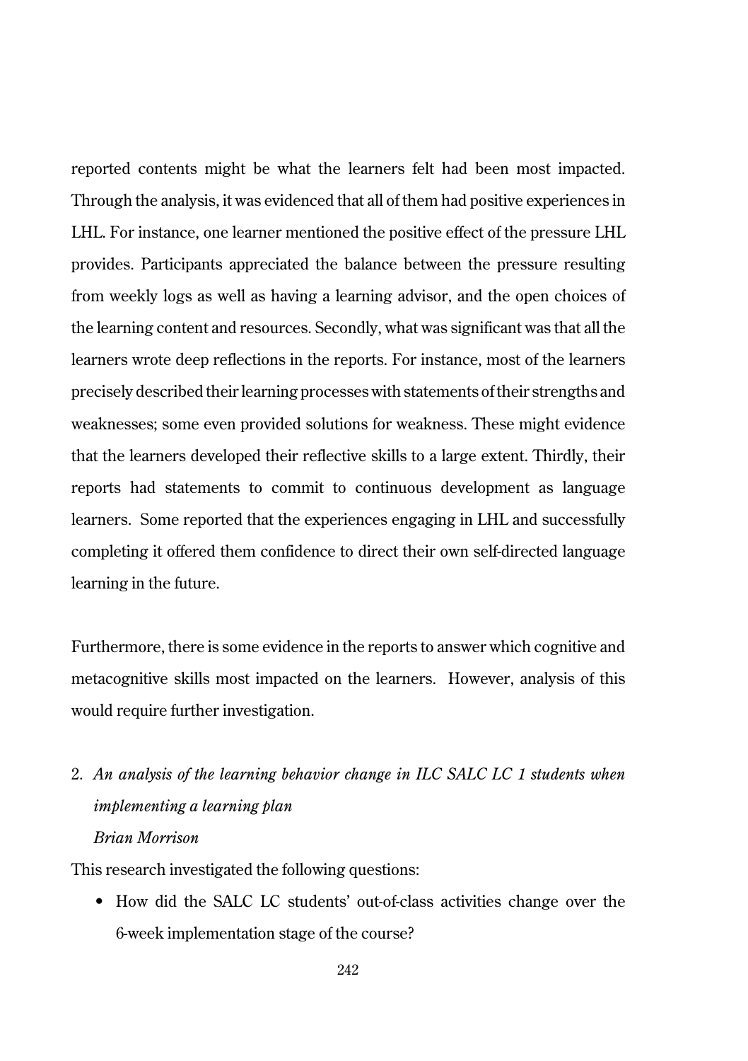reported contents might be what the learners felt had been most impacted. Through the analysis, it was evidenced that all of them had positive experiences in LHL. For instance, one learner mentioned the positive effect of the pressure LHL provides. Participants appreciated the balance between the pressure resulting from weekly logs as well as having a learning advisor, and the open choices of the learning content and resources. Secondly, what was significant was that all the learners wrote deep reflections in the reports. For instance, most of the learners precisely described their learning processes with statements of their strengths and weaknesses; some even provided solutions for weakness. These might evidence that the learners developed their reflective skills to a large extent. Thirdly, their reports had statements to commit to continuous development as language learners. Some reported that the experiences engaging in LHL and successfully completing it offered them confidence to direct their own self-directed language learning in the future.

Furthermore, there is some evidence in the reports to answer which cognitive and metacognitive skills most impacted on the learners. However, analysis of this would require further investigation.

2. *An analysis of the learning behavior change in ILC SALC LC 1 students when implementing a learning plan*
   *Brian Morrison*

This research investigated the following questions:

- How did the SALC LC students' out-of-class activities change over the 6-week implementation stage of the course?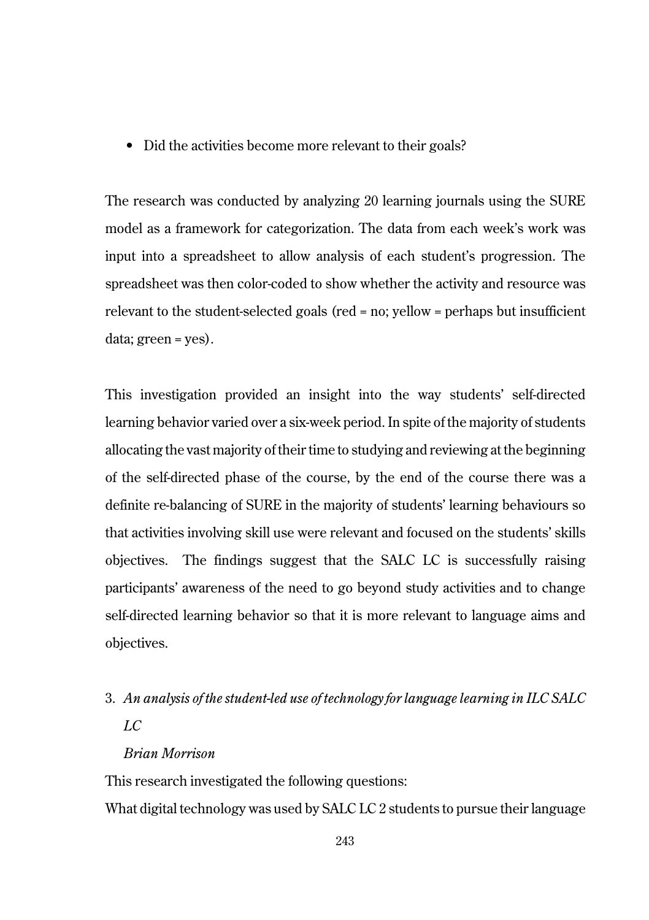- Did the activities become more relevant to their goals?

The research was conducted by analyzing 20 learning journals using the SURE model as a framework for categorization. The data from each week's work was input into a spreadsheet to allow analysis of each student's progression. The spreadsheet was then color-coded to show whether the activity and resource was relevant to the student-selected goals (red = no; yellow = perhaps but insufficient data; green = yes).

This investigation provided an insight into the way students' self-directed learning behavior varied over a six-week period. In spite of the majority of students allocating the vast majority of their time to studying and reviewing at the beginning of the self-directed phase of the course, by the end of the course there was a definite re-balancing of SURE in the majority of students' learning behaviours so that activities involving skill use were relevant and focused on the students' skills objectives. The findings suggest that the SALC LC is successfully raising participants' awareness of the need to go beyond study activities and to change self-directed learning behavior so that it is more relevant to language aims and objectives.

3. *An analysis of the student-led use of technology for language learning in ILC SALC LC*

   *Brian Morrison*

This research investigated the following questions:

What digital technology was used by SALC LC 2 students to pursue their language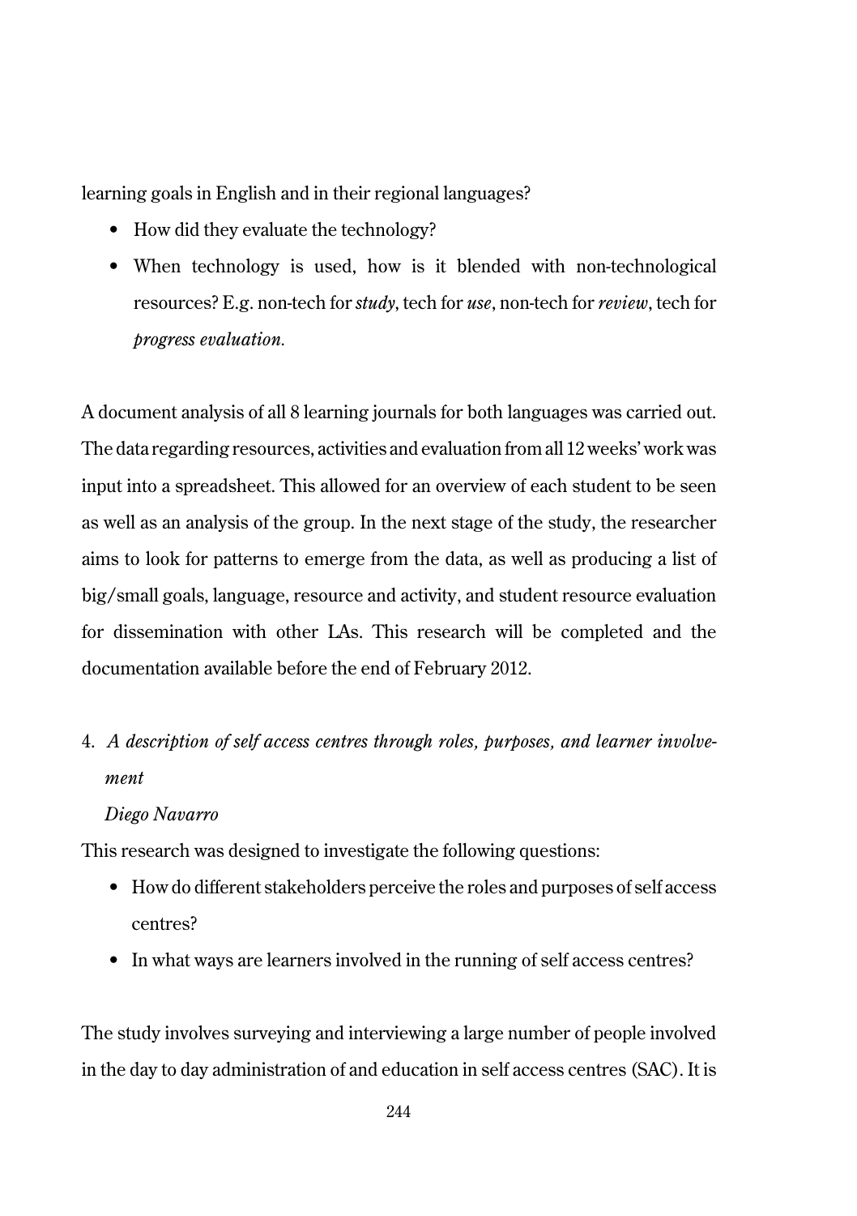learning goals in English and in their regional languages?

- How did they evaluate the technology?
- When technology is used, how is it blended with non-technological resources? E.g. non-tech for *study*, tech for *use*, non-tech for *review*, tech for *progress evaluation*.

A document analysis of all 8 learning journals for both languages was carried out. The data regarding resources, activities and evaluation from all 12 weeks' work was input into a spreadsheet. This allowed for an overview of each student to be seen as well as an analysis of the group. In the next stage of the study, the researcher aims to look for patterns to emerge from the data, as well as producing a list of big/small goals, language, resource and activity, and student resource evaluation for dissemination with other LAs. This research will be completed and the documentation available before the end of February 2012.

4. *A description of self access centres through roles, purposes, and learner involvement*

   *Diego Navarro*

This research was designed to investigate the following questions:

- How do different stakeholders perceive the roles and purposes of self access centres?
- In what ways are learners involved in the running of self access centres?

The study involves surveying and interviewing a large number of people involved in the day to day administration of and education in self access centres (SAC). It is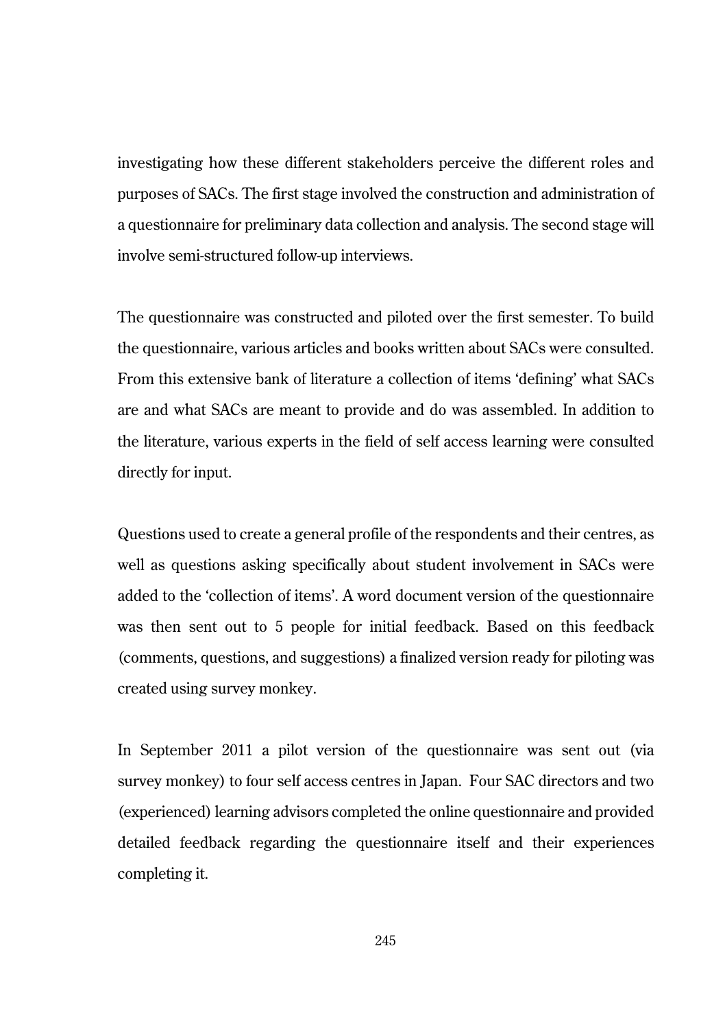investigating how these different stakeholders perceive the different roles and purposes of SACs. The first stage involved the construction and administration of a questionnaire for preliminary data collection and analysis. The second stage will involve semi-structured follow-up interviews.

The questionnaire was constructed and piloted over the first semester. To build the questionnaire, various articles and books written about SACs were consulted. From this extensive bank of literature a collection of items 'defining' what SACs are and what SACs are meant to provide and do was assembled. In addition to the literature, various experts in the field of self access learning were consulted directly for input.

Questions used to create a general profile of the respondents and their centres, as well as questions asking specifically about student involvement in SACs were added to the 'collection of items'. A word document version of the questionnaire was then sent out to 5 people for initial feedback. Based on this feedback (comments, questions, and suggestions) a finalized version ready for piloting was created using survey monkey.

In September 2011 a pilot version of the questionnaire was sent out (via survey monkey) to four self access centres in Japan. Four SAC directors and two (experienced) learning advisors completed the online questionnaire and provided detailed feedback regarding the questionnaire itself and their experiences completing it.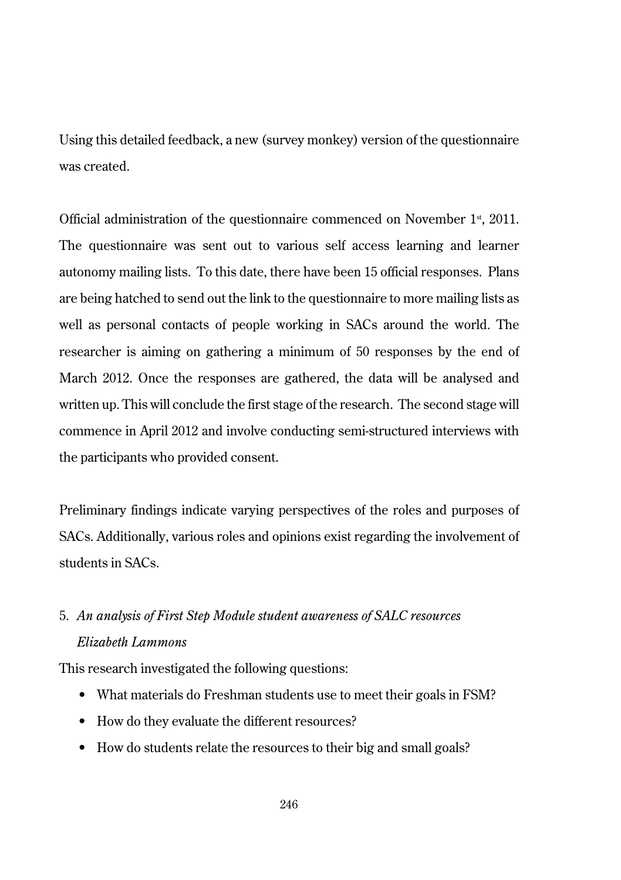Using this detailed feedback, a new (survey monkey) version of the questionnaire was created.

Official administration of the questionnaire commenced on November 1st, 2011. The questionnaire was sent out to various self access learning and learner autonomy mailing lists. To this date, there have been 15 official responses. Plans are being hatched to send out the link to the questionnaire to more mailing lists as well as personal contacts of people working in SACs around the world. The researcher is aiming on gathering a minimum of 50 responses by the end of March 2012. Once the responses are gathered, the data will be analysed and written up. This will conclude the first stage of the research. The second stage will commence in April 2012 and involve conducting semi-structured interviews with the participants who provided consent.

Preliminary findings indicate varying perspectives of the roles and purposes of SACs. Additionally, various roles and opinions exist regarding the involvement of students in SACs.

5. *An analysis of First Step Module student awareness of SALC resources*
   *Elizabeth Lammons*

This research investigated the following questions:

- What materials do Freshman students use to meet their goals in FSM?
- How do they evaluate the different resources?
- How do students relate the resources to their big and small goals?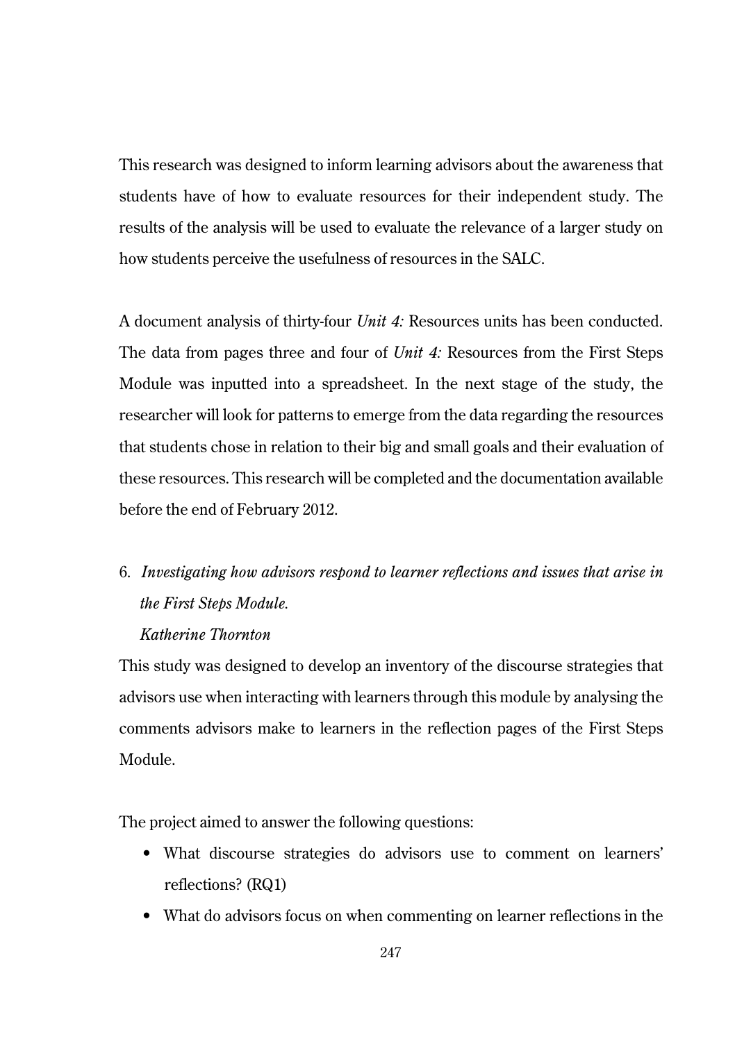This research was designed to inform learning advisors about the awareness that students have of how to evaluate resources for their independent study. The results of the analysis will be used to evaluate the relevance of a larger study on how students perceive the usefulness of resources in the SALC.

A document analysis of thirty-four *Unit 4:* Resources units has been conducted. The data from pages three and four of *Unit 4:* Resources from the First Steps Module was inputted into a spreadsheet. In the next stage of the study, the researcher will look for patterns to emerge from the data regarding the resources that students chose in relation to their big and small goals and their evaluation of these resources. This research will be completed and the documentation available before the end of February 2012.

6. *Investigating how advisors respond to learner reflections and issues that arise in the First Steps Module.*
   *Katherine Thornton*

This study was designed to develop an inventory of the discourse strategies that advisors use when interacting with learners through this module by analysing the comments advisors make to learners in the reflection pages of the First Steps Module.

The project aimed to answer the following questions:

- What discourse strategies do advisors use to comment on learners' reflections? (RQ1)
- What do advisors focus on when commenting on learner reflections in the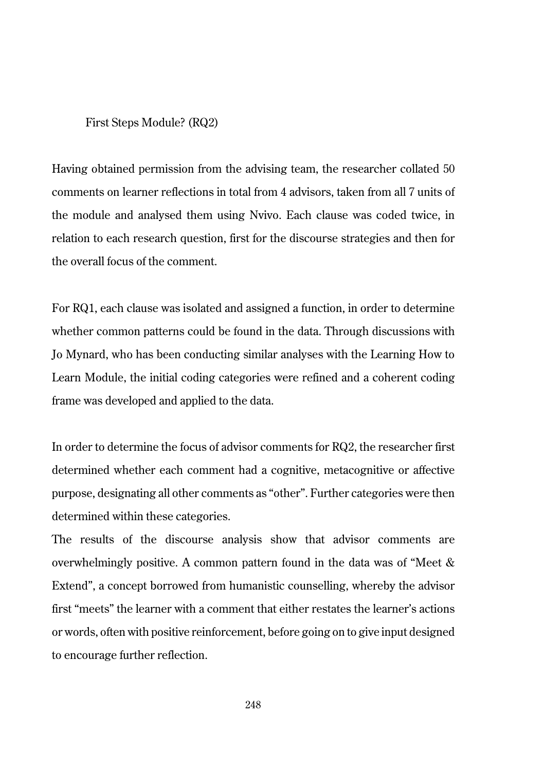First Steps Module? (RQ2)

Having obtained permission from the advising team, the researcher collated 50 comments on learner reflections in total from 4 advisors, taken from all 7 units of the module and analysed them using Nvivo. Each clause was coded twice, in relation to each research question, first for the discourse strategies and then for the overall focus of the comment.

For RQ1, each clause was isolated and assigned a function, in order to determine whether common patterns could be found in the data. Through discussions with Jo Mynard, who has been conducting similar analyses with the Learning How to Learn Module, the initial coding categories were refined and a coherent coding frame was developed and applied to the data.

In order to determine the focus of advisor comments for RQ2, the researcher first determined whether each comment had a cognitive, metacognitive or affective purpose, designating all other comments as "other". Further categories were then determined within these categories.

The results of the discourse analysis show that advisor comments are overwhelmingly positive. A common pattern found in the data was of "Meet & Extend", a concept borrowed from humanistic counselling, whereby the advisor first "meets" the learner with a comment that either restates the learner's actions or words, often with positive reinforcement, before going on to give input designed to encourage further reflection.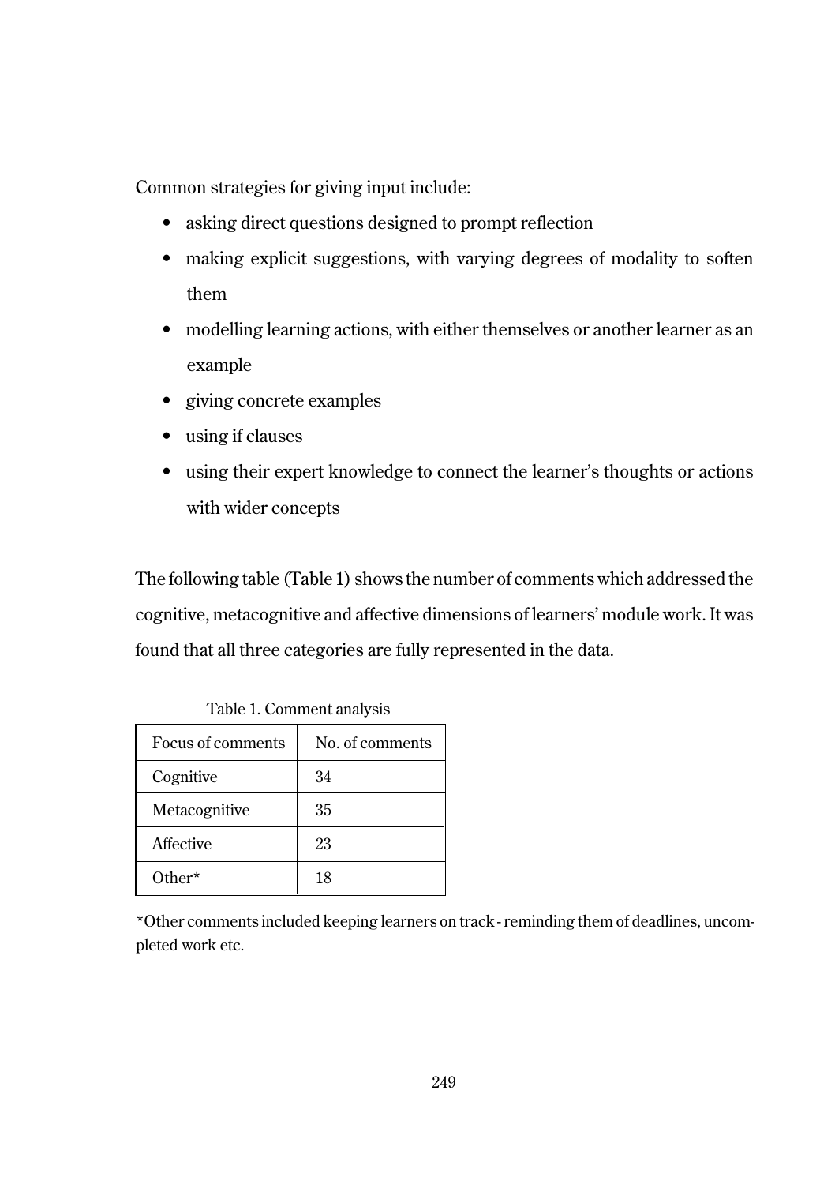Common strategies for giving input include:

- asking direct questions designed to prompt reflection
- making explicit suggestions, with varying degrees of modality to soften them
- modelling learning actions, with either themselves or another learner as an example
- giving concrete examples
- using if clauses
- using their expert knowledge to connect the learner's thoughts or actions with wider concepts

The following table (Table 1) shows the number of comments which addressed the cognitive, metacognitive and affective dimensions of learners' module work. It was found that all three categories are fully represented in the data.

Table 1. Comment analysis

| Focus of comments | No. of comments |
| --- | --- |
| Cognitive | 34 |
| Metacognitive | 35 |
| Affective | 23 |
| Other* | 18 |

*Other comments included keeping learners on track - reminding them of deadlines, uncompleted work etc.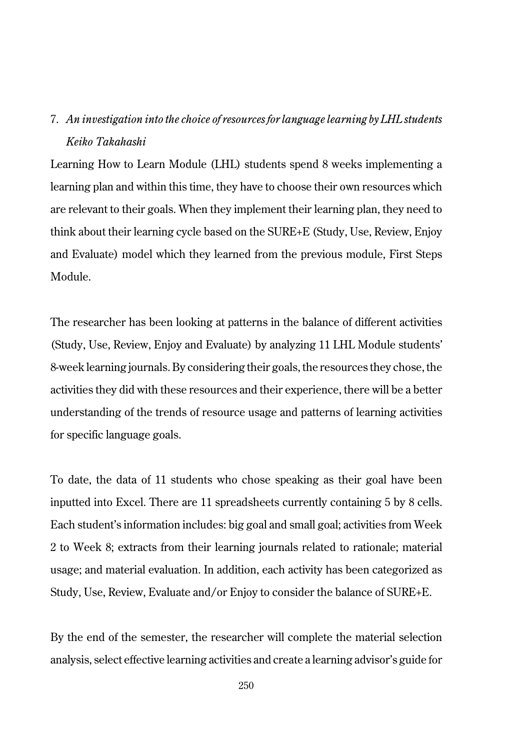### 7. *An investigation into the choice of resources for language learning by LHL students*

*Keiko Takahashi*

Learning How to Learn Module (LHL) students spend 8 weeks implementing a learning plan and within this time, they have to choose their own resources which are relevant to their goals. When they implement their learning plan, they need to think about their learning cycle based on the SURE+E (Study, Use, Review, Enjoy and Evaluate) model which they learned from the previous module, First Steps Module.

The researcher has been looking at patterns in the balance of different activities (Study, Use, Review, Enjoy and Evaluate) by analyzing 11 LHL Module students' 8-week learning journals. By considering their goals, the resources they chose, the activities they did with these resources and their experience, there will be a better understanding of the trends of resource usage and patterns of learning activities for specific language goals.

To date, the data of 11 students who chose speaking as their goal have been inputted into Excel. There are 11 spreadsheets currently containing 5 by 8 cells. Each student's information includes: big goal and small goal; activities from Week 2 to Week 8; extracts from their learning journals related to rationale; material usage; and material evaluation. In addition, each activity has been categorized as Study, Use, Review, Evaluate and/or Enjoy to consider the balance of SURE+E.

By the end of the semester, the researcher will complete the material selection analysis, select effective learning activities and create a learning advisor's guide for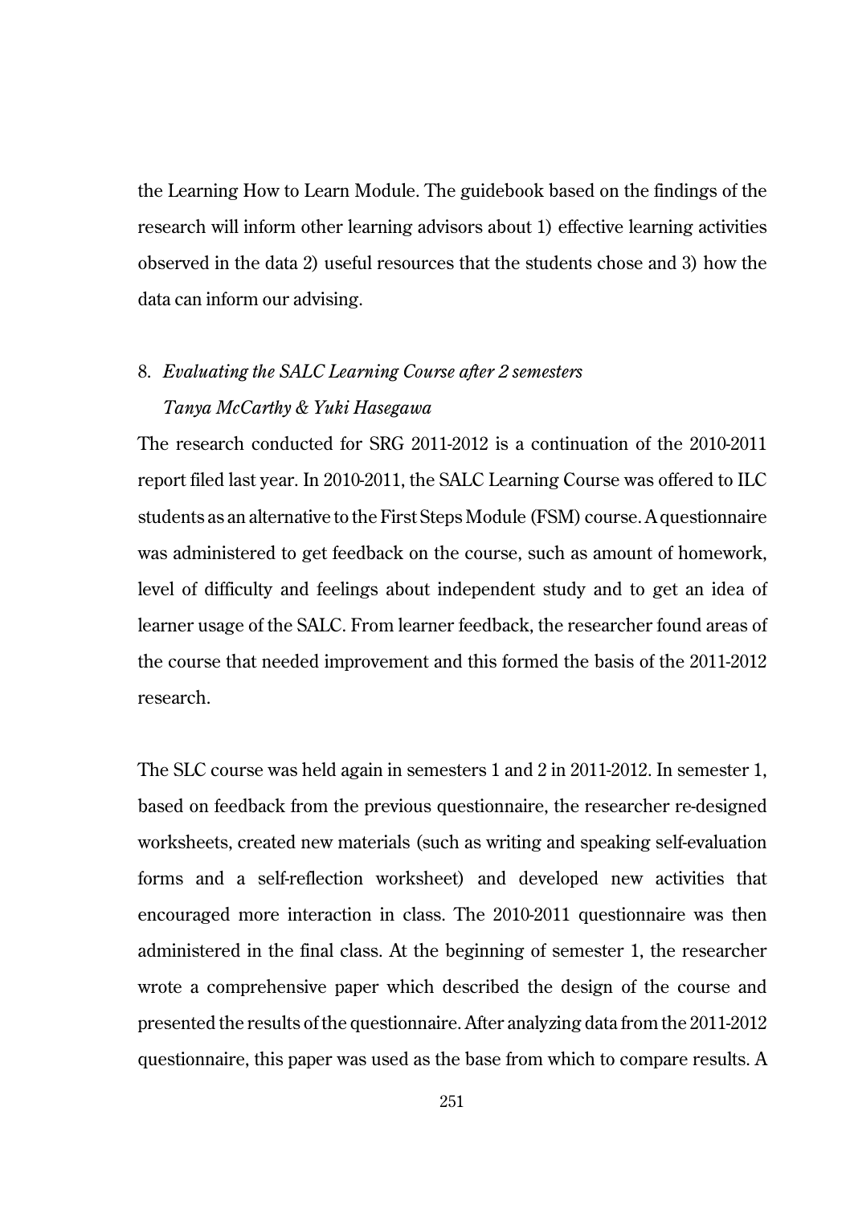the Learning How to Learn Module. The guidebook based on the findings of the research will inform other learning advisors about 1) effective learning activities observed in the data 2) useful resources that the students chose and 3) how the data can inform our advising.

8. *Evaluating the SALC Learning Course after 2 semesters*
   *Tanya McCarthy & Yuki Hasegawa*

The research conducted for SRG 2011-2012 is a continuation of the 2010-2011 report filed last year. In 2010-2011, the SALC Learning Course was offered to ILC students as an alternative to the First Steps Module (FSM) course. A questionnaire was administered to get feedback on the course, such as amount of homework, level of difficulty and feelings about independent study and to get an idea of learner usage of the SALC. From learner feedback, the researcher found areas of the course that needed improvement and this formed the basis of the 2011-2012 research.

The SLC course was held again in semesters 1 and 2 in 2011-2012. In semester 1, based on feedback from the previous questionnaire, the researcher re-designed worksheets, created new materials (such as writing and speaking self-evaluation forms and a self-reflection worksheet) and developed new activities that encouraged more interaction in class. The 2010-2011 questionnaire was then administered in the final class. At the beginning of semester 1, the researcher wrote a comprehensive paper which described the design of the course and presented the results of the questionnaire. After analyzing data from the 2011-2012 questionnaire, this paper was used as the base from which to compare results. A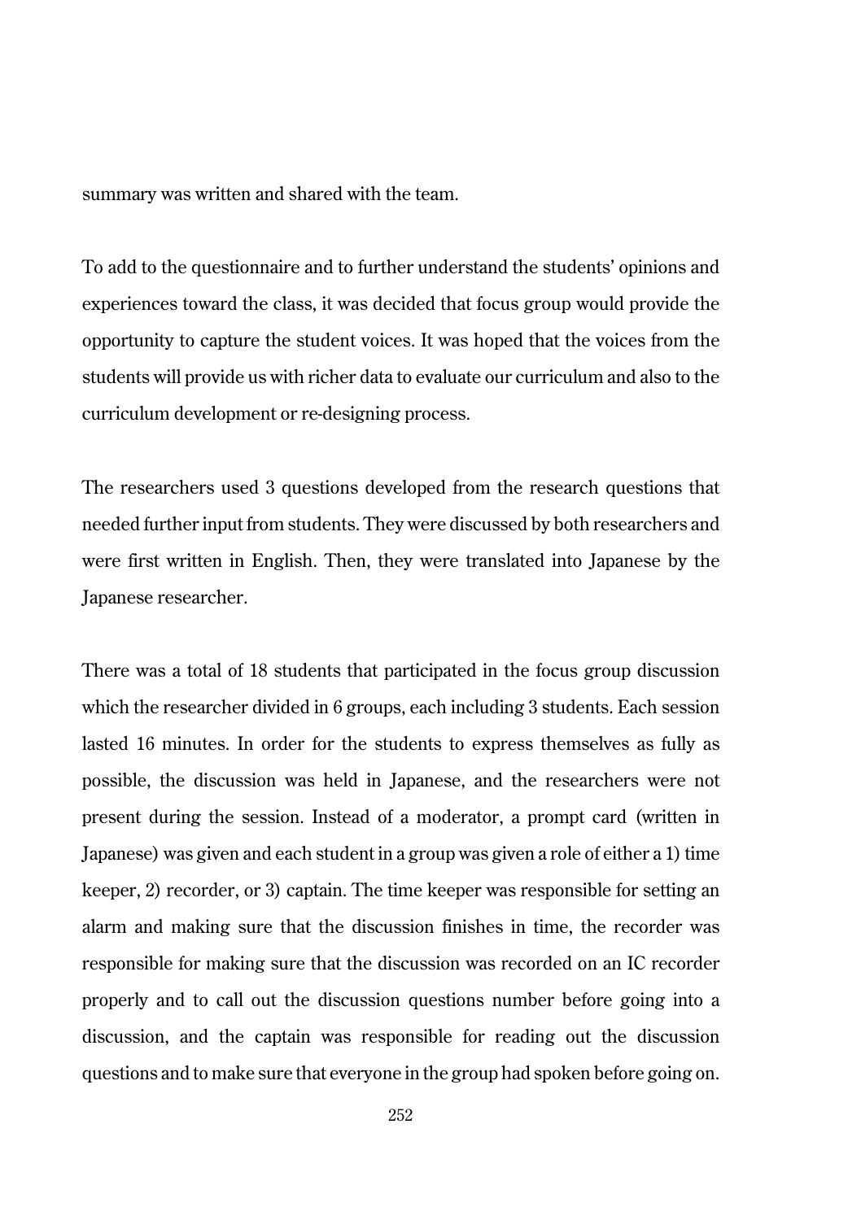summary was written and shared with the team.

To add to the questionnaire and to further understand the students' opinions and experiences toward the class, it was decided that focus group would provide the opportunity to capture the student voices. It was hoped that the voices from the students will provide us with richer data to evaluate our curriculum and also to the curriculum development or re-designing process.

The researchers used 3 questions developed from the research questions that needed further input from students. They were discussed by both researchers and were first written in English. Then, they were translated into Japanese by the Japanese researcher.

There was a total of 18 students that participated in the focus group discussion which the researcher divided in 6 groups, each including 3 students. Each session lasted 16 minutes. In order for the students to express themselves as fully as possible, the discussion was held in Japanese, and the researchers were not present during the session. Instead of a moderator, a prompt card (written in Japanese) was given and each student in a group was given a role of either a 1) time keeper, 2) recorder, or 3) captain. The time keeper was responsible for setting an alarm and making sure that the discussion finishes in time, the recorder was responsible for making sure that the discussion was recorded on an IC recorder properly and to call out the discussion questions number before going into a discussion, and the captain was responsible for reading out the discussion questions and to make sure that everyone in the group had spoken before going on.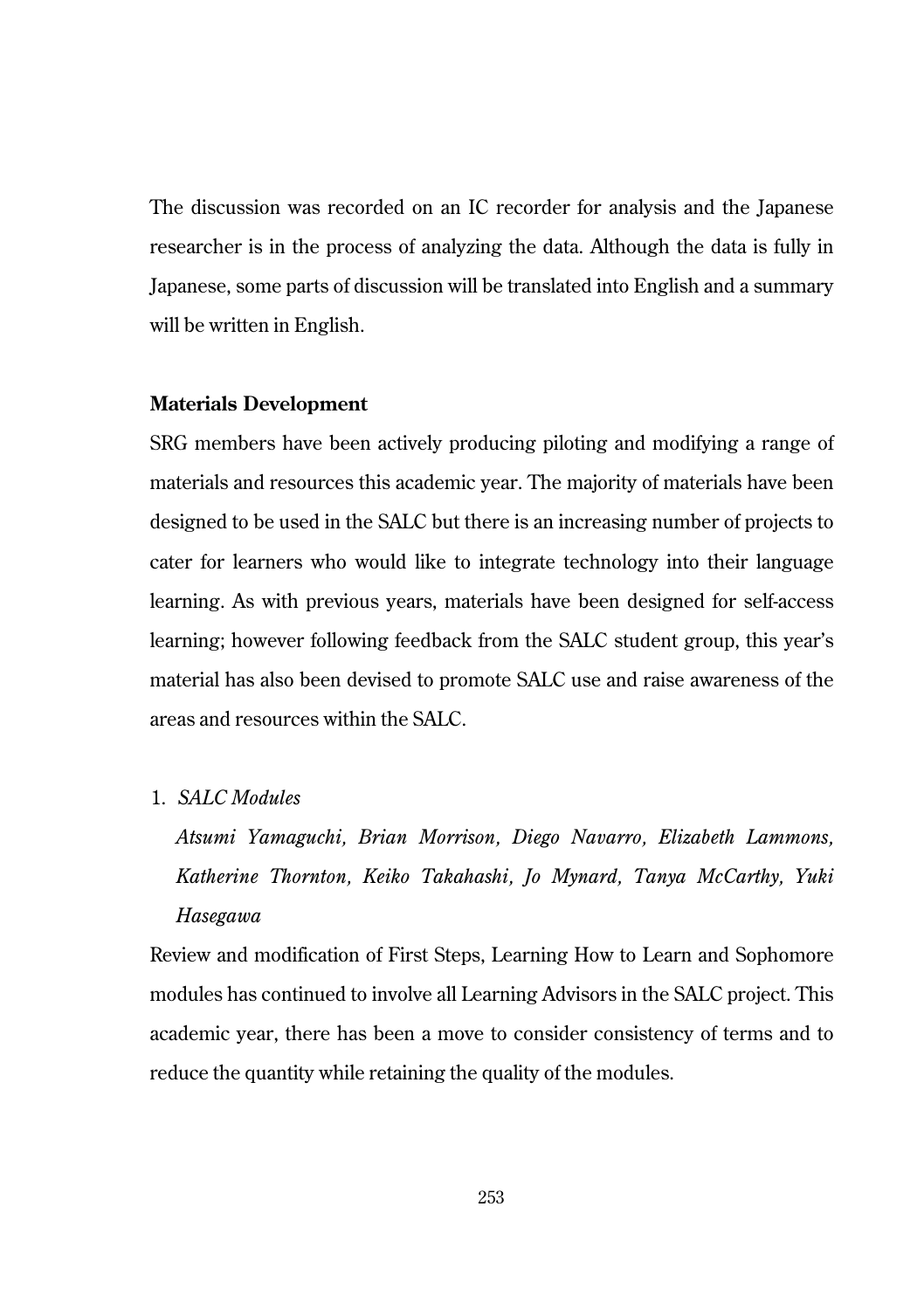The discussion was recorded on an IC recorder for analysis and the Japanese researcher is in the process of analyzing the data. Although the data is fully in Japanese, some parts of discussion will be translated into English and a summary will be written in English.

**Materials Development**

SRG members have been actively producing piloting and modifying a range of materials and resources this academic year. The majority of materials have been designed to be used in the SALC but there is an increasing number of projects to cater for learners who would like to integrate technology into their language learning. As with previous years, materials have been designed for self-access learning; however following feedback from the SALC student group, this year's material has also been devised to promote SALC use and raise awareness of the areas and resources within the SALC.

1. *SALC Modules*

   *Atsumi Yamaguchi, Brian Morrison, Diego Navarro, Elizabeth Lammons, Katherine Thornton, Keiko Takahashi, Jo Mynard, Tanya McCarthy, Yuki Hasegawa*

Review and modification of First Steps, Learning How to Learn and Sophomore modules has continued to involve all Learning Advisors in the SALC project. This academic year, there has been a move to consider consistency of terms and to reduce the quantity while retaining the quality of the modules.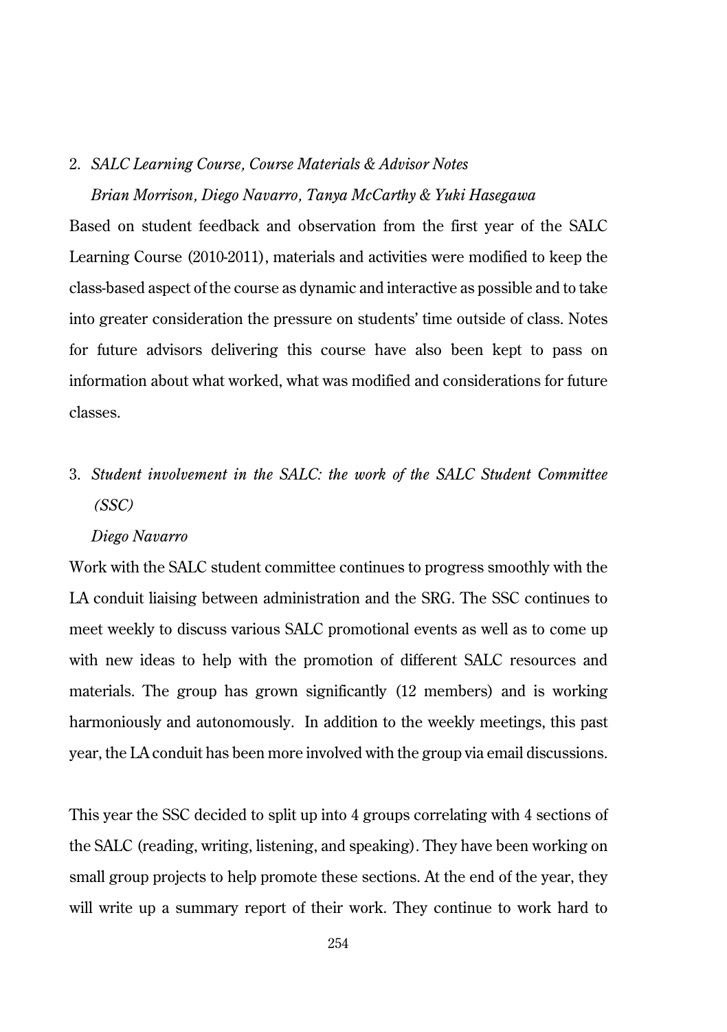2. *SALC Learning Course, Course Materials & Advisor Notes*

   *Brian Morrison, Diego Navarro, Tanya McCarthy & Yuki Hasegawa*

Based on student feedback and observation from the first year of the SALC Learning Course (2010-2011), materials and activities were modified to keep the class-based aspect of the course as dynamic and interactive as possible and to take into greater consideration the pressure on students' time outside of class. Notes for future advisors delivering this course have also been kept to pass on information about what worked, what was modified and considerations for future classes.

3. *Student involvement in the SALC: the work of the SALC Student Committee (SSC)*

   *Diego Navarro*

Work with the SALC student committee continues to progress smoothly with the LA conduit liaising between administration and the SRG. The SSC continues to meet weekly to discuss various SALC promotional events as well as to come up with new ideas to help with the promotion of different SALC resources and materials. The group has grown significantly (12 members) and is working harmoniously and autonomously. In addition to the weekly meetings, this past year, the LA conduit has been more involved with the group via email discussions.

This year the SSC decided to split up into 4 groups correlating with 4 sections of the SALC (reading, writing, listening, and speaking). They have been working on small group projects to help promote these sections. At the end of the year, they will write up a summary report of their work. They continue to work hard to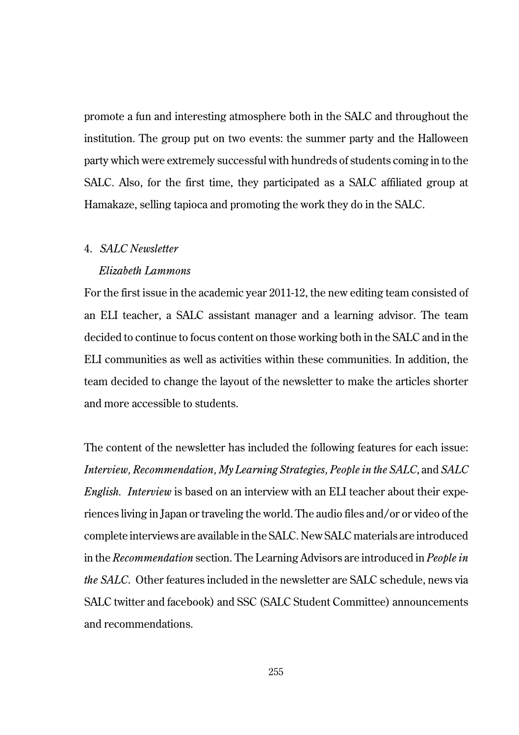promote a fun and interesting atmosphere both in the SALC and throughout the institution. The group put on two events: the summer party and the Halloween party which were extremely successful with hundreds of students coming in to the SALC. Also, for the first time, they participated as a SALC affiliated group at Hamakaze, selling tapioca and promoting the work they do in the SALC.

4. *SALC Newsletter*

*Elizabeth Lammons*

For the first issue in the academic year 2011-12, the new editing team consisted of an ELI teacher, a SALC assistant manager and a learning advisor. The team decided to continue to focus content on those working both in the SALC and in the ELI communities as well as activities within these communities. In addition, the team decided to change the layout of the newsletter to make the articles shorter and more accessible to students.

The content of the newsletter has included the following features for each issue: *Interview, Recommendation, My Learning Strategies, People in the SALC*, and *SALC English. Interview* is based on an interview with an ELI teacher about their experiences living in Japan or traveling the world. The audio files and/or or video of the complete interviews are available in the SALC. New SALC materials are introduced in the *Recommendation* section. The Learning Advisors are introduced in *People in the SALC*. Other features included in the newsletter are SALC schedule, news via SALC twitter and facebook) and SSC (SALC Student Committee) announcements and recommendations.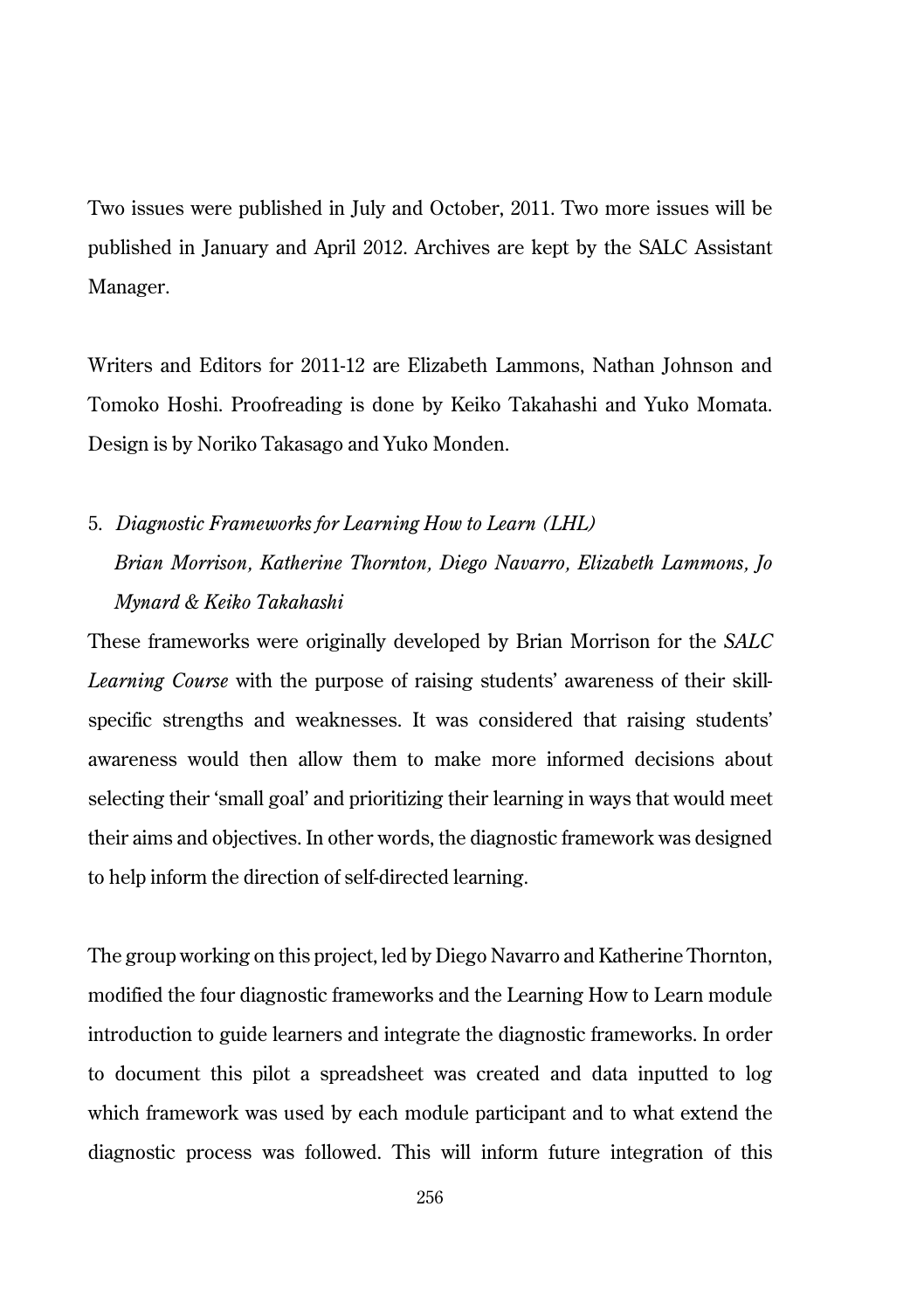Two issues were published in July and October, 2011. Two more issues will be published in January and April 2012. Archives are kept by the SALC Assistant Manager.

Writers and Editors for 2011-12 are Elizabeth Lammons, Nathan Johnson and Tomoko Hoshi. Proofreading is done by Keiko Takahashi and Yuko Momata. Design is by Noriko Takasago and Yuko Monden.

5. *Diagnostic Frameworks for Learning How to Learn (LHL)*
   *Brian Morrison, Katherine Thornton, Diego Navarro, Elizabeth Lammons, Jo Mynard & Keiko Takahashi*

These frameworks were originally developed by Brian Morrison for the *SALC Learning Course* with the purpose of raising students' awareness of their skill-specific strengths and weaknesses. It was considered that raising students' awareness would then allow them to make more informed decisions about selecting their 'small goal' and prioritizing their learning in ways that would meet their aims and objectives. In other words, the diagnostic framework was designed to help inform the direction of self-directed learning.

The group working on this project, led by Diego Navarro and Katherine Thornton, modified the four diagnostic frameworks and the Learning How to Learn module introduction to guide learners and integrate the diagnostic frameworks. In order to document this pilot a spreadsheet was created and data inputted to log which framework was used by each module participant and to what extend the diagnostic process was followed. This will inform future integration of this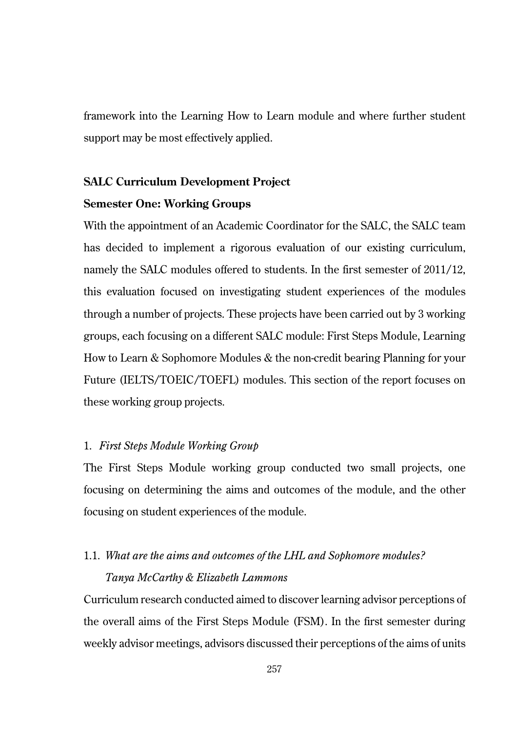framework into the Learning How to Learn module and where further student support may be most effectively applied.

**SALC Curriculum Development Project**

**Semester One: Working Groups**

With the appointment of an Academic Coordinator for the SALC, the SALC team has decided to implement a rigorous evaluation of our existing curriculum, namely the SALC modules offered to students. In the first semester of 2011/12, this evaluation focused on investigating student experiences of the modules through a number of projects. These projects have been carried out by 3 working groups, each focusing on a different SALC module: First Steps Module, Learning How to Learn & Sophomore Modules & the non-credit bearing Planning for your Future (IELTS/TOEIC/TOEFL) modules. This section of the report focuses on these working group projects.

1. *First Steps Module Working Group*

The First Steps Module working group conducted two small projects, one focusing on determining the aims and outcomes of the module, and the other focusing on student experiences of the module.

1.1. *What are the aims and outcomes of the LHL and Sophomore modules?*
*Tanya McCarthy & Elizabeth Lammons*

Curriculum research conducted aimed to discover learning advisor perceptions of the overall aims of the First Steps Module (FSM). In the first semester during weekly advisor meetings, advisors discussed their perceptions of the aims of units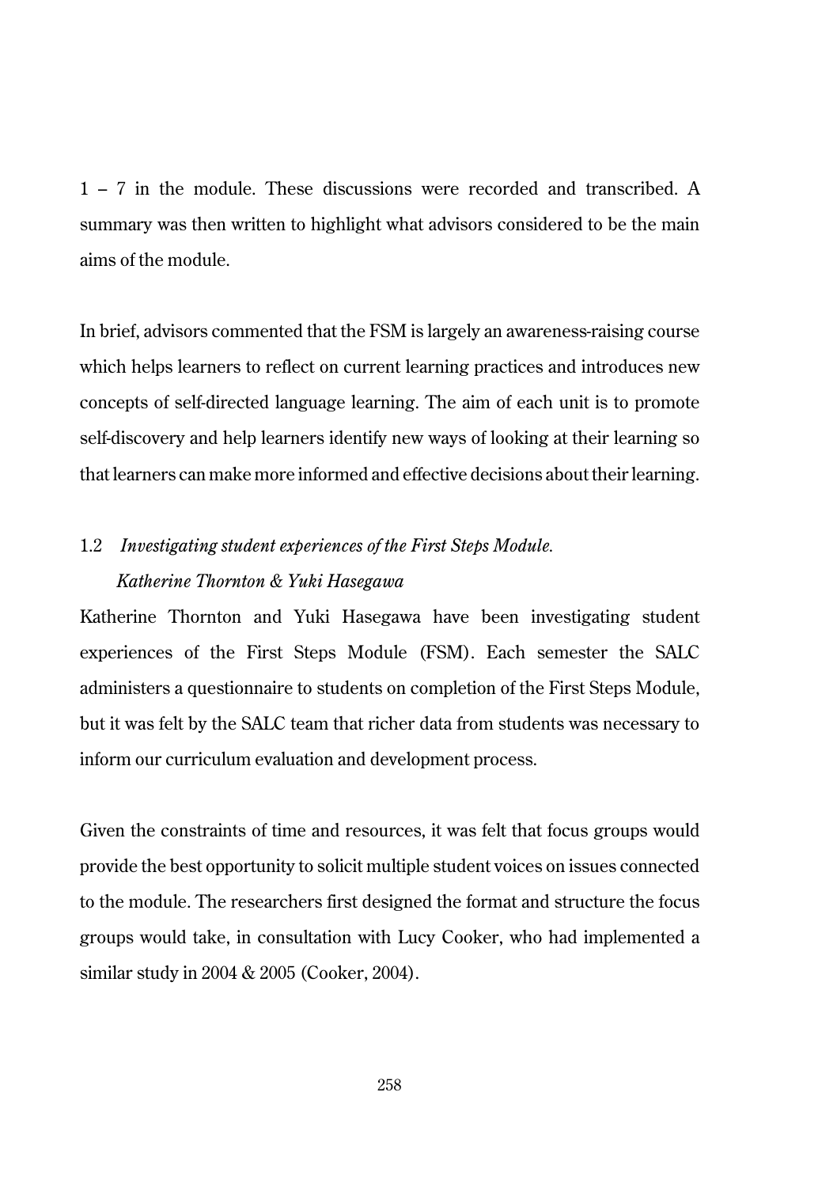1 – 7 in the module. These discussions were recorded and transcribed. A summary was then written to highlight what advisors considered to be the main aims of the module.

In brief, advisors commented that the FSM is largely an awareness-raising course which helps learners to reflect on current learning practices and introduces new concepts of self-directed language learning. The aim of each unit is to promote self-discovery and help learners identify new ways of looking at their learning so that learners can make more informed and effective decisions about their learning.

### 1.2 *Investigating student experiences of the First Steps Module.*

*Katherine Thornton & Yuki Hasegawa*

Katherine Thornton and Yuki Hasegawa have been investigating student experiences of the First Steps Module (FSM). Each semester the SALC administers a questionnaire to students on completion of the First Steps Module, but it was felt by the SALC team that richer data from students was necessary to inform our curriculum evaluation and development process.

Given the constraints of time and resources, it was felt that focus groups would provide the best opportunity to solicit multiple student voices on issues connected to the module. The researchers first designed the format and structure the focus groups would take, in consultation with Lucy Cooker, who had implemented a similar study in 2004 & 2005 (Cooker, 2004).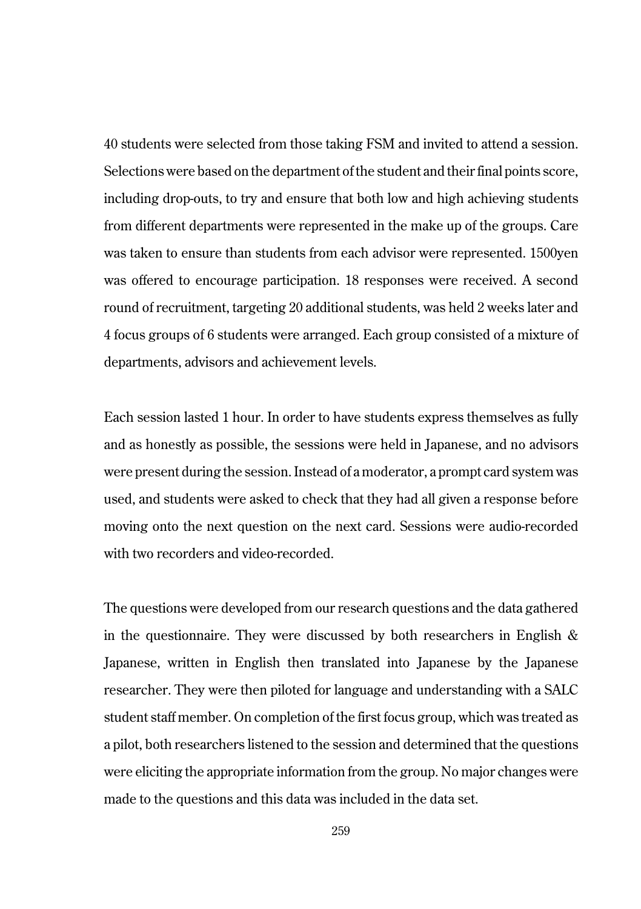40 students were selected from those taking FSM and invited to attend a session. Selections were based on the department of the student and their final points score, including drop-outs, to try and ensure that both low and high achieving students from different departments were represented in the make up of the groups. Care was taken to ensure than students from each advisor were represented. 1500yen was offered to encourage participation. 18 responses were received. A second round of recruitment, targeting 20 additional students, was held 2 weeks later and 4 focus groups of 6 students were arranged. Each group consisted of a mixture of departments, advisors and achievement levels.

Each session lasted 1 hour. In order to have students express themselves as fully and as honestly as possible, the sessions were held in Japanese, and no advisors were present during the session. Instead of a moderator, a prompt card system was used, and students were asked to check that they had all given a response before moving onto the next question on the next card. Sessions were audio-recorded with two recorders and video-recorded.

The questions were developed from our research questions and the data gathered in the questionnaire. They were discussed by both researchers in English & Japanese, written in English then translated into Japanese by the Japanese researcher. They were then piloted for language and understanding with a SALC student staff member. On completion of the first focus group, which was treated as a pilot, both researchers listened to the session and determined that the questions were eliciting the appropriate information from the group. No major changes were made to the questions and this data was included in the data set.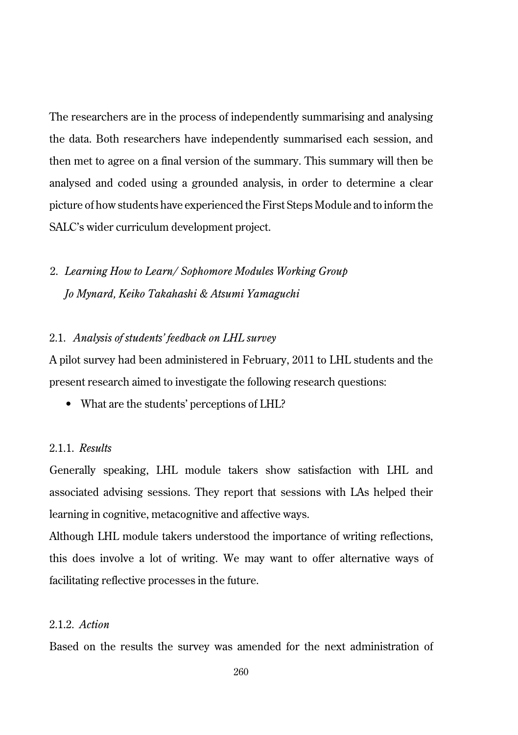The researchers are in the process of independently summarising and analysing the data. Both researchers have independently summarised each session, and then met to agree on a final version of the summary. This summary will then be analysed and coded using a grounded analysis, in order to determine a clear picture of how students have experienced the First Steps Module and to inform the SALC's wider curriculum development project.

## 2. *Learning How to Learn/ Sophomore Modules Working Group*
*Jo Mynard, Keiko Takahashi & Atsumi Yamaguchi*

### 2.1. *Analysis of students' feedback on LHL survey*

A pilot survey had been administered in February, 2011 to LHL students and the present research aimed to investigate the following research questions:

- What are the students' perceptions of LHL?

#### 2.1.1. *Results*

Generally speaking, LHL module takers show satisfaction with LHL and associated advising sessions. They report that sessions with LAs helped their learning in cognitive, metacognitive and affective ways.

Although LHL module takers understood the importance of writing reflections, this does involve a lot of writing. We may want to offer alternative ways of facilitating reflective processes in the future.

#### 2.1.2. *Action*

Based on the results the survey was amended for the next administration of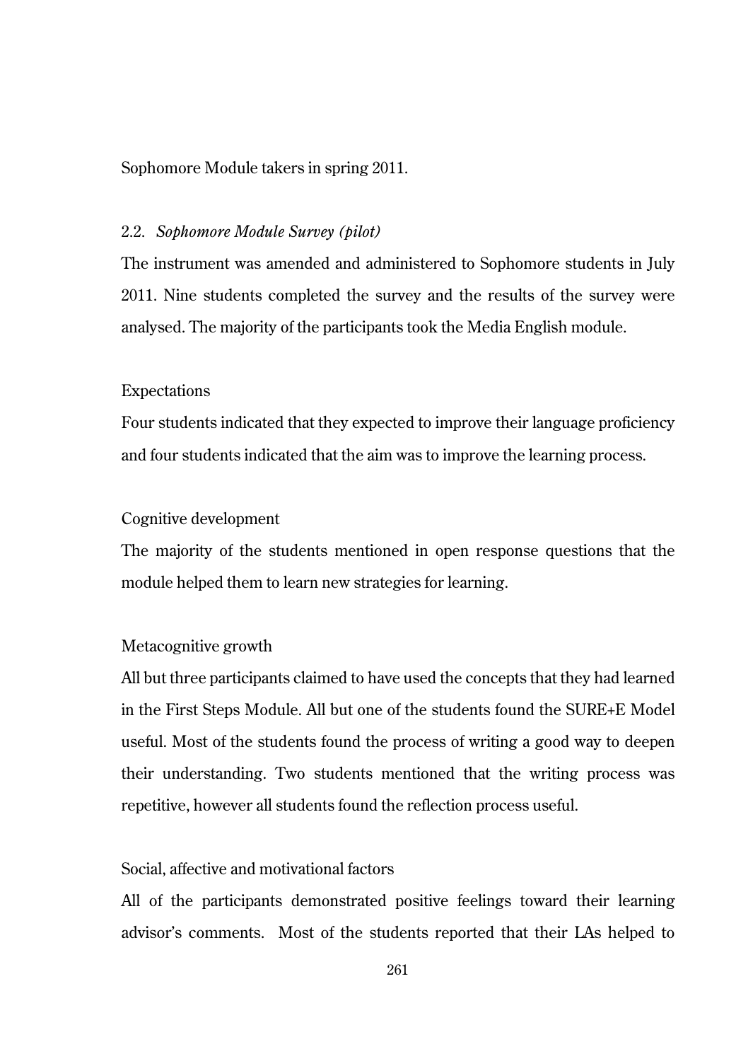Sophomore Module takers in spring 2011.

### 2.2. *Sophomore Module Survey (pilot)*

The instrument was amended and administered to Sophomore students in July 2011. Nine students completed the survey and the results of the survey were analysed. The majority of the participants took the Media English module.

#### Expectations

Four students indicated that they expected to improve their language proficiency and four students indicated that the aim was to improve the learning process.

#### Cognitive development

The majority of the students mentioned in open response questions that the module helped them to learn new strategies for learning.

#### Metacognitive growth

All but three participants claimed to have used the concepts that they had learned in the First Steps Module. All but one of the students found the SURE+E Model useful. Most of the students found the process of writing a good way to deepen their understanding. Two students mentioned that the writing process was repetitive, however all students found the reflection process useful.

#### Social, affective and motivational factors

All of the participants demonstrated positive feelings toward their learning advisor's comments. Most of the students reported that their LAs helped to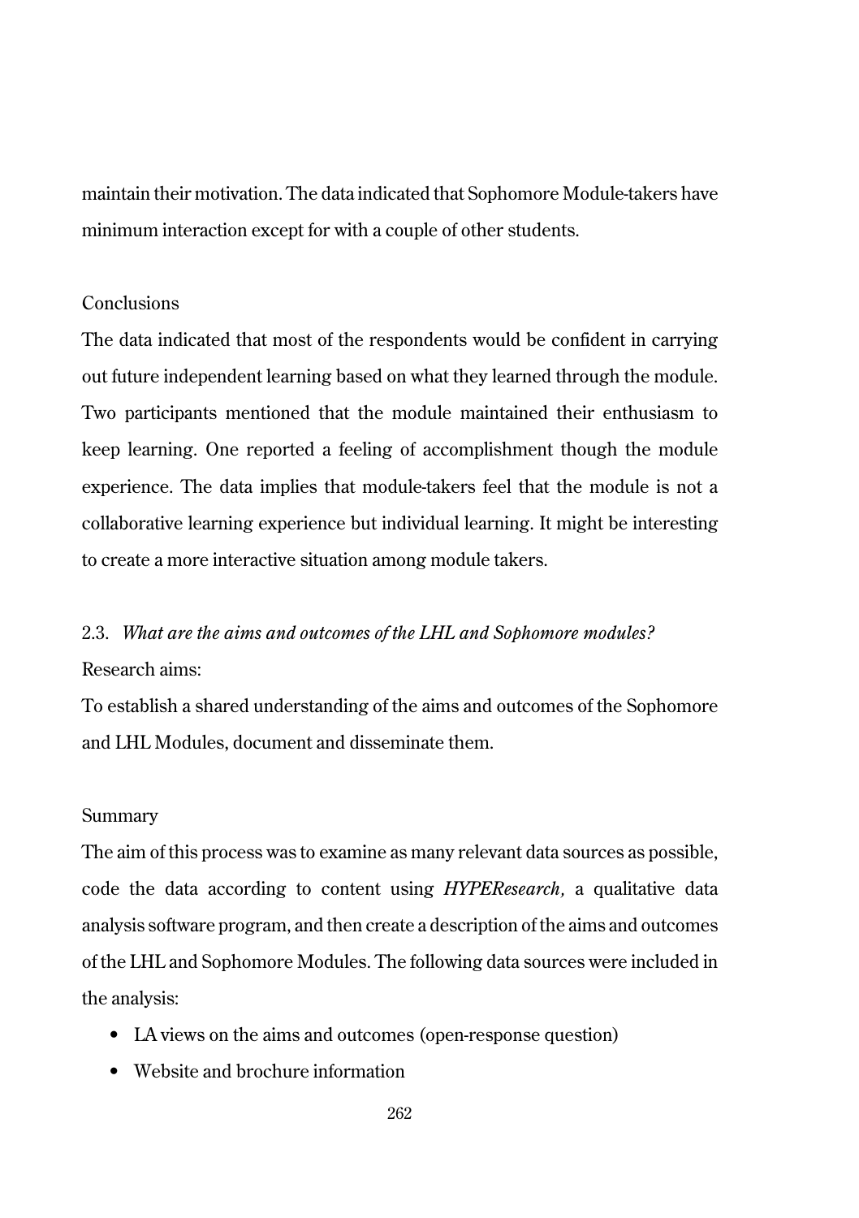maintain their motivation. The data indicated that Sophomore Module-takers have minimum interaction except for with a couple of other students.

### Conclusions

The data indicated that most of the respondents would be confident in carrying out future independent learning based on what they learned through the module. Two participants mentioned that the module maintained their enthusiasm to keep learning. One reported a feeling of accomplishment though the module experience. The data implies that module-takers feel that the module is not a collaborative learning experience but individual learning. It might be interesting to create a more interactive situation among module takers.

## 2.3. *What are the aims and outcomes of the LHL and Sophomore modules?*

Research aims:

To establish a shared understanding of the aims and outcomes of the Sophomore and LHL Modules, document and disseminate them.

### Summary

The aim of this process was to examine as many relevant data sources as possible, code the data according to content using *HYPEResearch,* a qualitative data analysis software program, and then create a description of the aims and outcomes of the LHL and Sophomore Modules. The following data sources were included in the analysis:

- LA views on the aims and outcomes (open-response question)
- Website and brochure information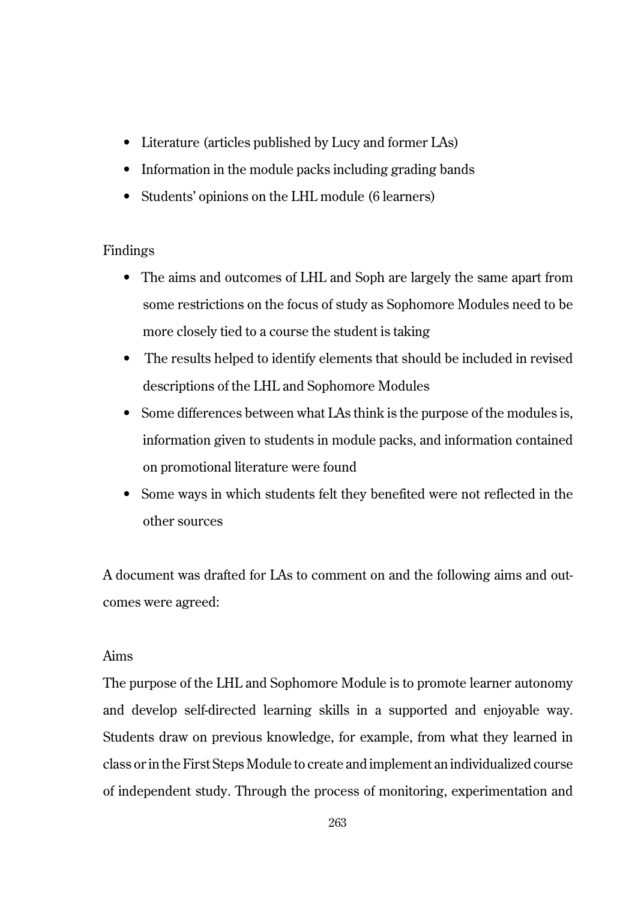- Literature (articles published by Lucy and former LAs)
- Information in the module packs including grading bands
- Students' opinions on the LHL module (6 learners)

Findings

- The aims and outcomes of LHL and Soph are largely the same apart from some restrictions on the focus of study as Sophomore Modules need to be more closely tied to a course the student is taking
- The results helped to identify elements that should be included in revised descriptions of the LHL and Sophomore Modules
- Some differences between what LAs think is the purpose of the modules is, information given to students in module packs, and information contained on promotional literature were found
- Some ways in which students felt they benefited were not reflected in the other sources

A document was drafted for LAs to comment on and the following aims and outcomes were agreed:

Aims

The purpose of the LHL and Sophomore Module is to promote learner autonomy and develop self-directed learning skills in a supported and enjoyable way. Students draw on previous knowledge, for example, from what they learned in class or in the First Steps Module to create and implement an individualized course of independent study. Through the process of monitoring, experimentation and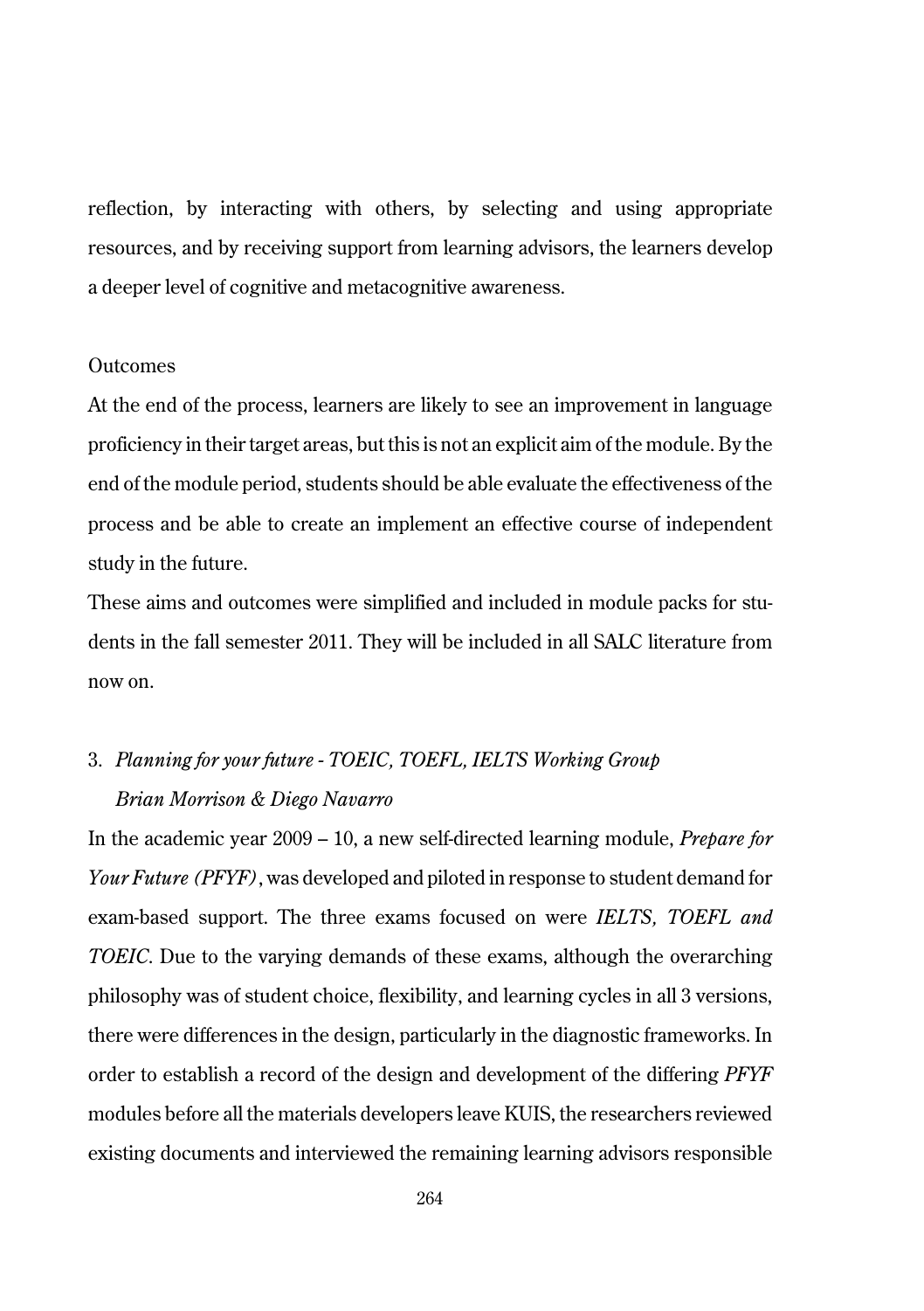reflection, by interacting with others, by selecting and using appropriate resources, and by receiving support from learning advisors, the learners develop a deeper level of cognitive and metacognitive awareness.

Outcomes

At the end of the process, learners are likely to see an improvement in language proficiency in their target areas, but this is not an explicit aim of the module. By the end of the module period, students should be able evaluate the effectiveness of the process and be able to create an implement an effective course of independent study in the future.

These aims and outcomes were simplified and included in module packs for students in the fall semester 2011. They will be included in all SALC literature from now on.

### 3. *Planning for your future - TOEIC, TOEFL, IELTS Working Group*

*Brian Morrison & Diego Navarro*

In the academic year 2009 – 10, a new self-directed learning module, *Prepare for Your Future (PFYF)*, was developed and piloted in response to student demand for exam-based support. The three exams focused on were *IELTS, TOEFL and TOEIC*. Due to the varying demands of these exams, although the overarching philosophy was of student choice, flexibility, and learning cycles in all 3 versions, there were differences in the design, particularly in the diagnostic frameworks. In order to establish a record of the design and development of the differing *PFYF* modules before all the materials developers leave KUIS, the researchers reviewed existing documents and interviewed the remaining learning advisors responsible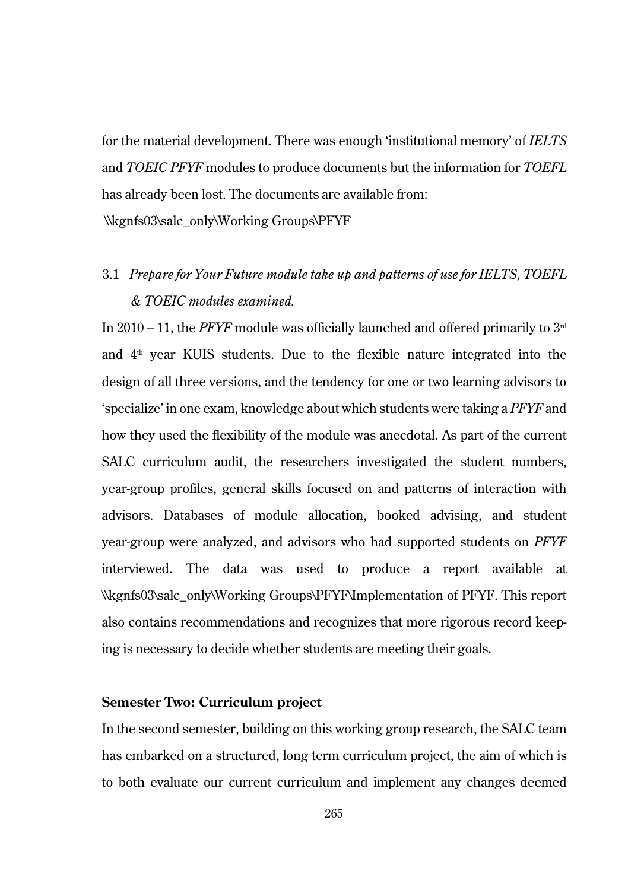for the material development. There was enough 'institutional memory' of *IELTS* and *TOEIC PFYF* modules to produce documents but the information for *TOEFL* has already been lost. The documents are available from:

\\kgnfs03\salc_only\Working Groups\PFYF

3.1 *Prepare for Your Future module take up and patterns of use for IELTS, TOEFL & TOEIC modules examined.*

In 2010 – 11, the *PFYF* module was officially launched and offered primarily to 3rd and 4th year KUIS students. Due to the flexible nature integrated into the design of all three versions, and the tendency for one or two learning advisors to 'specialize' in one exam, knowledge about which students were taking a *PFYF* and how they used the flexibility of the module was anecdotal. As part of the current SALC curriculum audit, the researchers investigated the student numbers, year-group profiles, general skills focused on and patterns of interaction with advisors. Databases of module allocation, booked advising, and student year-group were analyzed, and advisors who had supported students on *PFYF* interviewed. The data was used to produce a report available at \\kgnfs03\salc_only\Working Groups\PFYF\Implementation of PFYF. This report also contains recommendations and recognizes that more rigorous record keeping is necessary to decide whether students are meeting their goals.

**Semester Two: Curriculum project**

In the second semester, building on this working group research, the SALC team has embarked on a structured, long term curriculum project, the aim of which is to both evaluate our current curriculum and implement any changes deemed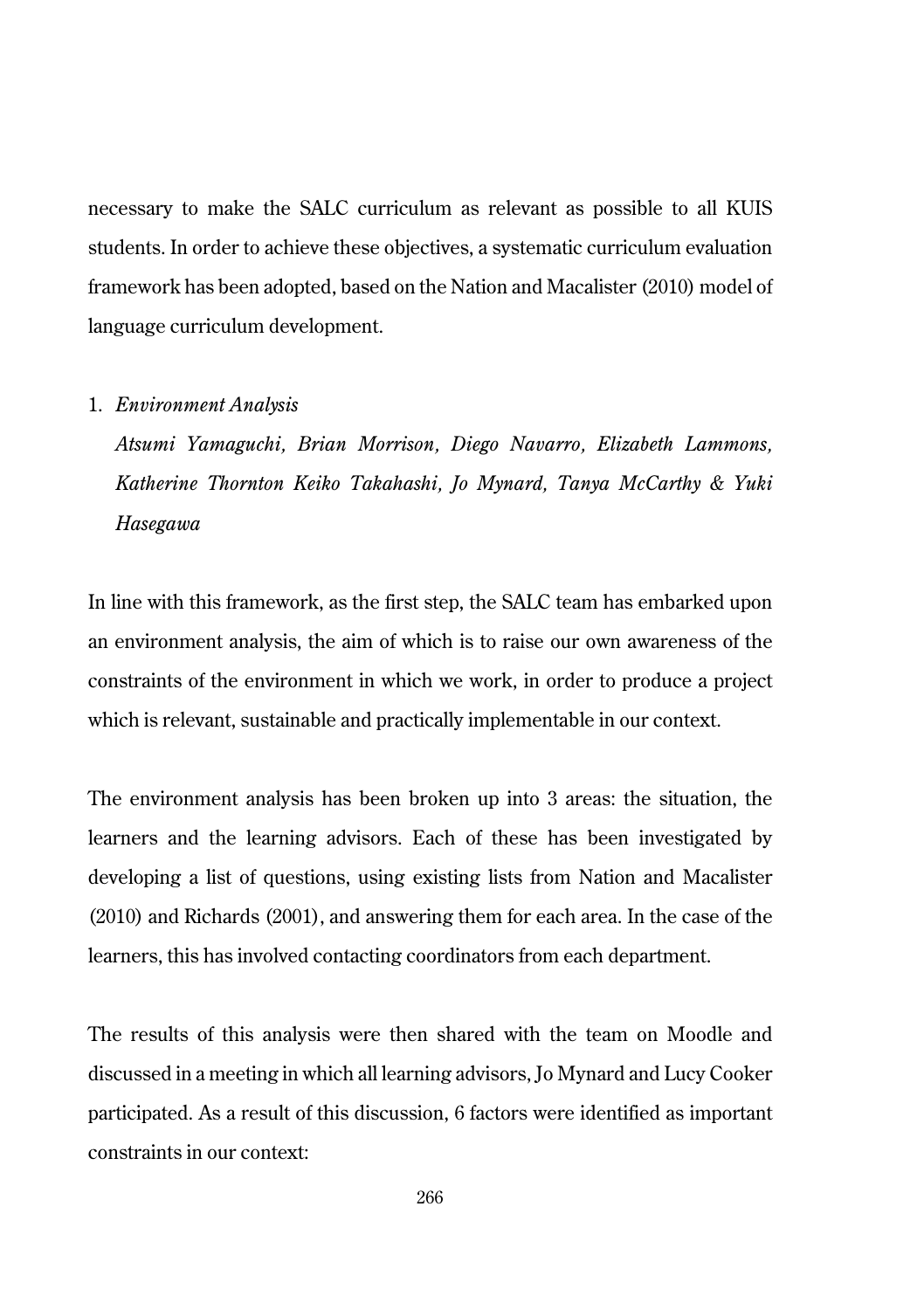necessary to make the SALC curriculum as relevant as possible to all KUIS students. In order to achieve these objectives, a systematic curriculum evaluation framework has been adopted, based on the Nation and Macalister (2010) model of language curriculum development.

1. *Environment Analysis*

   *Atsumi Yamaguchi, Brian Morrison, Diego Navarro, Elizabeth Lammons, Katherine Thornton Keiko Takahashi, Jo Mynard, Tanya McCarthy & Yuki Hasegawa*

In line with this framework, as the first step, the SALC team has embarked upon an environment analysis, the aim of which is to raise our own awareness of the constraints of the environment in which we work, in order to produce a project which is relevant, sustainable and practically implementable in our context.

The environment analysis has been broken up into 3 areas: the situation, the learners and the learning advisors. Each of these has been investigated by developing a list of questions, using existing lists from Nation and Macalister (2010) and Richards (2001), and answering them for each area. In the case of the learners, this has involved contacting coordinators from each department.

The results of this analysis were then shared with the team on Moodle and discussed in a meeting in which all learning advisors, Jo Mynard and Lucy Cooker participated. As a result of this discussion, 6 factors were identified as important constraints in our context: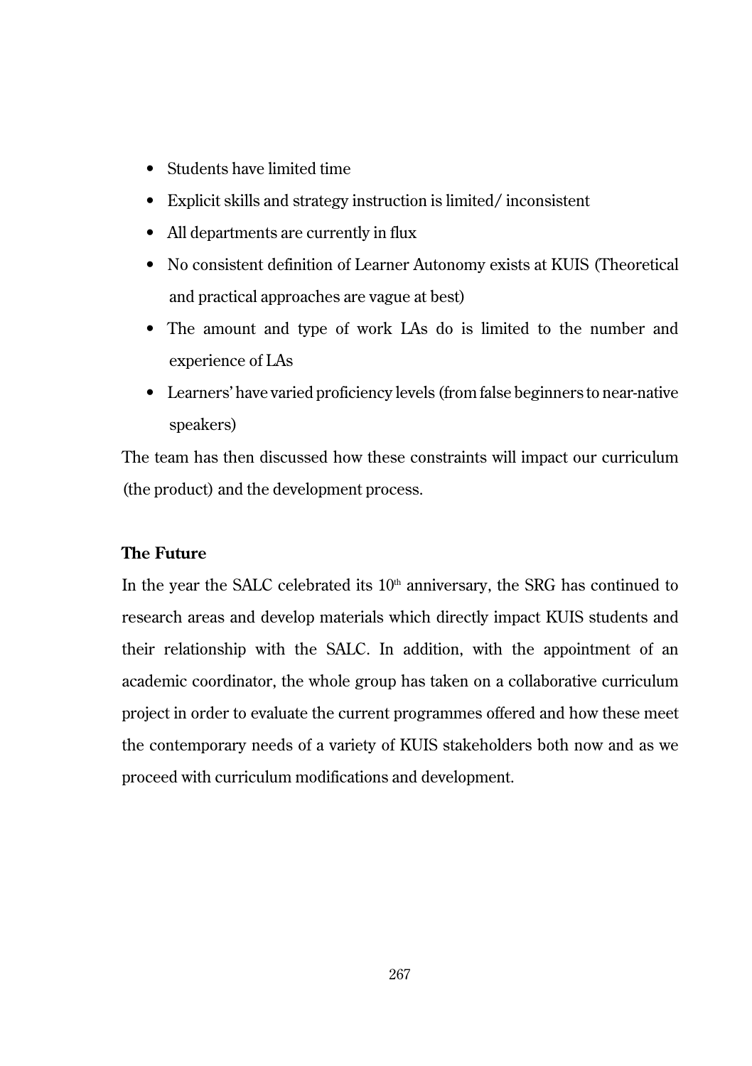- Students have limited time
- Explicit skills and strategy instruction is limited/ inconsistent
- All departments are currently in flux
- No consistent definition of Learner Autonomy exists at KUIS (Theoretical and practical approaches are vague at best)
- The amount and type of work LAs do is limited to the number and experience of LAs
- Learners' have varied proficiency levels (from false beginners to near-native speakers)

The team has then discussed how these constraints will impact our curriculum (the product) and the development process.

**The Future**

In the year the SALC celebrated its 10th anniversary, the SRG has continued to research areas and develop materials which directly impact KUIS students and their relationship with the SALC. In addition, with the appointment of an academic coordinator, the whole group has taken on a collaborative curriculum project in order to evaluate the current programmes offered and how these meet the contemporary needs of a variety of KUIS stakeholders both now and as we proceed with curriculum modifications and development.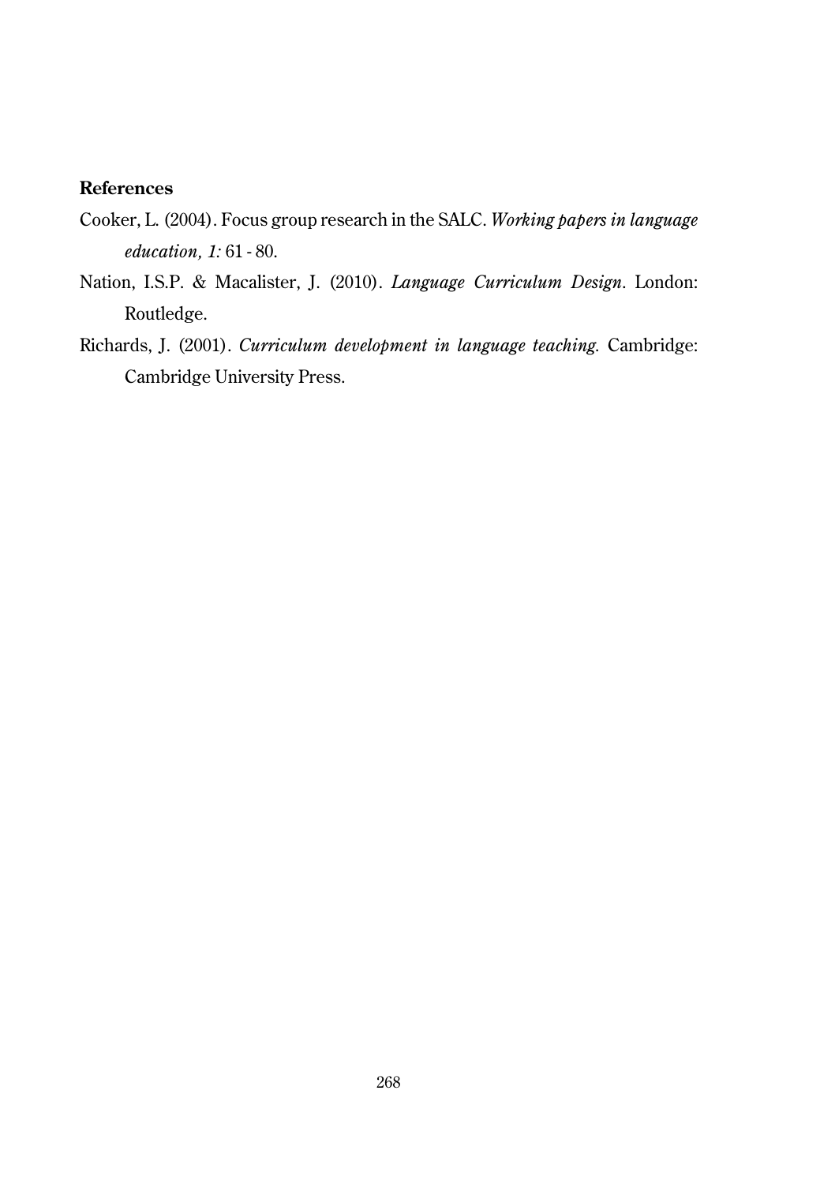**References**

Cooker, L. (2004). Focus group research in the SALC. *Working papers in language education, 1:* 61 - 80.

Nation, I.S.P. & Macalister, J. (2010). *Language Curriculum Design*. London: Routledge.

Richards, J. (2001). *Curriculum development in language teaching.* Cambridge: Cambridge University Press.